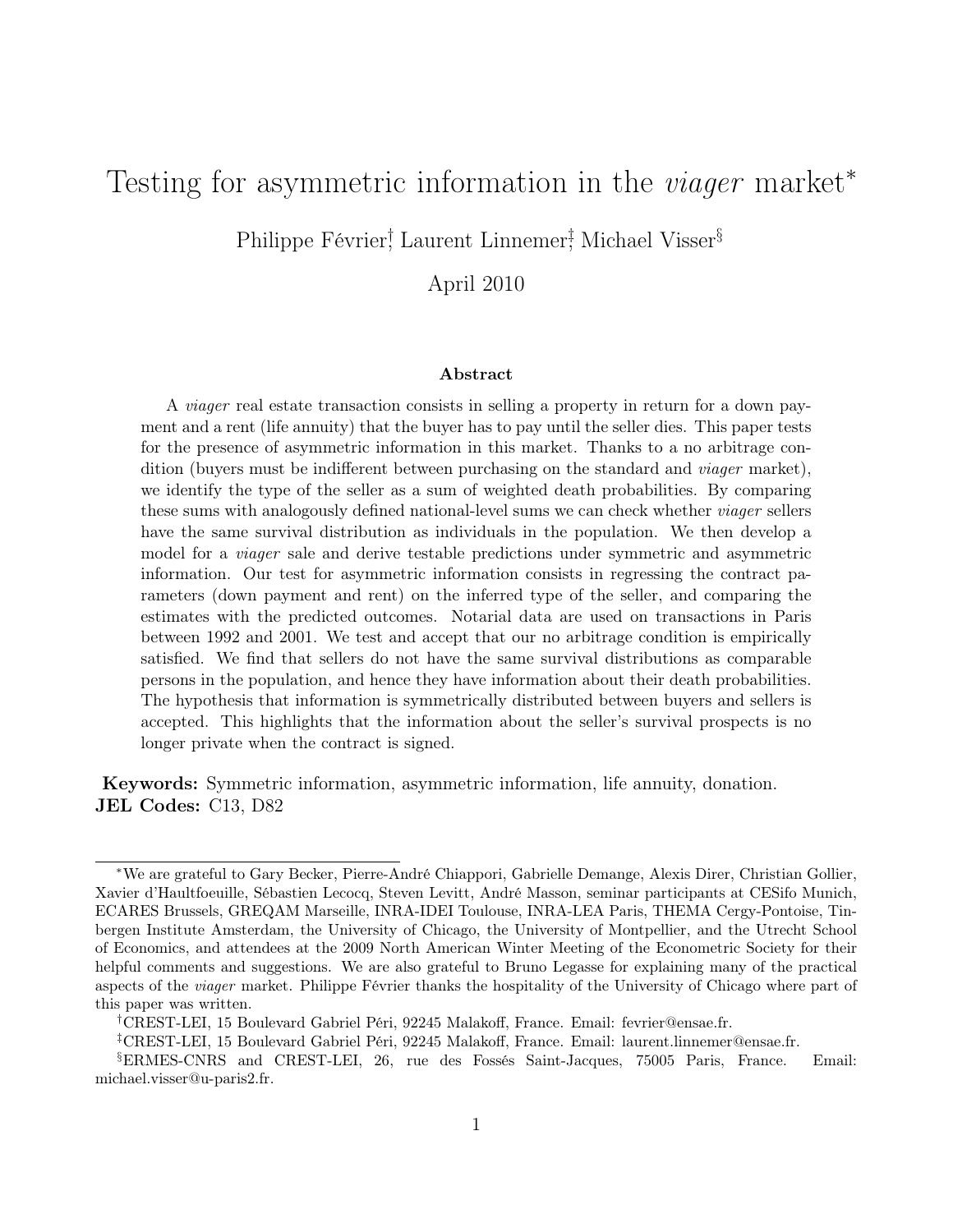# Testing for asymmetric information in the *viager* market[*]

Philippe Février[†], Laurent Linnemer[‡], Michael Visser[§]

April 2010

### Abstract

A *viager* real estate transaction consists in selling a property in return for a down payment and a rent (life annuity) that the buyer has to pay until the seller dies. This paper tests for the presence of asymmetric information in this market. Thanks to a no arbitrage condition (buyers must be indifferent between purchasing on the standard and *viager* market), we identify the type of the seller as a sum of weighted death probabilities. By comparing these sums with analogously defined national-level sums we can check whether *viager* sellers have the same survival distribution as individuals in the population. We then develop a model for a *viager* sale and derive testable predictions under symmetric and asymmetric information. Our test for asymmetric information consists in regressing the contract parameters (down payment and rent) on the inferred type of the seller, and comparing the estimates with the predicted outcomes. Notarial data are used on transactions in Paris between 1992 and 2001. We test and accept that our no arbitrage condition is empirically satisfied. We find that sellers do not have the same survival distributions as comparable persons in the population, and hence they have information about their death probabilities. The hypothesis that information is symmetrically distributed between buyers and sellers is accepted. This highlights that the information about the seller's survival prospects is no longer private when the contract is signed.

**Keywords:** Symmetric information, asymmetric information, life annuity, donation.
**JEL Codes:** C13, D82

---

[*]We are grateful to Gary Becker, Pierre-André Chiappori, Gabrielle Demange, Alexis Direr, Christian Gollier, Xavier d'Haultfoeuille, Sébastien Lecocq, Steven Levitt, André Masson, seminar participants at CESifo Munich, ECARES Brussels, GREQAM Marseille, INRA-IDEI Toulouse, INRA-LEA Paris, THEMA Cergy-Pontoise, Tinbergen Institute Amsterdam, the University of Chicago, the University of Montpellier, and the Utrecht School of Economics, and attendees at the 2009 North American Winter Meeting of the Econometric Society for their helpful comments and suggestions. We are also grateful to Bruno Legasse for explaining many of the practical aspects of the *viager* market. Philippe Février thanks the hospitality of the University of Chicago where part of this paper was written.

[†]CREST-LEI, 15 Boulevard Gabriel Péri, 92245 Malakoff, France. Email: fevrier@ensae.fr.

[‡]CREST-LEI, 15 Boulevard Gabriel Péri, 92245 Malakoff, France. Email: laurent.linnemer@ensae.fr.

[§]ERMES-CNRS and CREST-LEI, 26, rue des Fossés Saint-Jacques, 75005 Paris, France. Email: michael.visser@u-paris2.fr.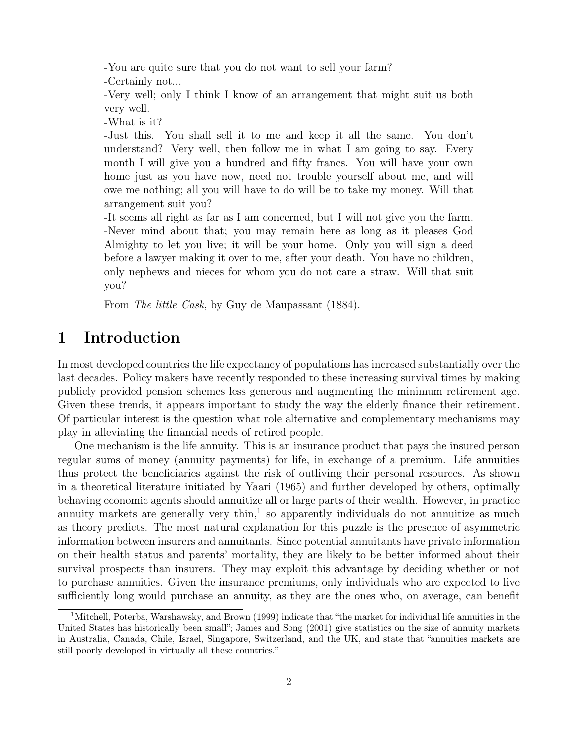-You are quite sure that you do not want to sell your farm?
-Certainly not...
-Very well; only I think I know of an arrangement that might suit us both very well.
-What is it?
-Just this. You shall sell it to me and keep it all the same. You don't understand? Very well, then follow me in what I am going to say. Every month I will give you a hundred and fifty francs. You will have your own home just as you have now, need not trouble yourself about me, and will owe me nothing; all you will have to do will be to take my money. Will that arrangement suit you?
-It seems all right as far as I am concerned, but I will not give you the farm.
-Never mind about that; you may remain here as long as it pleases God Almighty to let you live; it will be your home. Only you will sign a deed before a lawyer making it over to me, after your death. You have no children, only nephews and nieces for whom you do not care a straw. Will that suit you?

From *The little Cask*, by Guy de Maupassant (1884).

# 1 Introduction

In most developed countries the life expectancy of populations has increased substantially over the last decades. Policy makers have recently responded to these increasing survival times by making publicly provided pension schemes less generous and augmenting the minimum retirement age. Given these trends, it appears important to study the way the elderly finance their retirement. Of particular interest is the question what role alternative and complementary mechanisms may play in alleviating the financial needs of retired people.

One mechanism is the life annuity. This is an insurance product that pays the insured person regular sums of money (annuity payments) for life, in exchange of a premium. Life annuities thus protect the beneficiaries against the risk of outliving their personal resources. As shown in a theoretical literature initiated by Yaari (1965) and further developed by others, optimally behaving economic agents should annuitize all or large parts of their wealth. However, in practice annuity markets are generally very thin,[1] so apparently individuals do not annuitize as much as theory predicts. The most natural explanation for this puzzle is the presence of asymmetric information between insurers and annuitants. Since potential annuitants have private information on their health status and parents' mortality, they are likely to be better informed about their survival prospects than insurers. They may exploit this advantage by deciding whether or not to purchase annuities. Given the insurance premiums, only individuals who are expected to live sufficiently long would purchase an annuity, as they are the ones who, on average, can benefit

[1] Mitchell, Poterba, Warshawsky, and Brown (1999) indicate that "the market for individual life annuities in the United States has historically been small"; James and Song (2001) give statistics on the size of annuity markets in Australia, Canada, Chile, Israel, Singapore, Switzerland, and the UK, and state that "annuities markets are still poorly developed in virtually all these countries."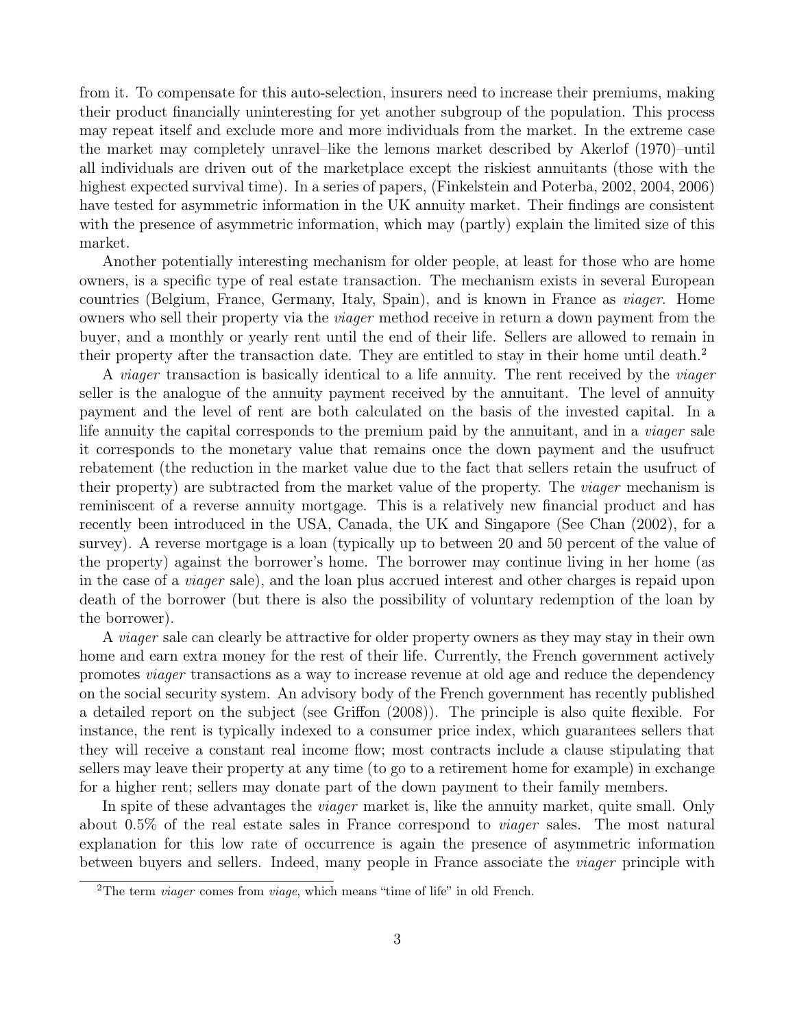from it. To compensate for this auto-selection, insurers need to increase their premiums, making their product financially uninteresting for yet another subgroup of the population. This process may repeat itself and exclude more and more individuals from the market. In the extreme case the market may completely unravel–like the lemons market described by Akerlof (1970)–until all individuals are driven out of the marketplace except the riskiest annuitants (those with the highest expected survival time). In a series of papers, (Finkelstein and Poterba, 2002, 2004, 2006) have tested for asymmetric information in the UK annuity market. Their findings are consistent with the presence of asymmetric information, which may (partly) explain the limited size of this market.

Another potentially interesting mechanism for older people, at least for those who are home owners, is a specific type of real estate transaction. The mechanism exists in several European countries (Belgium, France, Germany, Italy, Spain), and is known in France as *viager*. Home owners who sell their property via the *viager* method receive in return a down payment from the buyer, and a monthly or yearly rent until the end of their life. Sellers are allowed to remain in their property after the transaction date. They are entitled to stay in their home until death.[2]

A *viager* transaction is basically identical to a life annuity. The rent received by the *viager* seller is the analogue of the annuity payment received by the annuitant. The level of annuity payment and the level of rent are both calculated on the basis of the invested capital. In a life annuity the capital corresponds to the premium paid by the annuitant, and in a *viager* sale it corresponds to the monetary value that remains once the down payment and the usufruct rebatement (the reduction in the market value due to the fact that sellers retain the usufruct of their property) are subtracted from the market value of the property. The *viager* mechanism is reminiscent of a reverse annuity mortgage. This is a relatively new financial product and has recently been introduced in the USA, Canada, the UK and Singapore (See Chan (2002), for a survey). A reverse mortgage is a loan (typically up to between 20 and 50 percent of the value of the property) against the borrower's home. The borrower may continue living in her home (as in the case of a *viager* sale), and the loan plus accrued interest and other charges is repaid upon death of the borrower (but there is also the possibility of voluntary redemption of the loan by the borrower).

A *viager* sale can clearly be attractive for older property owners as they may stay in their own home and earn extra money for the rest of their life. Currently, the French government actively promotes *viager* transactions as a way to increase revenue at old age and reduce the dependency on the social security system. An advisory body of the French government has recently published a detailed report on the subject (see Griffon (2008)). The principle is also quite flexible. For instance, the rent is typically indexed to a consumer price index, which guarantees sellers that they will receive a constant real income flow; most contracts include a clause stipulating that sellers may leave their property at any time (to go to a retirement home for example) in exchange for a higher rent; sellers may donate part of the down payment to their family members.

In spite of these advantages the *viager* market is, like the annuity market, quite small. Only about 0.5% of the real estate sales in France correspond to *viager* sales. The most natural explanation for this low rate of occurrence is again the presence of asymmetric information between buyers and sellers. Indeed, many people in France associate the *viager* principle with

[2] The term *viager* comes from *viage*, which means "time of life" in old French.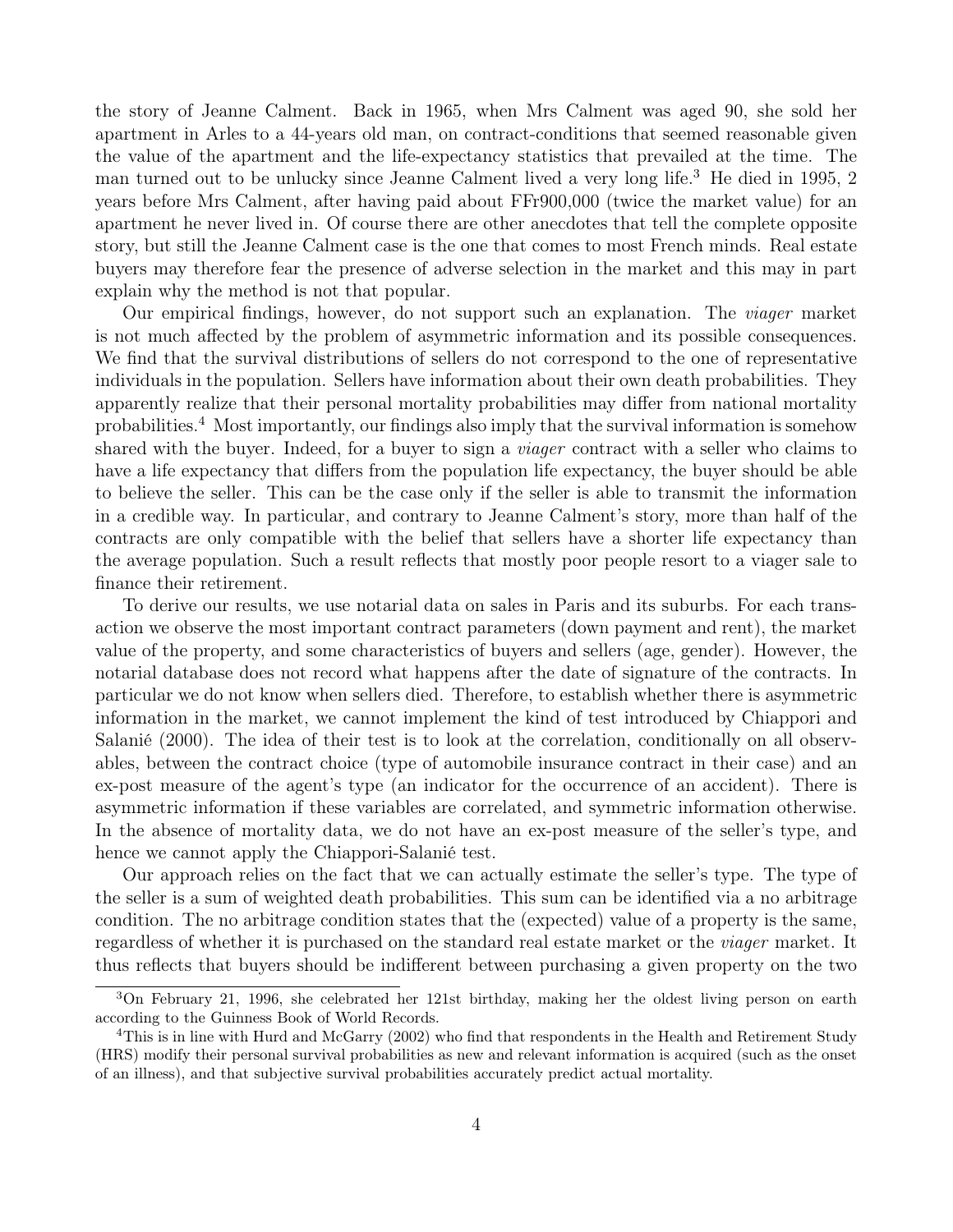the story of Jeanne Calment. Back in 1965, when Mrs Calment was aged 90, she sold her apartment in Arles to a 44-years old man, on contract-conditions that seemed reasonable given the value of the apartment and the life-expectancy statistics that prevailed at the time. The man turned out to be unlucky since Jeanne Calment lived a very long life.[3] He died in 1995, 2 years before Mrs Calment, after having paid about FFr900,000 (twice the market value) for an apartment he never lived in. Of course there are other anecdotes that tell the complete opposite story, but still the Jeanne Calment case is the one that comes to most French minds. Real estate buyers may therefore fear the presence of adverse selection in the market and this may in part explain why the method is not that popular.

Our empirical findings, however, do not support such an explanation. The *viager* market is not much affected by the problem of asymmetric information and its possible consequences. We find that the survival distributions of sellers do not correspond to the one of representative individuals in the population. Sellers have information about their own death probabilities. They apparently realize that their personal mortality probabilities may differ from national mortality probabilities.[4] Most importantly, our findings also imply that the survival information is somehow shared with the buyer. Indeed, for a buyer to sign a *viager* contract with a seller who claims to have a life expectancy that differs from the population life expectancy, the buyer should be able to believe the seller. This can be the case only if the seller is able to transmit the information in a credible way. In particular, and contrary to Jeanne Calment's story, more than half of the contracts are only compatible with the belief that sellers have a shorter life expectancy than the average population. Such a result reflects that mostly poor people resort to a viager sale to finance their retirement.

To derive our results, we use notarial data on sales in Paris and its suburbs. For each transaction we observe the most important contract parameters (down payment and rent), the market value of the property, and some characteristics of buyers and sellers (age, gender). However, the notarial database does not record what happens after the date of signature of the contracts. In particular we do not know when sellers died. Therefore, to establish whether there is asymmetric information in the market, we cannot implement the kind of test introduced by Chiappori and Salanié (2000). The idea of their test is to look at the correlation, conditionally on all observables, between the contract choice (type of automobile insurance contract in their case) and an ex-post measure of the agent's type (an indicator for the occurrence of an accident). There is asymmetric information if these variables are correlated, and symmetric information otherwise. In the absence of mortality data, we do not have an ex-post measure of the seller's type, and hence we cannot apply the Chiappori-Salanié test.

Our approach relies on the fact that we can actually estimate the seller's type. The type of the seller is a sum of weighted death probabilities. This sum can be identified via a no arbitrage condition. The no arbitrage condition states that the (expected) value of a property is the same, regardless of whether it is purchased on the standard real estate market or the *viager* market. It thus reflects that buyers should be indifferent between purchasing a given property on the two

[3] On February 21, 1996, she celebrated her 121st birthday, making her the oldest living person on earth according to the Guinness Book of World Records.

[4] This is in line with Hurd and McGarry (2002) who find that respondents in the Health and Retirement Study (HRS) modify their personal survival probabilities as new and relevant information is acquired (such as the onset of an illness), and that subjective survival probabilities accurately predict actual mortality.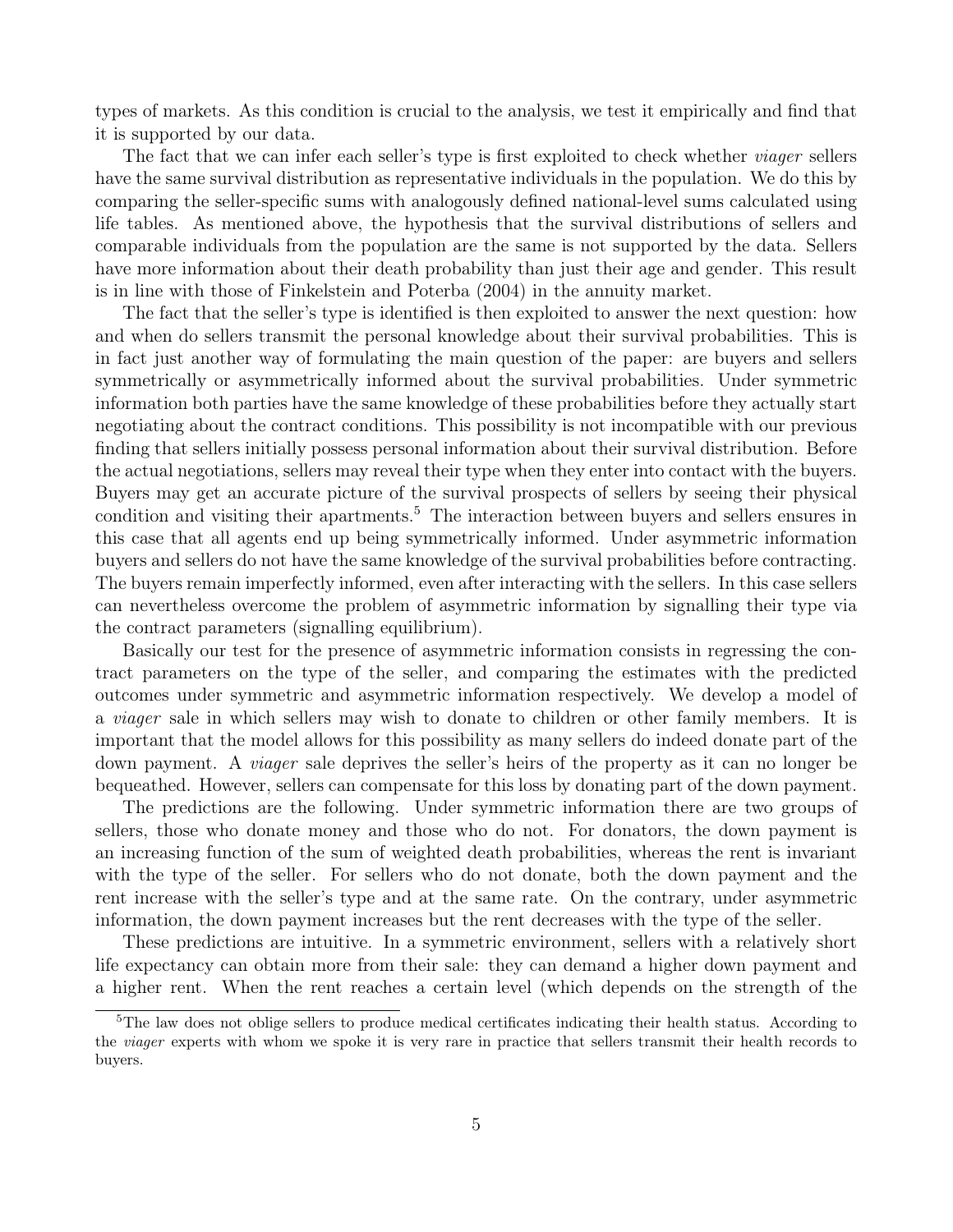types of markets. As this condition is crucial to the analysis, we test it empirically and find that it is supported by our data.

The fact that we can infer each seller's type is first exploited to check whether *viager* sellers have the same survival distribution as representative individuals in the population. We do this by comparing the seller-specific sums with analogously defined national-level sums calculated using life tables. As mentioned above, the hypothesis that the survival distributions of sellers and comparable individuals from the population are the same is not supported by the data. Sellers have more information about their death probability than just their age and gender. This result is in line with those of Finkelstein and Poterba (2004) in the annuity market.

The fact that the seller's type is identified is then exploited to answer the next question: how and when do sellers transmit the personal knowledge about their survival probabilities. This is in fact just another way of formulating the main question of the paper: are buyers and sellers symmetrically or asymmetrically informed about the survival probabilities. Under symmetric information both parties have the same knowledge of these probabilities before they actually start negotiating about the contract conditions. This possibility is not incompatible with our previous finding that sellers initially possess personal information about their survival distribution. Before the actual negotiations, sellers may reveal their type when they enter into contact with the buyers. Buyers may get an accurate picture of the survival prospects of sellers by seeing their physical condition and visiting their apartments.[5] The interaction between buyers and sellers ensures in this case that all agents end up being symmetrically informed. Under asymmetric information buyers and sellers do not have the same knowledge of the survival probabilities before contracting. The buyers remain imperfectly informed, even after interacting with the sellers. In this case sellers can nevertheless overcome the problem of asymmetric information by signalling their type via the contract parameters (signalling equilibrium).

Basically our test for the presence of asymmetric information consists in regressing the contract parameters on the type of the seller, and comparing the estimates with the predicted outcomes under symmetric and asymmetric information respectively. We develop a model of a *viager* sale in which sellers may wish to donate to children or other family members. It is important that the model allows for this possibility as many sellers do indeed donate part of the down payment. A *viager* sale deprives the seller's heirs of the property as it can no longer be bequeathed. However, sellers can compensate for this loss by donating part of the down payment.

The predictions are the following. Under symmetric information there are two groups of sellers, those who donate money and those who do not. For donators, the down payment is an increasing function of the sum of weighted death probabilities, whereas the rent is invariant with the type of the seller. For sellers who do not donate, both the down payment and the rent increase with the seller's type and at the same rate. On the contrary, under asymmetric information, the down payment increases but the rent decreases with the type of the seller.

These predictions are intuitive. In a symmetric environment, sellers with a relatively short life expectancy can obtain more from their sale: they can demand a higher down payment and a higher rent. When the rent reaches a certain level (which depends on the strength of the

[5] The law does not oblige sellers to produce medical certificates indicating their health status. According to the *viager* experts with whom we spoke it is very rare in practice that sellers transmit their health records to buyers.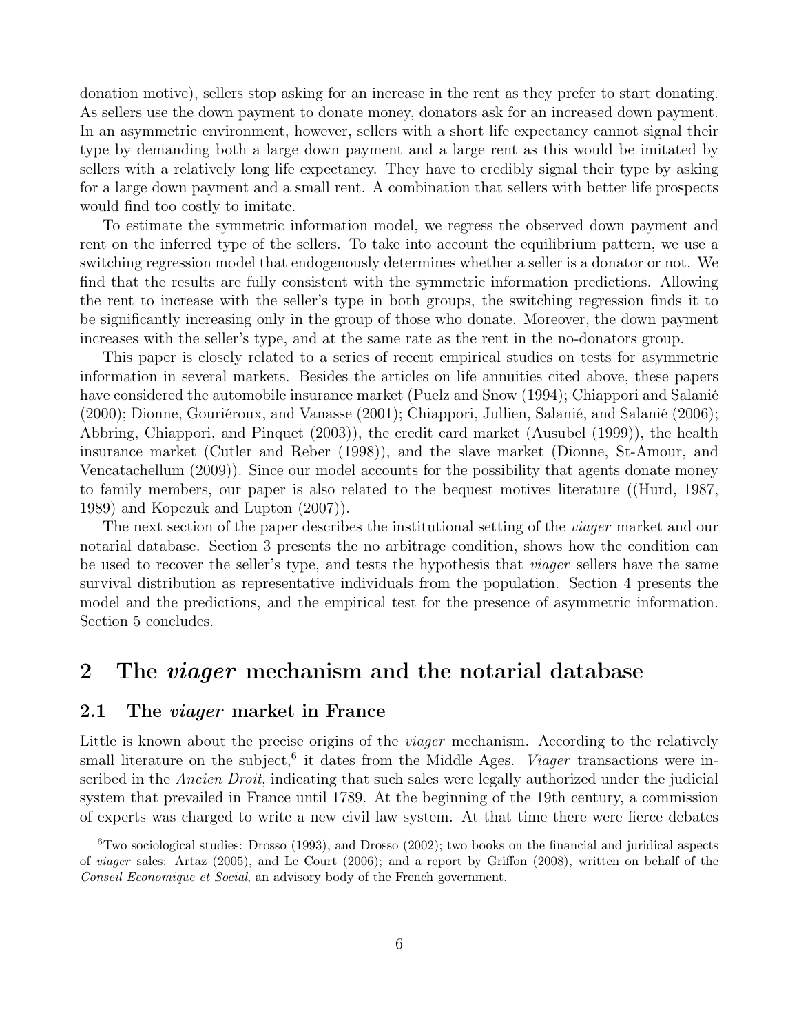donation motive), sellers stop asking for an increase in the rent as they prefer to start donating. As sellers use the down payment to donate money, donators ask for an increased down payment. In an asymmetric environment, however, sellers with a short life expectancy cannot signal their type by demanding both a large down payment and a large rent as this would be imitated by sellers with a relatively long life expectancy. They have to credibly signal their type by asking for a large down payment and a small rent. A combination that sellers with better life prospects would find too costly to imitate.

To estimate the symmetric information model, we regress the observed down payment and rent on the inferred type of the sellers. To take into account the equilibrium pattern, we use a switching regression model that endogenously determines whether a seller is a donator or not. We find that the results are fully consistent with the symmetric information predictions. Allowing the rent to increase with the seller's type in both groups, the switching regression finds it to be significantly increasing only in the group of those who donate. Moreover, the down payment increases with the seller's type, and at the same rate as the rent in the no-donators group.

This paper is closely related to a series of recent empirical studies on tests for asymmetric information in several markets. Besides the articles on life annuities cited above, these papers have considered the automobile insurance market (Puelz and Snow (1994); Chiappori and Salanié (2000); Dionne, Gouriéroux, and Vanasse (2001); Chiappori, Jullien, Salanié, and Salanié (2006); Abbring, Chiappori, and Pinquet (2003)), the credit card market (Ausubel (1999)), the health insurance market (Cutler and Reber (1998)), and the slave market (Dionne, St-Amour, and Vencatachellum (2009)). Since our model accounts for the possibility that agents donate money to family members, our paper is also related to the bequest motives literature ((Hurd, 1987, 1989) and Kopczuk and Lupton (2007)).

The next section of the paper describes the institutional setting of the *viager* market and our notarial database. Section 3 presents the no arbitrage condition, shows how the condition can be used to recover the seller's type, and tests the hypothesis that *viager* sellers have the same survival distribution as representative individuals from the population. Section 4 presents the model and the predictions, and the empirical test for the presence of asymmetric information. Section 5 concludes.

# 2 The *viager* mechanism and the notarial database

## 2.1 The *viager* market in France

Little is known about the precise origins of the *viager* mechanism. According to the relatively small literature on the subject,[6] it dates from the Middle Ages. *Viager* transactions were inscribed in the *Ancien Droit*, indicating that such sales were legally authorized under the judicial system that prevailed in France until 1789. At the beginning of the 19th century, a commission of experts was charged to write a new civil law system. At that time there were fierce debates

[6] Two sociological studies: Drosso (1993), and Drosso (2002); two books on the financial and juridical aspects of *viager* sales: Artaz (2005), and Le Court (2006); and a report by Griffon (2008), written on behalf of the *Conseil Economique et Social*, an advisory body of the French government.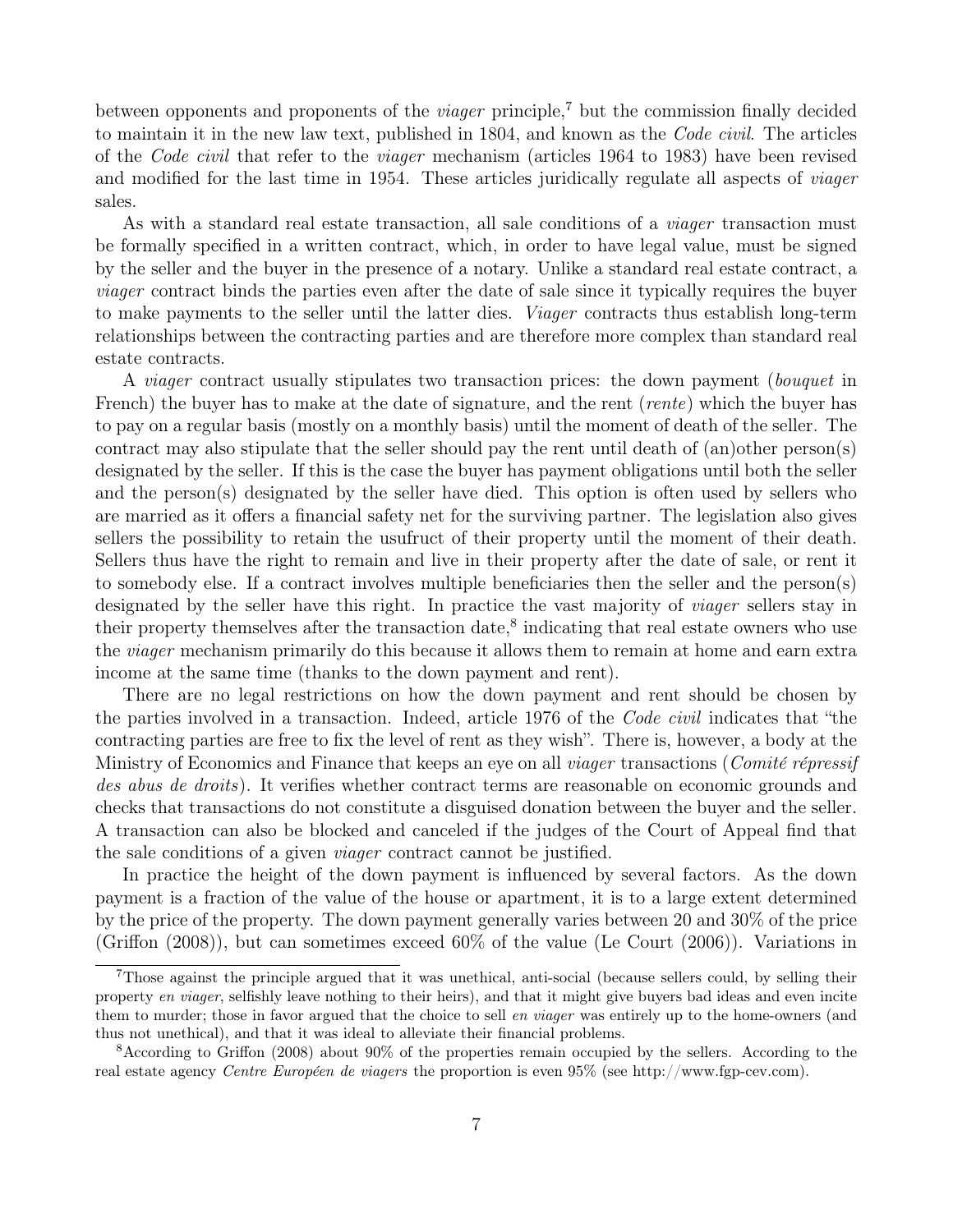between opponents and proponents of the *viager* principle,[7] but the commission finally decided to maintain it in the new law text, published in 1804, and known as the *Code civil*. The articles of the *Code civil* that refer to the *viager* mechanism (articles 1964 to 1983) have been revised and modified for the last time in 1954. These articles juridically regulate all aspects of *viager* sales.

As with a standard real estate transaction, all sale conditions of a *viager* transaction must be formally specified in a written contract, which, in order to have legal value, must be signed by the seller and the buyer in the presence of a notary. Unlike a standard real estate contract, a *viager* contract binds the parties even after the date of sale since it typically requires the buyer to make payments to the seller until the latter dies. *Viager* contracts thus establish long-term relationships between the contracting parties and are therefore more complex than standard real estate contracts.

A *viager* contract usually stipulates two transaction prices: the down payment (*bouquet* in French) the buyer has to make at the date of signature, and the rent (*rente*) which the buyer has to pay on a regular basis (mostly on a monthly basis) until the moment of death of the seller. The contract may also stipulate that the seller should pay the rent until death of (an)other person(s) designated by the seller. If this is the case the buyer has payment obligations until both the seller and the person(s) designated by the seller have died. This option is often used by sellers who are married as it offers a financial safety net for the surviving partner. The legislation also gives sellers the possibility to retain the usufruct of their property until the moment of their death. Sellers thus have the right to remain and live in their property after the date of sale, or rent it to somebody else. If a contract involves multiple beneficiaries then the seller and the person(s) designated by the seller have this right. In practice the vast majority of *viager* sellers stay in their property themselves after the transaction date,[8] indicating that real estate owners who use the *viager* mechanism primarily do this because it allows them to remain at home and earn extra income at the same time (thanks to the down payment and rent).

There are no legal restrictions on how the down payment and rent should be chosen by the parties involved in a transaction. Indeed, article 1976 of the *Code civil* indicates that "the contracting parties are free to fix the level of rent as they wish". There is, however, a body at the Ministry of Economics and Finance that keeps an eye on all *viager* transactions (*Comité répressif des abus de droits*). It verifies whether contract terms are reasonable on economic grounds and checks that transactions do not constitute a disguised donation between the buyer and the seller. A transaction can also be blocked and canceled if the judges of the Court of Appeal find that the sale conditions of a given *viager* contract cannot be justified.

In practice the height of the down payment is influenced by several factors. As the down payment is a fraction of the value of the house or apartment, it is to a large extent determined by the price of the property. The down payment generally varies between 20 and 30% of the price (Griffon (2008)), but can sometimes exceed 60% of the value (Le Court (2006)). Variations in

[7] Those against the principle argued that it was unethical, anti-social (because sellers could, by selling their property *en viager*, selfishly leave nothing to their heirs), and that it might give buyers bad ideas and even incite them to murder; those in favor argued that the choice to sell *en viager* was entirely up to the home-owners (and thus not unethical), and that it was ideal to alleviate their financial problems.

[8] According to Griffon (2008) about 90% of the properties remain occupied by the sellers. According to the real estate agency *Centre Européen de viagers* the proportion is even 95% (see http://www.fgp-cev.com).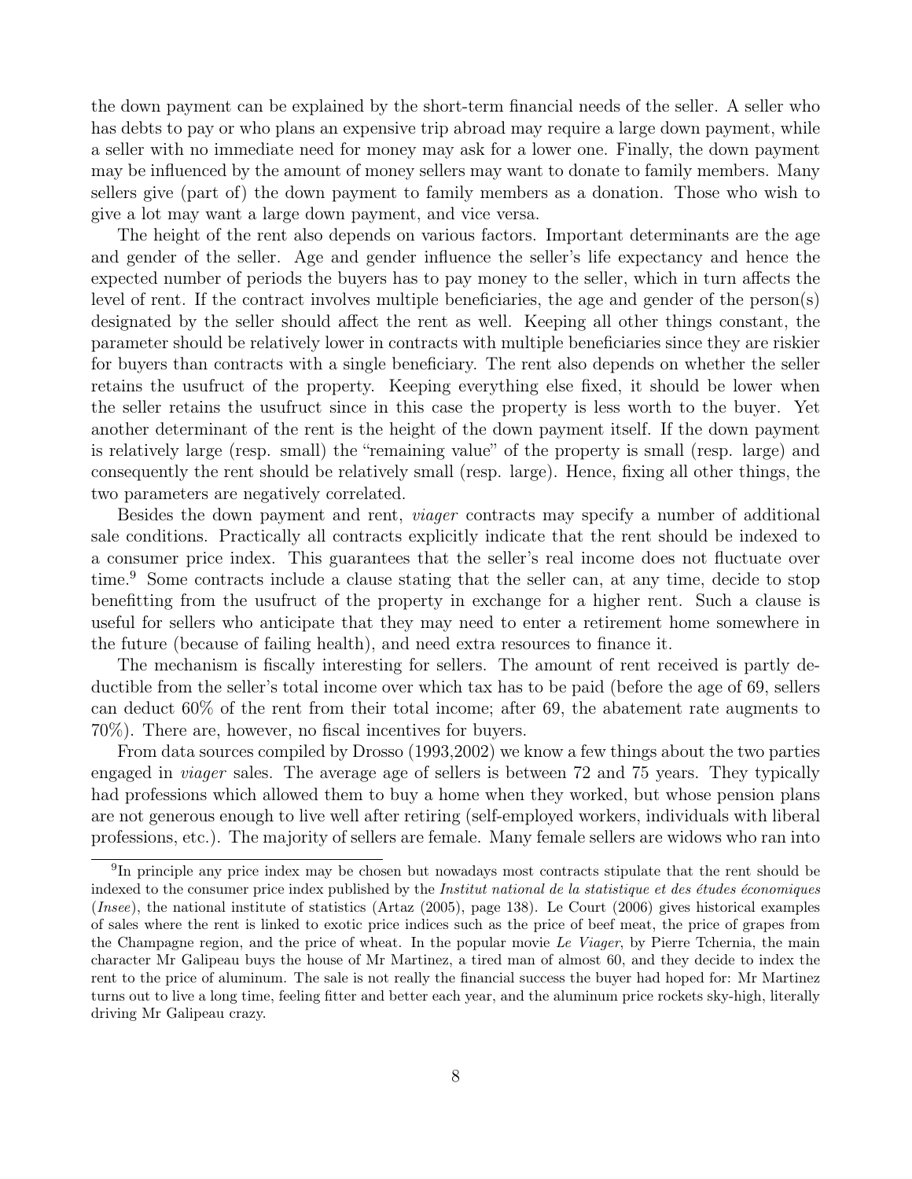the down payment can be explained by the short-term financial needs of the seller. A seller who has debts to pay or who plans an expensive trip abroad may require a large down payment, while a seller with no immediate need for money may ask for a lower one. Finally, the down payment may be influenced by the amount of money sellers may want to donate to family members. Many sellers give (part of) the down payment to family members as a donation. Those who wish to give a lot may want a large down payment, and vice versa.

The height of the rent also depends on various factors. Important determinants are the age and gender of the seller. Age and gender influence the seller's life expectancy and hence the expected number of periods the buyers has to pay money to the seller, which in turn affects the level of rent. If the contract involves multiple beneficiaries, the age and gender of the person(s) designated by the seller should affect the rent as well. Keeping all other things constant, the parameter should be relatively lower in contracts with multiple beneficiaries since they are riskier for buyers than contracts with a single beneficiary. The rent also depends on whether the seller retains the usufruct of the property. Keeping everything else fixed, it should be lower when the seller retains the usufruct since in this case the property is less worth to the buyer. Yet another determinant of the rent is the height of the down payment itself. If the down payment is relatively large (resp. small) the "remaining value" of the property is small (resp. large) and consequently the rent should be relatively small (resp. large). Hence, fixing all other things, the two parameters are negatively correlated.

Besides the down payment and rent, *viager* contracts may specify a number of additional sale conditions. Practically all contracts explicitly indicate that the rent should be indexed to a consumer price index. This guarantees that the seller's real income does not fluctuate over time.[9] Some contracts include a clause stating that the seller can, at any time, decide to stop benefitting from the usufruct of the property in exchange for a higher rent. Such a clause is useful for sellers who anticipate that they may need to enter a retirement home somewhere in the future (because of failing health), and need extra resources to finance it.

The mechanism is fiscally interesting for sellers. The amount of rent received is partly deductible from the seller's total income over which tax has to be paid (before the age of 69, sellers can deduct 60% of the rent from their total income; after 69, the abatement rate augments to 70%). There are, however, no fiscal incentives for buyers.

From data sources compiled by Drosso (1993,2002) we know a few things about the two parties engaged in *viager* sales. The average age of sellers is between 72 and 75 years. They typically had professions which allowed them to buy a home when they worked, but whose pension plans are not generous enough to live well after retiring (self-employed workers, individuals with liberal professions, etc.). The majority of sellers are female. Many female sellers are widows who ran into

[9] In principle any price index may be chosen but nowadays most contracts stipulate that the rent should be indexed to the consumer price index published by the *Institut national de la statistique et des études économiques* (*Insee*), the national institute of statistics (Artaz (2005), page 138). Le Court (2006) gives historical examples of sales where the rent is linked to exotic price indices such as the price of beef meat, the price of grapes from the Champagne region, and the price of wheat. In the popular movie *Le Viager*, by Pierre Tchernia, the main character Mr Galipeau buys the house of Mr Martinez, a tired man of almost 60, and they decide to index the rent to the price of aluminum. The sale is not really the financial success the buyer had hoped for: Mr Martinez turns out to live a long time, feeling fitter and better each year, and the aluminum price rockets sky-high, literally driving Mr Galipeau crazy.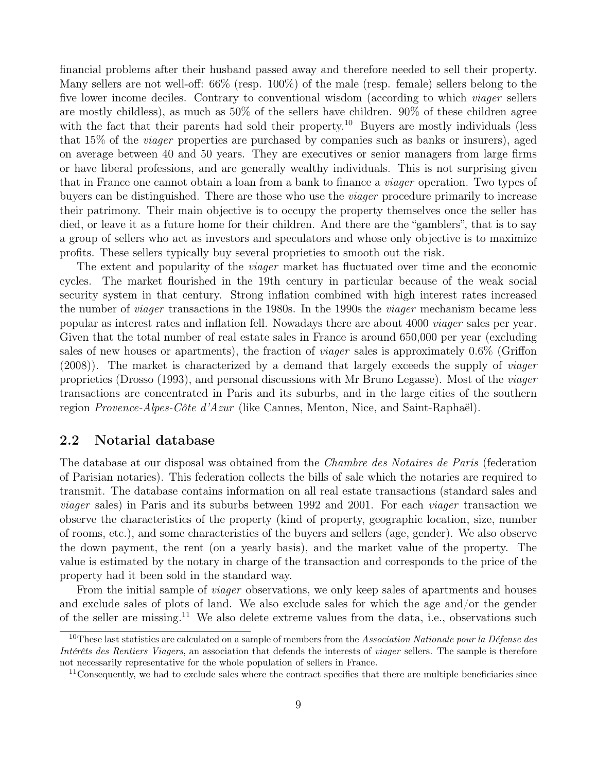financial problems after their husband passed away and therefore needed to sell their property. Many sellers are not well-off: 66% (resp. 100%) of the male (resp. female) sellers belong to the five lower income deciles. Contrary to conventional wisdom (according to which *viager* sellers are mostly childless), as much as 50% of the sellers have children. 90% of these children agree with the fact that their parents had sold their property.[10] Buyers are mostly individuals (less that 15% of the *viager* properties are purchased by companies such as banks or insurers), aged on average between 40 and 50 years. They are executives or senior managers from large firms or have liberal professions, and are generally wealthy individuals. This is not surprising given that in France one cannot obtain a loan from a bank to finance a *viager* operation. Two types of buyers can be distinguished. There are those who use the *viager* procedure primarily to increase their patrimony. Their main objective is to occupy the property themselves once the seller has died, or leave it as a future home for their children. And there are the "gamblers", that is to say a group of sellers who act as investors and speculators and whose only objective is to maximize profits. These sellers typically buy several proprieties to smooth out the risk.

The extent and popularity of the *viager* market has fluctuated over time and the economic cycles. The market flourished in the 19th century in particular because of the weak social security system in that century. Strong inflation combined with high interest rates increased the number of *viager* transactions in the 1980s. In the 1990s the *viager* mechanism became less popular as interest rates and inflation fell. Nowadays there are about 4000 *viager* sales per year. Given that the total number of real estate sales in France is around 650,000 per year (excluding sales of new houses or apartments), the fraction of *viager* sales is approximately 0.6% (Griffon (2008)). The market is characterized by a demand that largely exceeds the supply of *viager* proprieties (Drosso (1993), and personal discussions with Mr Bruno Legasse). Most of the *viager* transactions are concentrated in Paris and its suburbs, and in the large cities of the southern region *Provence-Alpes-Côte d'Azur* (like Cannes, Menton, Nice, and Saint-Raphaël).

## 2.2 Notarial database

The database at our disposal was obtained from the *Chambre des Notaires de Paris* (federation of Parisian notaries). This federation collects the bills of sale which the notaries are required to transmit. The database contains information on all real estate transactions (standard sales and *viager* sales) in Paris and its suburbs between 1992 and 2001. For each *viager* transaction we observe the characteristics of the property (kind of property, geographic location, size, number of rooms, etc.), and some characteristics of the buyers and sellers (age, gender). We also observe the down payment, the rent (on a yearly basis), and the market value of the property. The value is estimated by the notary in charge of the transaction and corresponds to the price of the property had it been sold in the standard way.

From the initial sample of *viager* observations, we only keep sales of apartments and houses and exclude sales of plots of land. We also exclude sales for which the age and/or the gender of the seller are missing.[11] We also delete extreme values from the data, i.e., observations such

---

[10] These last statistics are calculated on a sample of members from the *Association Nationale pour la Défense des Intérêts des Rentiers Viagers*, an association that defends the interests of *viager* sellers. The sample is therefore not necessarily representative for the whole population of sellers in France.

[11] Consequently, we had to exclude sales where the contract specifies that there are multiple beneficiaries since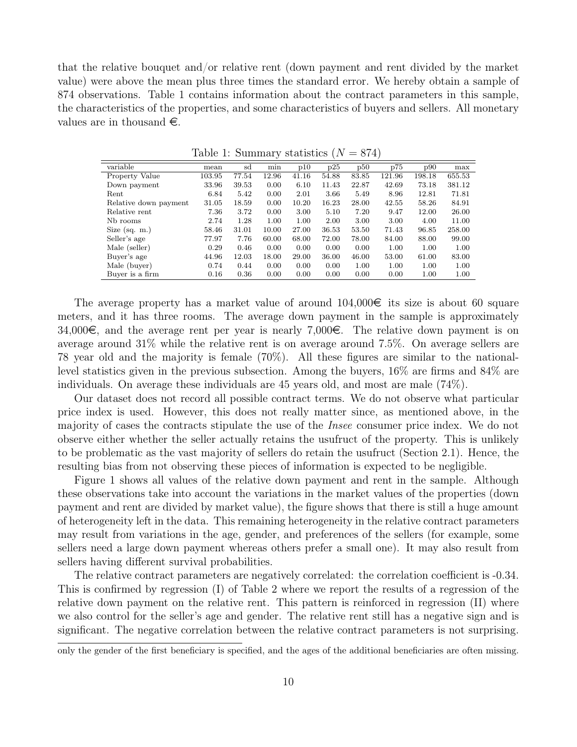that the relative bouquet and/or relative rent (down payment and rent divided by the market value) were above the mean plus three times the standard error. We hereby obtain a sample of 874 observations. Table 1 contains information about the contract parameters in this sample, the characteristics of the properties, and some characteristics of buyers and sellers. All monetary values are in thousand €.

Table 1: Summary statistics ($N = 874$)

| variable | mean | sd | min | p10 | p25 | p50 | p75 | p90 | max |
|---|---|---|---|---|---|---|---|---|---|
| Property Value | 103.95 | 77.54 | 12.96 | 41.16 | 54.88 | 83.85 | 121.96 | 198.18 | 655.53 |
| Down payment | 33.96 | 39.53 | 0.00 | 6.10 | 11.43 | 22.87 | 42.69 | 73.18 | 381.12 |
| Rent | 6.84 | 5.42 | 0.00 | 2.01 | 3.66 | 5.49 | 8.96 | 12.81 | 71.81 |
| Relative down payment | 31.05 | 18.59 | 0.00 | 10.20 | 16.23 | 28.00 | 42.55 | 58.26 | 84.91 |
| Relative rent | 7.36 | 3.72 | 0.00 | 3.00 | 5.10 | 7.20 | 9.47 | 12.00 | 26.00 |
| Nb rooms | 2.74 | 1.28 | 1.00 | 1.00 | 2.00 | 3.00 | 3.00 | 4.00 | 11.00 |
| Size (sq. m.) | 58.46 | 31.01 | 10.00 | 27.00 | 36.53 | 53.50 | 71.43 | 96.85 | 258.00 |
| Seller's age | 77.97 | 7.76 | 60.00 | 68.00 | 72.00 | 78.00 | 84.00 | 88.00 | 99.00 |
| Male (seller) | 0.29 | 0.46 | 0.00 | 0.00 | 0.00 | 0.00 | 1.00 | 1.00 | 1.00 |
| Buyer's age | 44.96 | 12.03 | 18.00 | 29.00 | 36.00 | 46.00 | 53.00 | 61.00 | 83.00 |
| Male (buyer) | 0.74 | 0.44 | 0.00 | 0.00 | 0.00 | 1.00 | 1.00 | 1.00 | 1.00 |
| Buyer is a firm | 0.16 | 0.36 | 0.00 | 0.00 | 0.00 | 0.00 | 0.00 | 1.00 | 1.00 |

The average property has a market value of around 104,000€ its size is about 60 square meters, and it has three rooms. The average down payment in the sample is approximately 34,000€, and the average rent per year is nearly 7,000€. The relative down payment is on average around 31% while the relative rent is on average around 7.5%. On average sellers are 78 year old and the majority is female (70%). All these figures are similar to the national-level statistics given in the previous subsection. Among the buyers, 16% are firms and 84% are individuals. On average these individuals are 45 years old, and most are male (74%).

Our dataset does not record all possible contract terms. We do not observe what particular price index is used. However, this does not really matter since, as mentioned above, in the majority of cases the contracts stipulate the use of the *Insee* consumer price index. We do not observe either whether the seller actually retains the usufruct of the property. This is unlikely to be problematic as the vast majority of sellers do retain the usufruct (Section 2.1). Hence, the resulting bias from not observing these pieces of information is expected to be negligible.

Figure 1 shows all values of the relative down payment and rent in the sample. Although these observations take into account the variations in the market values of the properties (down payment and rent are divided by market value), the figure shows that there is still a huge amount of heterogeneity left in the data. This remaining heterogeneity in the relative contract parameters may result from variations in the age, gender, and preferences of the sellers (for example, some sellers need a large down payment whereas others prefer a small one). It may also result from sellers having different survival probabilities.

The relative contract parameters are negatively correlated: the correlation coefficient is -0.34. This is confirmed by regression (I) of Table 2 where we report the results of a regression of the relative down payment on the relative rent. This pattern is reinforced in regression (II) where we also control for the seller's age and gender. The relative rent still has a negative sign and is significant. The negative correlation between the relative contract parameters is not surprising.

only the gender of the first beneficiary is specified, and the ages of the additional beneficiaries are often missing.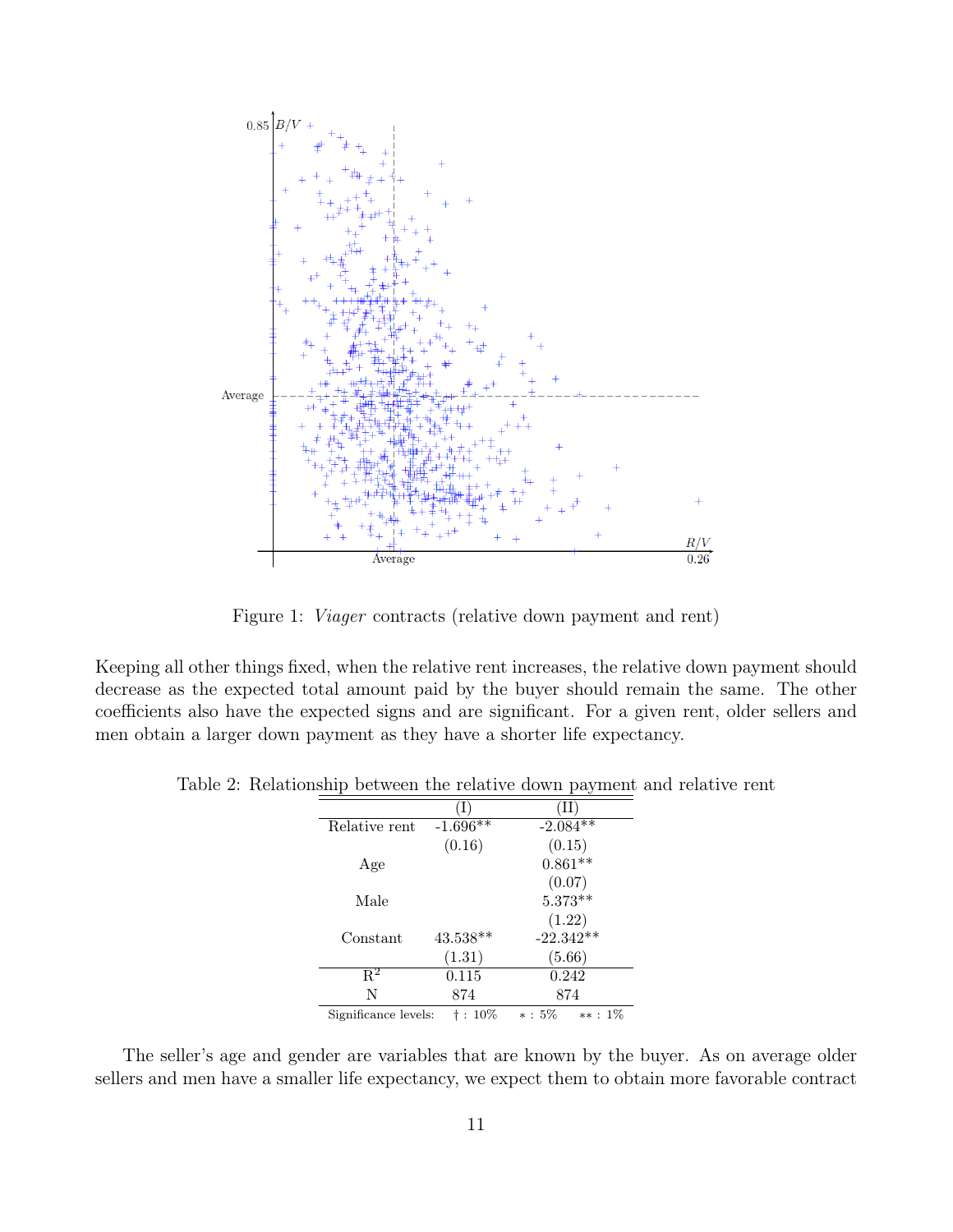Figure 1: *Viager* contracts (relative down payment and rent)

Keeping all other things fixed, when the relative rent increases, the relative down payment should decrease as the expected total amount paid by the buyer should remain the same. The other coefficients also have the expected signs and are significant. For a given rent, older sellers and men obtain a larger down payment as they have a shorter life expectancy.

Table 2: Relationship between the relative down payment and relative rent

| | (I) | (II) |
|---|---|---|
| Relative rent | -1.696** | -2.084** |
| | (0.16) | (0.15) |
| Age | | 0.861** |
| | | (0.07) |
| Male | | 5.373** |
| | | (1.22) |
| Constant | 43.538** | -22.342** |
| | (1.31) | (5.66) |
| $R^2$ | 0.115 | 0.242 |
| N | 874 | 874 |

Significance levels: † : 10% ∗ : 5% ∗∗ : 1%

The seller's age and gender are variables that are known by the buyer. As on average older sellers and men have a smaller life expectancy, we expect them to obtain more favorable contract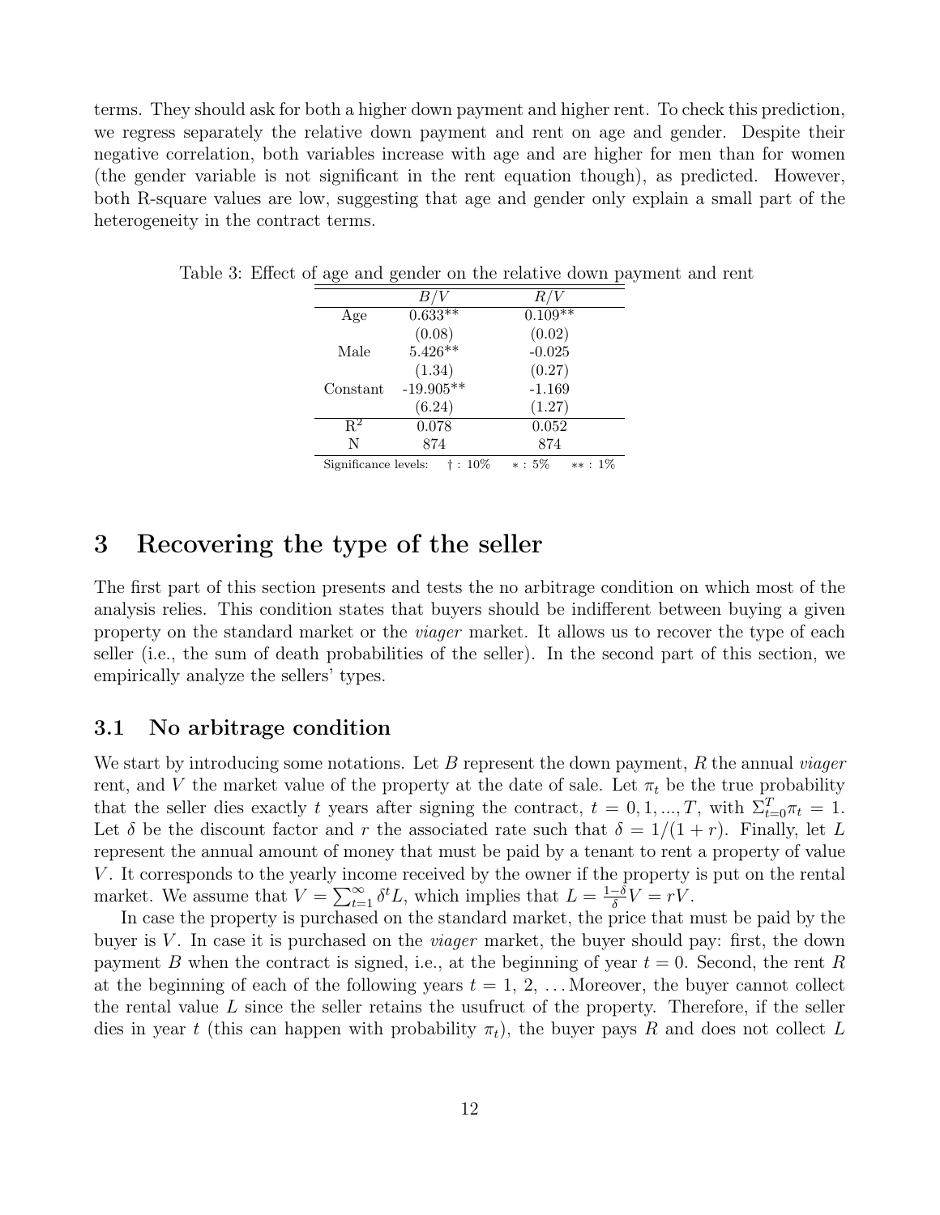terms. They should ask for both a higher down payment and higher rent. To check this prediction, we regress separately the relative down payment and rent on age and gender. Despite their negative correlation, both variables increase with age and are higher for men than for women (the gender variable is not significant in the rent equation though), as predicted. However, both R-square values are low, suggesting that age and gender only explain a small part of the heterogeneity in the contract terms.

Table 3: Effect of age and gender on the relative down payment and rent

| | $B/V$ | $R/V$ |
|---|---|---|
| Age | 0.633** | 0.109** |
| | (0.08) | (0.02) |
| Male | 5.426** | -0.025 |
| | (1.34) | (0.27) |
| Constant | -19.905** | -1.169 |
| | (6.24) | (1.27) |
| $R^2$ | 0.078 | 0.052 |
| N | 874 | 874 |

Significance levels: † : 10% ∗ : 5% ∗∗ : 1%

# 3 Recovering the type of the seller

The first part of this section presents and tests the no arbitrage condition on which most of the analysis relies. This condition states that buyers should be indifferent between buying a given property on the standard market or the *viager* market. It allows us to recover the type of each seller (i.e., the sum of death probabilities of the seller). In the second part of this section, we empirically analyze the sellers' types.

## 3.1 No arbitrage condition

We start by introducing some notations. Let $B$ represent the down payment, $R$ the annual *viager* rent, and $V$ the market value of the property at the date of sale. Let $\pi_t$ be the true probability that the seller dies exactly $t$ years after signing the contract, $t = 0, 1, ..., T$, with $\Sigma_{t=0}^{T} \pi_t = 1$. Let $\delta$ be the discount factor and $r$ the associated rate such that $\delta = 1/(1 + r)$. Finally, let $L$ represent the annual amount of money that must be paid by a tenant to rent a property of value $V$. It corresponds to the yearly income received by the owner if the property is put on the rental market. We assume that $V = \sum_{t=1}^{\infty} \delta^t L$, which implies that $L = \frac{1-\delta}{\delta} V = rV$.

In case the property is purchased on the standard market, the price that must be paid by the buyer is $V$. In case it is purchased on the *viager* market, the buyer should pay: first, the down payment $B$ when the contract is signed, i.e., at the beginning of year $t = 0$. Second, the rent $R$ at the beginning of each of the following years $t = 1, 2, \ldots$ Moreover, the buyer cannot collect the rental value $L$ since the seller retains the usufruct of the property. Therefore, if the seller dies in year $t$ (this can happen with probability $\pi_t$), the buyer pays $R$ and does not collect $L$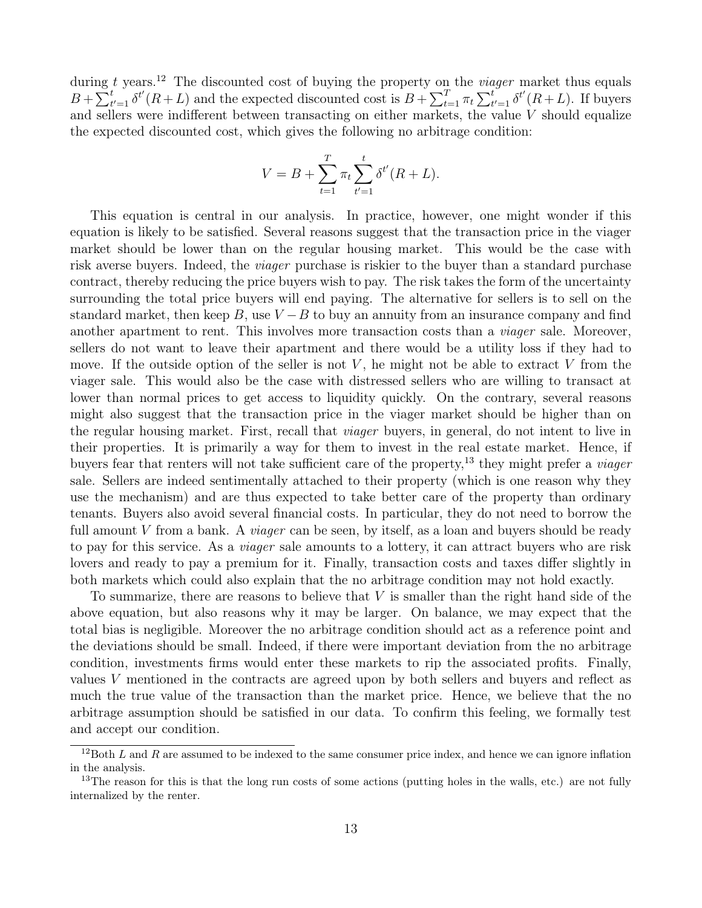during $t$ years.[12] The discounted cost of buying the property on the *viager* market thus equals $B+\sum_{t'=1}^{t}\delta^{t'}(R+L)$ and the expected discounted cost is $B+\sum_{t=1}^{T}\pi_t\sum_{t'=1}^{t}\delta^{t'}(R+L)$. If buyers and sellers were indifferent between transacting on either markets, the value $V$ should equalize the expected discounted cost, which gives the following no arbitrage condition:

$$V = B + \sum_{t=1}^{T}\pi_t \sum_{t'=1}^{t}\delta^{t'}(R+L).$$

This equation is central in our analysis. In practice, however, one might wonder if this equation is likely to be satisfied. Several reasons suggest that the transaction price in the viager market should be lower than on the regular housing market. This would be the case with risk averse buyers. Indeed, the *viager* purchase is riskier to the buyer than a standard purchase contract, thereby reducing the price buyers wish to pay. The risk takes the form of the uncertainty surrounding the total price buyers will end paying. The alternative for sellers is to sell on the standard market, then keep $B$, use $V-B$ to buy an annuity from an insurance company and find another apartment to rent. This involves more transaction costs than a *viager* sale. Moreover, sellers do not want to leave their apartment and there would be a utility loss if they had to move. If the outside option of the seller is not $V$, he might not be able to extract $V$ from the viager sale. This would also be the case with distressed sellers who are willing to transact at lower than normal prices to get access to liquidity quickly. On the contrary, several reasons might also suggest that the transaction price in the viager market should be higher than on the regular housing market. First, recall that *viager* buyers, in general, do not intent to live in their properties. It is primarily a way for them to invest in the real estate market. Hence, if buyers fear that renters will not take sufficient care of the property,[13] they might prefer a *viager* sale. Sellers are indeed sentimentally attached to their property (which is one reason why they use the mechanism) and are thus expected to take better care of the property than ordinary tenants. Buyers also avoid several financial costs. In particular, they do not need to borrow the full amount $V$ from a bank. A *viager* can be seen, by itself, as a loan and buyers should be ready to pay for this service. As a *viager* sale amounts to a lottery, it can attract buyers who are risk lovers and ready to pay a premium for it. Finally, transaction costs and taxes differ slightly in both markets which could also explain that the no arbitrage condition may not hold exactly.

To summarize, there are reasons to believe that $V$ is smaller than the right hand side of the above equation, but also reasons why it may be larger. On balance, we may expect that the total bias is negligible. Moreover the no arbitrage condition should act as a reference point and the deviations should be small. Indeed, if there were important deviation from the no arbitrage condition, investments firms would enter these markets to rip the associated profits. Finally, values $V$ mentioned in the contracts are agreed upon by both sellers and buyers and reflect as much the true value of the transaction than the market price. Hence, we believe that the no arbitrage assumption should be satisfied in our data. To confirm this feeling, we formally test and accept our condition.

[12] Both $L$ and $R$ are assumed to be indexed to the same consumer price index, and hence we can ignore inflation in the analysis.

[13] The reason for this is that the long run costs of some actions (putting holes in the walls, etc.) are not fully internalized by the renter.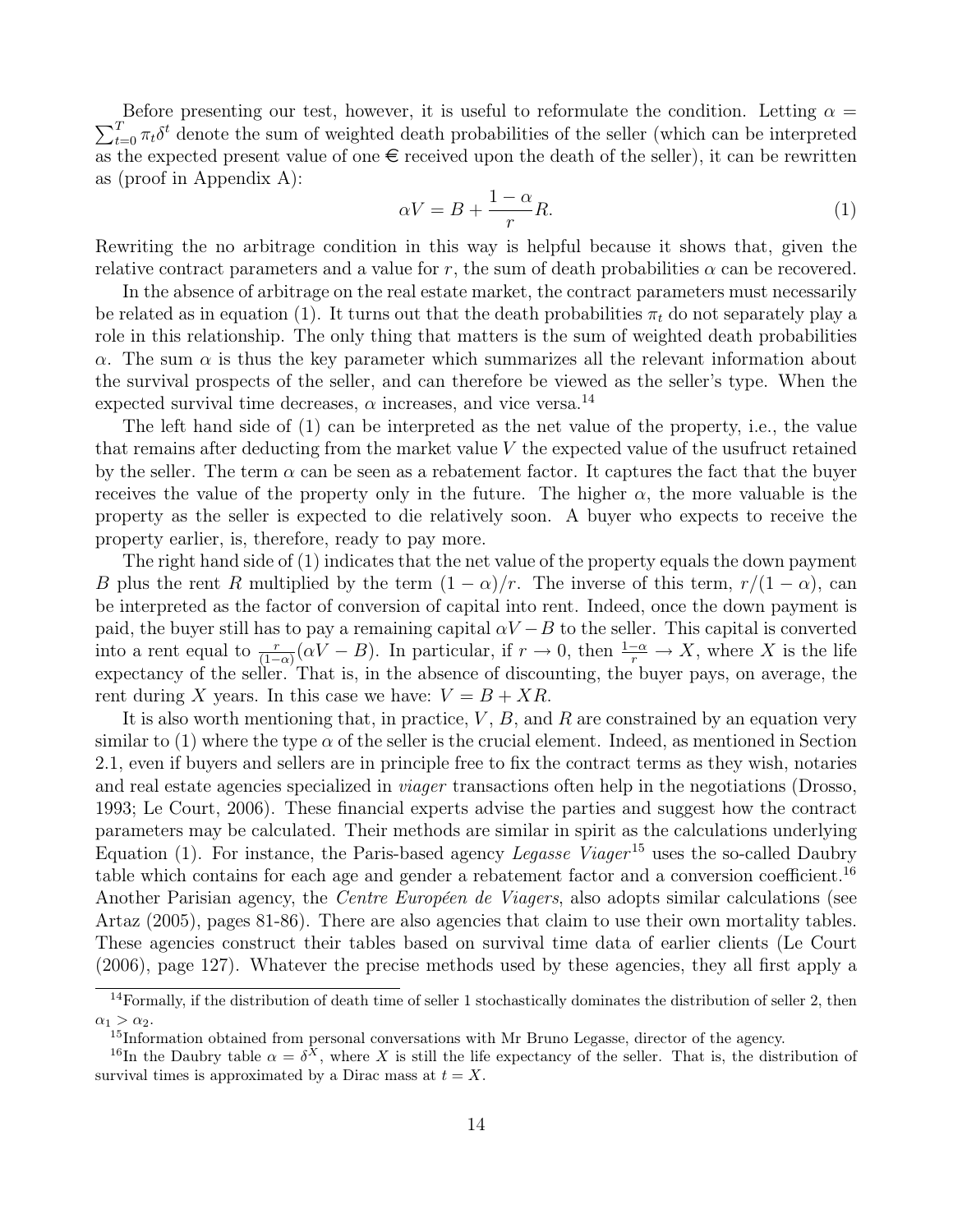Before presenting our test, however, it is useful to reformulate the condition. Letting $\alpha = \sum_{t=0}^{T} \pi_t \delta^t$ denote the sum of weighted death probabilities of the seller (which can be interpreted as the expected present value of one € received upon the death of the seller), it can be rewritten as (proof in Appendix A):

$$\alpha V = B + \frac{1-\alpha}{r} R. \tag{1}$$

Rewriting the no arbitrage condition in this way is helpful because it shows that, given the relative contract parameters and a value for $r$, the sum of death probabilities $\alpha$ can be recovered.

In the absence of arbitrage on the real estate market, the contract parameters must necessarily be related as in equation (1). It turns out that the death probabilities $\pi_t$ do not separately play a role in this relationship. The only thing that matters is the sum of weighted death probabilities $\alpha$. The sum $\alpha$ is thus the key parameter which summarizes all the relevant information about the survival prospects of the seller, and can therefore be viewed as the seller's type. When the expected survival time decreases, $\alpha$ increases, and vice versa.[14]

The left hand side of (1) can be interpreted as the net value of the property, i.e., the value that remains after deducting from the market value $V$ the expected value of the usufruct retained by the seller. The term $\alpha$ can be seen as a rebatement factor. It captures the fact that the buyer receives the value of the property only in the future. The higher $\alpha$, the more valuable is the property as the seller is expected to die relatively soon. A buyer who expects to receive the property earlier, is, therefore, ready to pay more.

The right hand side of (1) indicates that the net value of the property equals the down payment $B$ plus the rent $R$ multiplied by the term $(1-\alpha)/r$. The inverse of this term, $r/(1-\alpha)$, can be interpreted as the factor of conversion of capital into rent. Indeed, once the down payment is paid, the buyer still has to pay a remaining capital $\alpha V - B$ to the seller. This capital is converted into a rent equal to $\frac{r}{(1-\alpha)}(\alpha V - B)$. In particular, if $r \to 0$, then $\frac{1-\alpha}{r} \to X$, where $X$ is the life expectancy of the seller. That is, in the absence of discounting, the buyer pays, on average, the rent during $X$ years. In this case we have: $V = B + XR$.

It is also worth mentioning that, in practice, $V$, $B$, and $R$ are constrained by an equation very similar to (1) where the type $\alpha$ of the seller is the crucial element. Indeed, as mentioned in Section 2.1, even if buyers and sellers are in principle free to fix the contract terms as they wish, notaries and real estate agencies specialized in *viager* transactions often help in the negotiations (Drosso, 1993; Le Court, 2006). These financial experts advise the parties and suggest how the contract parameters may be calculated. Their methods are similar in spirit as the calculations underlying Equation (1). For instance, the Paris-based agency *Legasse Viager*[15] uses the so-called Daubry table which contains for each age and gender a rebatement factor and a conversion coefficient.[16] Another Parisian agency, the *Centre Européen de Viagers*, also adopts similar calculations (see Artaz (2005), pages 81-86). There are also agencies that claim to use their own mortality tables. These agencies construct their tables based on survival time data of earlier clients (Le Court (2006), page 127). Whatever the precise methods used by these agencies, they all first apply a

[14] Formally, if the distribution of death time of seller 1 stochastically dominates the distribution of seller 2, then $\alpha_1 > \alpha_2$.

[15] Information obtained from personal conversations with Mr Bruno Legasse, director of the agency.

[16] In the Daubry table $\alpha = \delta^X$, where $X$ is still the life expectancy of the seller. That is, the distribution of survival times is approximated by a Dirac mass at $t = X$.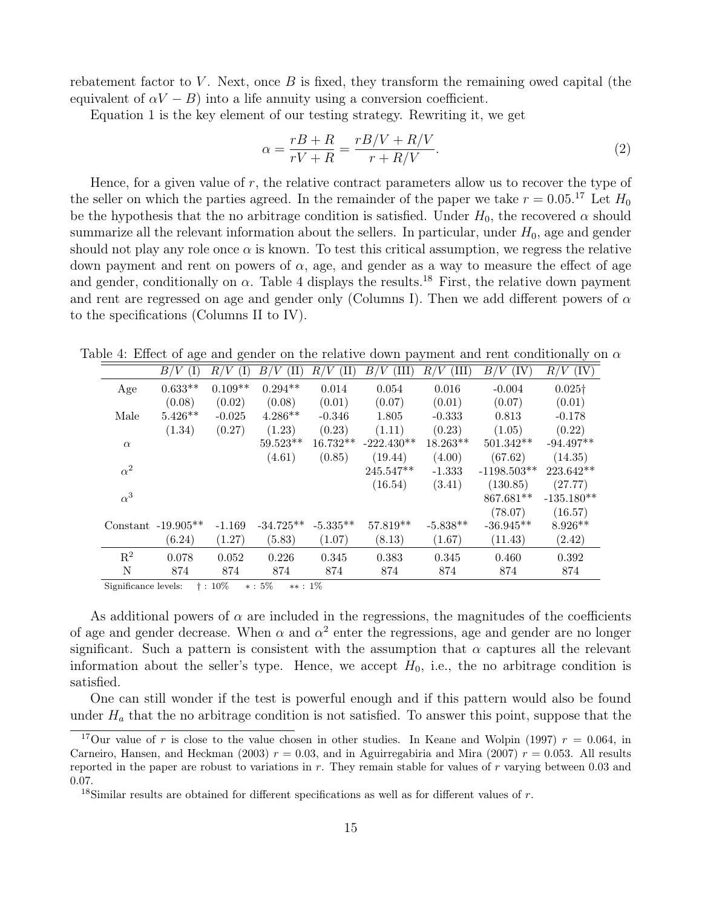rebatement factor to $V$. Next, once $B$ is fixed, they transform the remaining owed capital (the equivalent of $\alpha V - B$) into a life annuity using a conversion coefficient.

Equation 1 is the key element of our testing strategy. Rewriting it, we get

$$\alpha = \frac{rB + R}{rV + R} = \frac{rB/V + R/V}{r + R/V}. \tag{2}$$

Hence, for a given value of $r$, the relative contract parameters allow us to recover the type of the seller on which the parties agreed. In the remainder of the paper we take $r = 0.05$.[17] Let $H_0$ be the hypothesis that the no arbitrage condition is satisfied. Under $H_0$, the recovered $\alpha$ should summarize all the relevant information about the sellers. In particular, under $H_0$, age and gender should not play any role once $\alpha$ is known. To test this critical assumption, we regress the relative down payment and rent on powers of $\alpha$, age, and gender as a way to measure the effect of age and gender, conditionally on $\alpha$. Table 4 displays the results.[18] First, the relative down payment and rent are regressed on age and gender only (Columns I). Then we add different powers of $\alpha$ to the specifications (Columns II to IV).

Table 4: Effect of age and gender on the relative down payment and rent conditionally on $\alpha$

| | $B/V$ (I) | $R/V$ (I) | $B/V$ (II) | $R/V$ (II) | $B/V$ (III) | $R/V$ (III) | $B/V$ (IV) | $R/V$ (IV) |
|---|---|---|---|---|---|---|---|---|
| Age | 0.633** | 0.109** | 0.294** | 0.014 | 0.054 | 0.016 | -0.004 | 0.025† |
| | (0.08) | (0.02) | (0.08) | (0.01) | (0.07) | (0.01) | (0.07) | (0.01) |
| Male | 5.426** | -0.025 | 4.286** | -0.346 | 1.805 | -0.333 | 0.813 | -0.178 |
| | (1.34) | (0.27) | (1.23) | (0.23) | (1.11) | (0.23) | (1.05) | (0.22) |
| $\alpha$ | | | 59.523** | 16.732** | -222.430** | 18.263** | 501.342** | -94.497** |
| | | | (4.61) | (0.85) | (19.44) | (4.00) | (67.62) | (14.35) |
| $\alpha^2$ | | | | | 245.547** | -1.333 | -1198.503** | 223.642** |
| | | | | | (16.54) | (3.41) | (130.85) | (27.77) |
| $\alpha^3$ | | | | | | | 867.681** | -135.180** |
| | | | | | | | (78.07) | (16.57) |
| Constant | -19.905** | -1.169 | -34.725** | -5.335** | 57.819** | -5.838** | -36.945** | 8.926** |
| | (6.24) | (1.27) | (5.83) | (1.07) | (8.13) | (1.67) | (11.43) | (2.42) |
| $R^2$ | 0.078 | 0.052 | 0.226 | 0.345 | 0.383 | 0.345 | 0.460 | 0.392 |
| N | 874 | 874 | 874 | 874 | 874 | 874 | 874 | 874 |

Significance levels: † : 10% * : 5% ** : 1%

As additional powers of $\alpha$ are included in the regressions, the magnitudes of the coefficients of age and gender decrease. When $\alpha$ and $\alpha^2$ enter the regressions, age and gender are no longer significant. Such a pattern is consistent with the assumption that $\alpha$ captures all the relevant information about the seller's type. Hence, we accept $H_0$, i.e., the no arbitrage condition is satisfied.

One can still wonder if the test is powerful enough and if this pattern would also be found under $H_a$ that the no arbitrage condition is not satisfied. To answer this point, suppose that the

[17] Our value of $r$ is close to the value chosen in other studies. In Keane and Wolpin (1997) $r = 0.064$, in Carneiro, Hansen, and Heckman (2003) $r = 0.03$, and in Aguirregabiria and Mira (2007) $r = 0.053$. All results reported in the paper are robust to variations in $r$. They remain stable for values of $r$ varying between 0.03 and 0.07.

[18] Similar results are obtained for different specifications as well as for different values of $r$.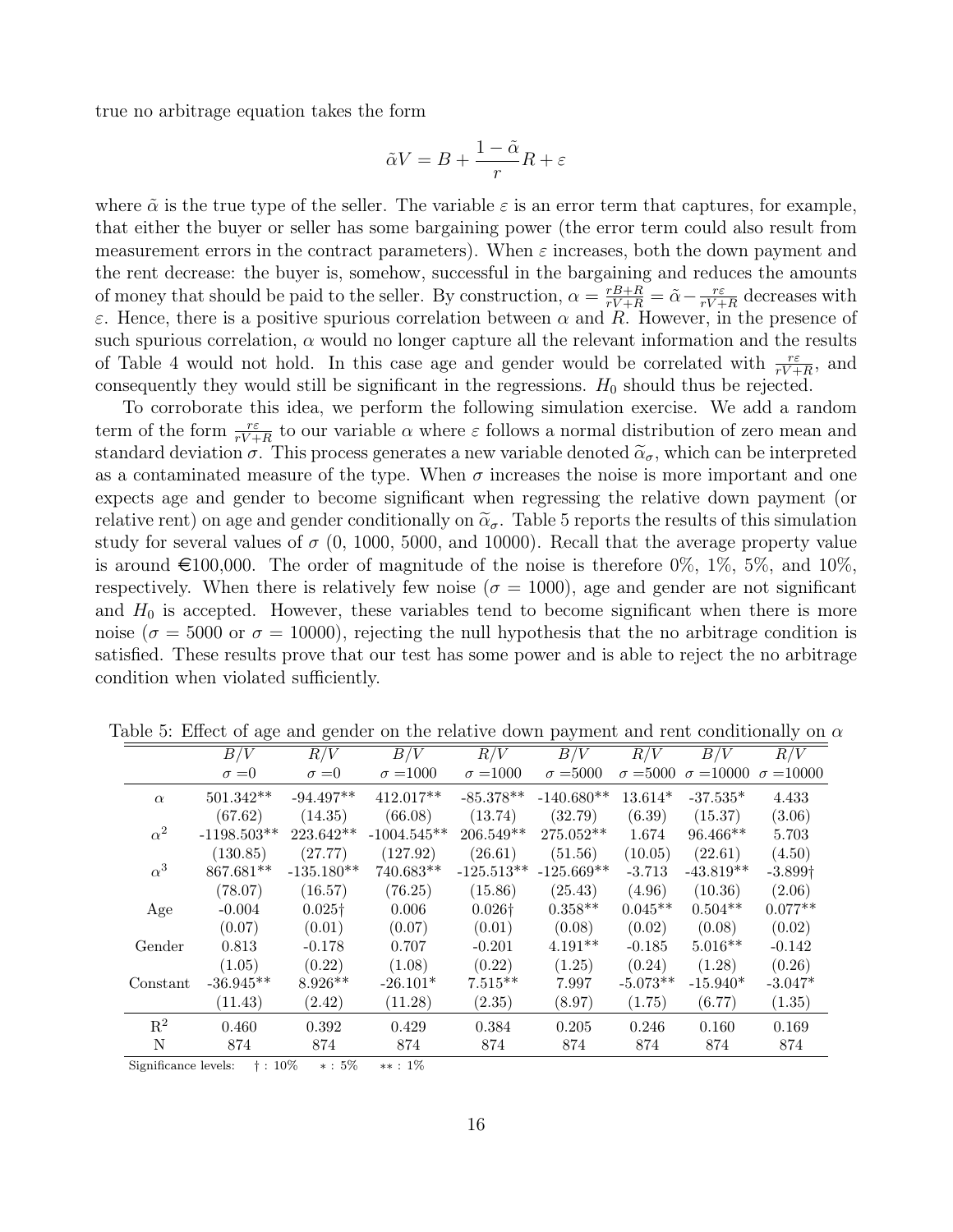true no arbitrage equation takes the form

$$\tilde{\alpha} V = B + \frac{1 - \tilde{\alpha}}{r} R + \varepsilon$$

where $\tilde{\alpha}$ is the true type of the seller. The variable $\varepsilon$ is an error term that captures, for example, that either the buyer or seller has some bargaining power (the error term could also result from measurement errors in the contract parameters). When $\varepsilon$ increases, both the down payment and the rent decrease: the buyer is, somehow, successful in the bargaining and reduces the amounts of money that should be paid to the seller. By construction, $\alpha = \frac{rB+R}{rV+R} = \tilde{\alpha} - \frac{r\varepsilon}{rV+R}$ decreases with $\varepsilon$. Hence, there is a positive spurious correlation between $\alpha$ and $R$. However, in the presence of such spurious correlation, $\alpha$ would no longer capture all the relevant information and the results of Table 4 would not hold. In this case age and gender would be correlated with $\frac{r\varepsilon}{rV+R}$, and consequently they would still be significant in the regressions. $H_0$ should thus be rejected.

To corroborate this idea, we perform the following simulation exercise. We add a random term of the form $\frac{r\varepsilon}{rV+R}$ to our variable $\alpha$ where $\varepsilon$ follows a normal distribution of zero mean and standard deviation $\sigma$. This process generates a new variable denoted $\widetilde{\alpha}_\sigma$, which can be interpreted as a contaminated measure of the type. When $\sigma$ increases the noise is more important and one expects age and gender to become significant when regressing the relative down payment (or relative rent) on age and gender conditionally on $\widetilde{\alpha}_\sigma$. Table 5 reports the results of this simulation study for several values of $\sigma$ (0, 1000, 5000, and 10000). Recall that the average property value is around €100,000. The order of magnitude of the noise is therefore 0%, 1%, 5%, and 10%, respectively. When there is relatively few noise ($\sigma = 1000$), age and gender are not significant and $H_0$ is accepted. However, these variables tend to become significant when there is more noise ($\sigma = 5000$ or $\sigma = 10000$), rejecting the null hypothesis that the no arbitrage condition is satisfied. These results prove that our test has some power and is able to reject the no arbitrage condition when violated sufficiently.

Table 5: Effect of age and gender on the relative down payment and rent conditionally on $\alpha$

| | $B/V$ | $R/V$ | $B/V$ | $R/V$ | $B/V$ | $R/V$ | $B/V$ | $R/V$ |
|---|---|---|---|---|---|---|---|---|
| | $\sigma=0$ | $\sigma=0$ | $\sigma=1000$ | $\sigma=1000$ | $\sigma=5000$ | $\sigma=5000$ | $\sigma=10000$ | $\sigma=10000$ |
| $\alpha$ | 501.342** | -94.497** | 412.017** | -85.378** | -140.680** | 13.614* | -37.535* | 4.433 |
| | (67.62) | (14.35) | (66.08) | (13.74) | (32.79) | (6.39) | (15.37) | (3.06) |
| $\alpha^2$ | -1198.503** | 223.642** | -1004.545** | 206.549** | 275.052** | 1.674 | 96.466** | 5.703 |
| | (130.85) | (27.77) | (127.92) | (26.61) | (51.56) | (10.05) | (22.61) | (4.50) |
| $\alpha^3$ | 867.681** | -135.180** | 740.683** | -125.513** | -125.669** | -3.713 | -43.819** | -3.899† |
| | (78.07) | (16.57) | (76.25) | (15.86) | (25.43) | (4.96) | (10.36) | (2.06) |
| Age | -0.004 | 0.025† | 0.006 | 0.026† | 0.358** | 0.045** | 0.504** | 0.077** |
| | (0.07) | (0.01) | (0.07) | (0.01) | (0.08) | (0.02) | (0.08) | (0.02) |
| Gender | 0.813 | -0.178 | 0.707 | -0.201 | 4.191** | -0.185 | 5.016** | -0.142 |
| | (1.05) | (0.22) | (1.08) | (0.22) | (1.25) | (0.24) | (1.28) | (0.26) |
| Constant | -36.945** | 8.926** | -26.101* | 7.515** | 7.997 | -5.073** | -15.940* | -3.047* |
| | (11.43) | (2.42) | (11.28) | (2.35) | (8.97) | (1.75) | (6.77) | (1.35) |
| $R^2$ | 0.460 | 0.392 | 0.429 | 0.384 | 0.205 | 0.246 | 0.160 | 0.169 |
| N | 874 | 874 | 874 | 874 | 874 | 874 | 874 | 874 |

Significance levels: † : 10% * : 5% ** : 1%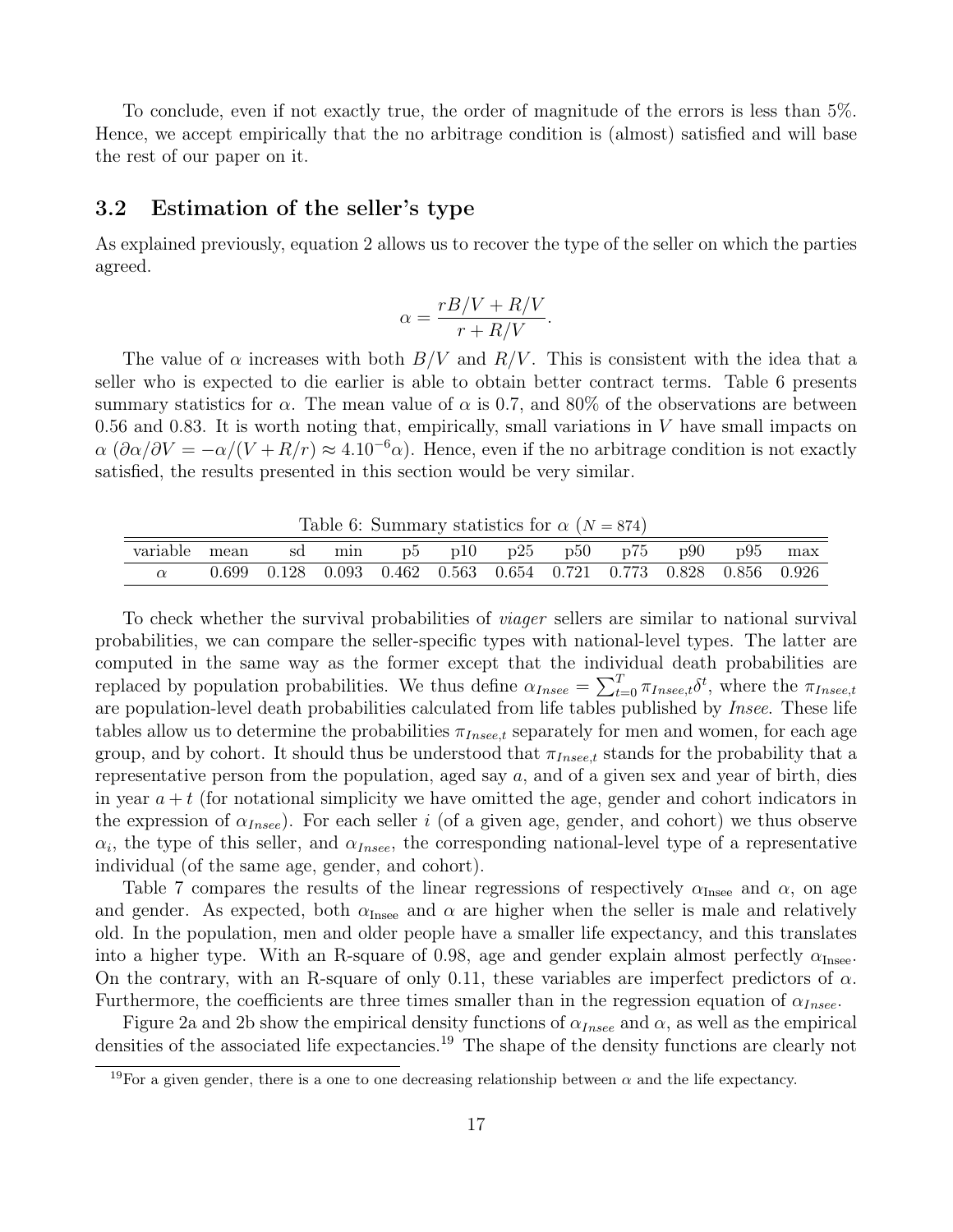To conclude, even if not exactly true, the order of magnitude of the errors is less than 5%. Hence, we accept empirically that the no arbitrage condition is (almost) satisfied and will base the rest of our paper on it.

### 3.2 Estimation of the seller's type

As explained previously, equation 2 allows us to recover the type of the seller on which the parties agreed.

$$\alpha = \frac{rB/V + R/V}{r + R/V}.$$

The value of $\alpha$ increases with both $B/V$ and $R/V$. This is consistent with the idea that a seller who is expected to die earlier is able to obtain better contract terms. Table 6 presents summary statistics for $\alpha$. The mean value of $\alpha$ is 0.7, and 80% of the observations are between 0.56 and 0.83. It is worth noting that, empirically, small variations in $V$ have small impacts on $\alpha$ ($\partial\alpha/\partial V = -\alpha/(V + R/r) \approx 4.10^{-6}\alpha$). Hence, even if the no arbitrage condition is not exactly satisfied, the results presented in this section would be very similar.

Table 6: Summary statistics for $\alpha$ ($N = 874$)

| variable | mean | sd | min | p5 | p10 | p25 | p50 | p75 | p90 | p95 | max |
|---|---|---|---|---|---|---|---|---|---|---|---|
| $\alpha$ | 0.699 | 0.128 | 0.093 | 0.462 | 0.563 | 0.654 | 0.721 | 0.773 | 0.828 | 0.856 | 0.926 |

To check whether the survival probabilities of *viager* sellers are similar to national survival probabilities, we can compare the seller-specific types with national-level types. The latter are computed in the same way as the former except that the individual death probabilities are replaced by population probabilities. We thus define $\alpha_{Insee} = \sum_{t=0}^{T} \pi_{Insee,t}\delta^t$, where the $\pi_{Insee,t}$ are population-level death probabilities calculated from life tables published by *Insee*. These life tables allow us to determine the probabilities $\pi_{Insee,t}$ separately for men and women, for each age group, and by cohort. It should thus be understood that $\pi_{Insee,t}$ stands for the probability that a representative person from the population, aged say $a$, and of a given sex and year of birth, dies in year $a + t$ (for notational simplicity we have omitted the age, gender and cohort indicators in the expression of $\alpha_{Insee}$). For each seller $i$ (of a given age, gender, and cohort) we thus observe $\alpha_i$, the type of this seller, and $\alpha_{Insee}$, the corresponding national-level type of a representative individual (of the same age, gender, and cohort).

Table 7 compares the results of the linear regressions of respectively $\alpha_{\text{Insee}}$ and $\alpha$, on age and gender. As expected, both $\alpha_{\text{Insee}}$ and $\alpha$ are higher when the seller is male and relatively old. In the population, men and older people have a smaller life expectancy, and this translates into a higher type. With an R-square of 0.98, age and gender explain almost perfectly $\alpha_{\text{Insee}}$. On the contrary, with an R-square of only 0.11, these variables are imperfect predictors of $\alpha$. Furthermore, the coefficients are three times smaller than in the regression equation of $\alpha_{Insee}$.

Figure 2a and 2b show the empirical density functions of $\alpha_{Insee}$ and $\alpha$, as well as the empirical densities of the associated life expectancies.[19] The shape of the density functions are clearly not

[19] For a given gender, there is a one to one decreasing relationship between $\alpha$ and the life expectancy.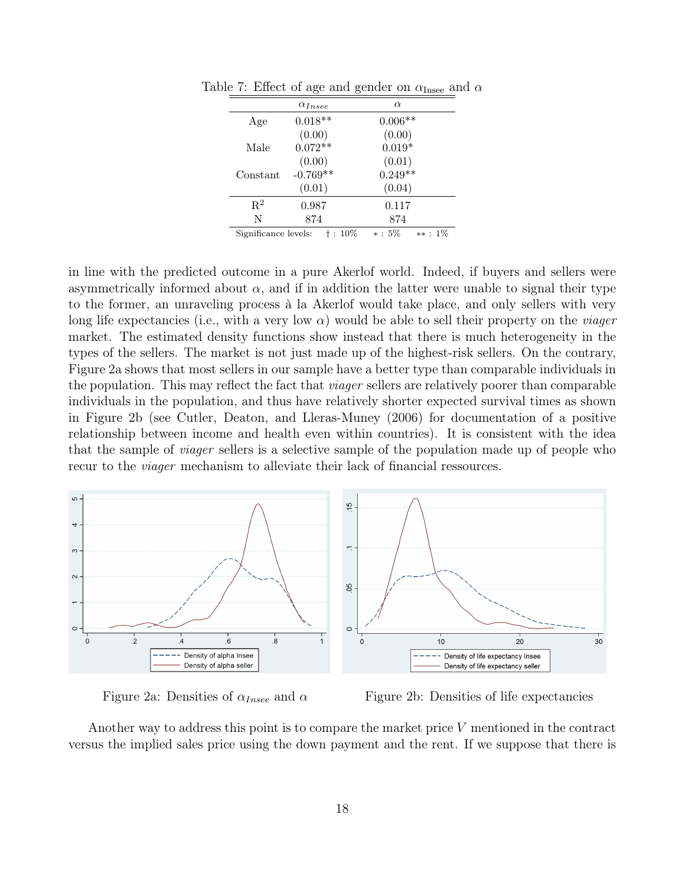Table 7: Effect of age and gender on $\alpha_{\text{Insee}}$ and $\alpha$

| | $\alpha_{Insee}$ | $\alpha$ |
|---|---|---|
| Age | 0.018** | 0.006** |
| | (0.00) | (0.00) |
| Male | 0.072** | 0.019* |
| | (0.00) | (0.01) |
| Constant | -0.769** | 0.249** |
| | (0.01) | (0.04) |
| $R^2$ | 0.987 | 0.117 |
| N | 874 | 874 |

Significance levels: † : 10% * : 5% ** : 1%

in line with the predicted outcome in a pure Akerlof world. Indeed, if buyers and sellers were asymmetrically informed about $\alpha$, and if in addition the latter were unable to signal their type to the former, an unraveling process à la Akerlof would take place, and only sellers with very long life expectancies (i.e., with a very low $\alpha$) would be able to sell their property on the *viager* market. The estimated density functions show instead that there is much heterogeneity in the types of the sellers. The market is not just made up of the highest-risk sellers. On the contrary, Figure 2a shows that most sellers in our sample have a better type than comparable individuals in the population. This may reflect the fact that *viager* sellers are relatively poorer than comparable individuals in the population, and thus have relatively shorter expected survival times as shown in Figure 2b (see Cutler, Deaton, and Lleras-Muney (2006) for documentation of a positive relationship between income and health even within countries). It is consistent with the idea that the sample of *viager* sellers is a selective sample of the population made up of people who recur to the *viager* mechanism to alleviate their lack of financial ressources.

Figure 2a: Densities of $\alpha_{Insee}$ and $\alpha$

Figure 2b: Densities of life expectancies

Another way to address this point is to compare the market price $V$ mentioned in the contract versus the implied sales price using the down payment and the rent. If we suppose that there is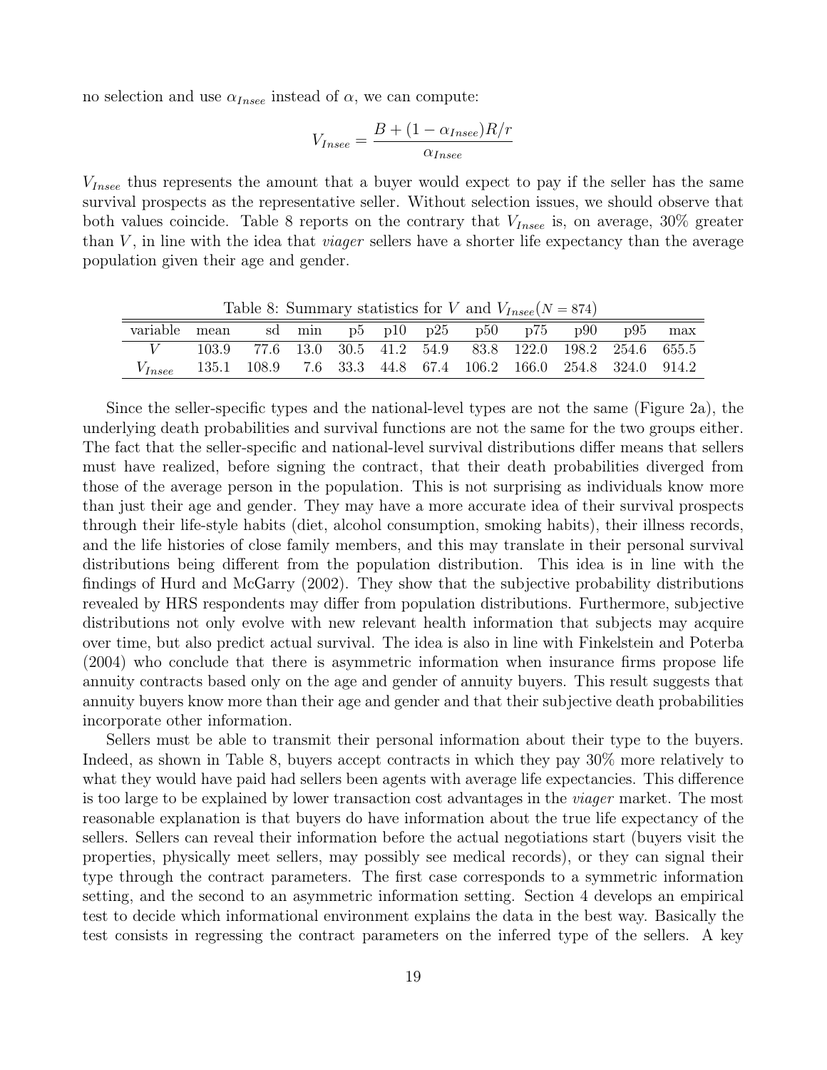no selection and use $\alpha_{Insee}$ instead of $\alpha$, we can compute:

$$V_{Insee} = \frac{B + (1 - \alpha_{Insee})R/r}{\alpha_{Insee}}$$

$V_{Insee}$ thus represents the amount that a buyer would expect to pay if the seller has the same survival prospects as the representative seller. Without selection issues, we should observe that both values coincide. Table 8 reports on the contrary that $V_{Insee}$ is, on average, 30% greater than $V$, in line with the idea that *viager* sellers have a shorter life expectancy than the average population given their age and gender.

Table 8: Summary statistics for $V$ and $V_{Insee}$($N = 874$)

| variable | mean | sd | min | p5 | p10 | p25 | p50 | p75 | p90 | p95 | max |
|---|---|---|---|---|---|---|---|---|---|---|---|
| $V$ | 103.9 | 77.6 | 13.0 | 30.5 | 41.2 | 54.9 | 83.8 | 122.0 | 198.2 | 254.6 | 655.5 |
| $V_{Insee}$ | 135.1 | 108.9 | 7.6 | 33.3 | 44.8 | 67.4 | 106.2 | 166.0 | 254.8 | 324.0 | 914.2 |

Since the seller-specific types and the national-level types are not the same (Figure 2a), the underlying death probabilities and survival functions are not the same for the two groups either. The fact that the seller-specific and national-level survival distributions differ means that sellers must have realized, before signing the contract, that their death probabilities diverged from those of the average person in the population. This is not surprising as individuals know more than just their age and gender. They may have a more accurate idea of their survival prospects through their life-style habits (diet, alcohol consumption, smoking habits), their illness records, and the life histories of close family members, and this may translate in their personal survival distributions being different from the population distribution. This idea is in line with the findings of Hurd and McGarry (2002). They show that the subjective probability distributions revealed by HRS respondents may differ from population distributions. Furthermore, subjective distributions not only evolve with new relevant health information that subjects may acquire over time, but also predict actual survival. The idea is also in line with Finkelstein and Poterba (2004) who conclude that there is asymmetric information when insurance firms propose life annuity contracts based only on the age and gender of annuity buyers. This result suggests that annuity buyers know more than their age and gender and that their subjective death probabilities incorporate other information.

Sellers must be able to transmit their personal information about their type to the buyers. Indeed, as shown in Table 8, buyers accept contracts in which they pay 30% more relatively to what they would have paid had sellers been agents with average life expectancies. This difference is too large to be explained by lower transaction cost advantages in the *viager* market. The most reasonable explanation is that buyers do have information about the true life expectancy of the sellers. Sellers can reveal their information before the actual negotiations start (buyers visit the properties, physically meet sellers, may possibly see medical records), or they can signal their type through the contract parameters. The first case corresponds to a symmetric information setting, and the second to an asymmetric information setting. Section 4 develops an empirical test to decide which informational environment explains the data in the best way. Basically the test consists in regressing the contract parameters on the inferred type of the sellers. A key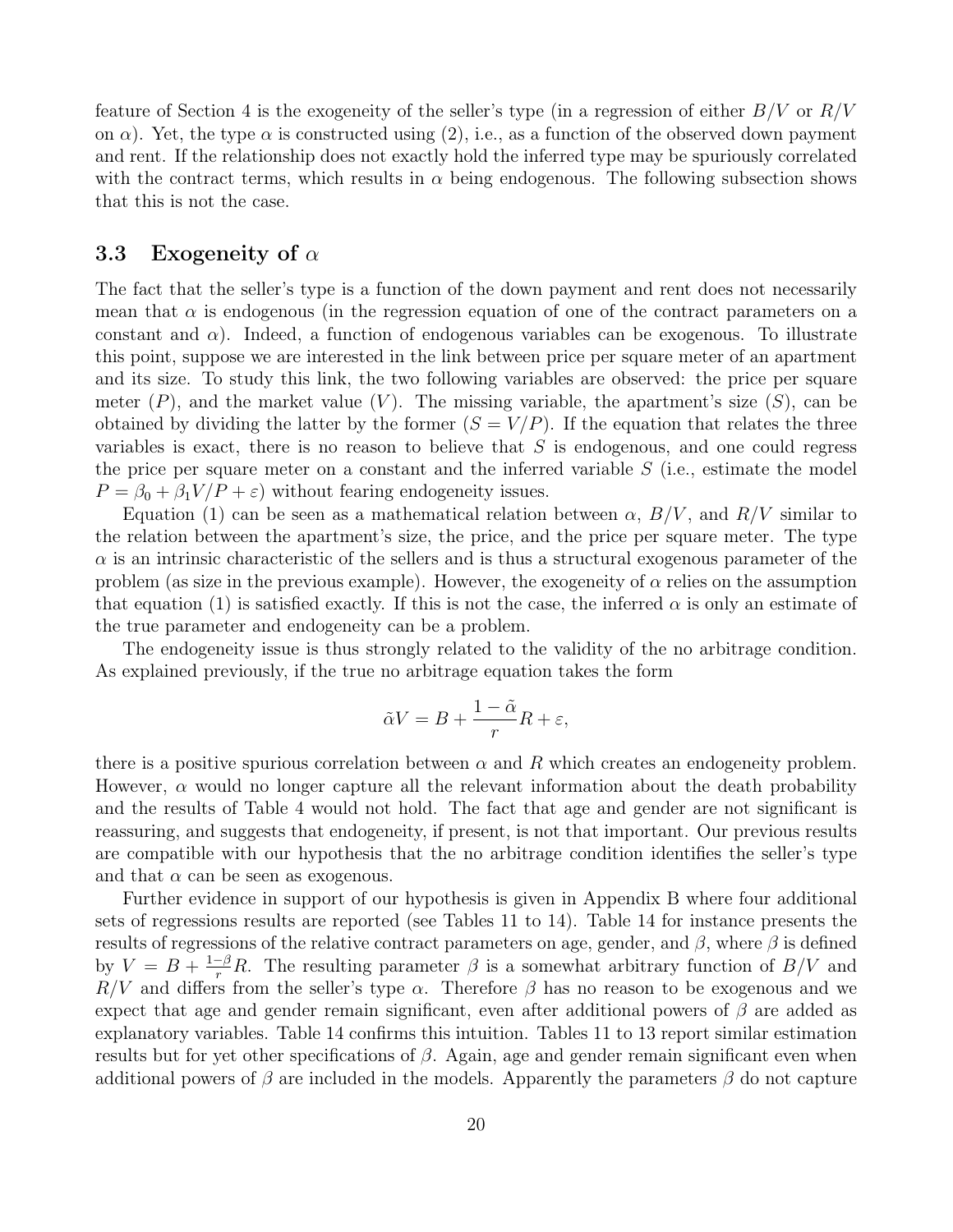feature of Section 4 is the exogeneity of the seller's type (in a regression of either $B/V$ or $R/V$ on $\alpha$). Yet, the type $\alpha$ is constructed using (2), i.e., as a function of the observed down payment and rent. If the relationship does not exactly hold the inferred type may be spuriously correlated with the contract terms, which results in $\alpha$ being endogenous. The following subsection shows that this is not the case.

### 3.3 Exogeneity of $\alpha$

The fact that the seller's type is a function of the down payment and rent does not necessarily mean that $\alpha$ is endogenous (in the regression equation of one of the contract parameters on a constant and $\alpha$). Indeed, a function of endogenous variables can be exogenous. To illustrate this point, suppose we are interested in the link between price per square meter of an apartment and its size. To study this link, the two following variables are observed: the price per square meter ($P$), and the market value ($V$). The missing variable, the apartment's size ($S$), can be obtained by dividing the latter by the former ($S = V/P$). If the equation that relates the three variables is exact, there is no reason to believe that $S$ is endogenous, and one could regress the price per square meter on a constant and the inferred variable $S$ (i.e., estimate the model $P = \beta_0 + \beta_1 V/P + \varepsilon$) without fearing endogeneity issues.

Equation (1) can be seen as a mathematical relation between $\alpha$, $B/V$, and $R/V$ similar to the relation between the apartment's size, the price, and the price per square meter. The type $\alpha$ is an intrinsic characteristic of the sellers and is thus a structural exogenous parameter of the problem (as size in the previous example). However, the exogeneity of $\alpha$ relies on the assumption that equation (1) is satisfied exactly. If this is not the case, the inferred $\alpha$ is only an estimate of the true parameter and endogeneity can be a problem.

The endogeneity issue is thus strongly related to the validity of the no arbitrage condition. As explained previously, if the true no arbitrage equation takes the form

$$\tilde{\alpha}V = B + \frac{1-\tilde{\alpha}}{r}R + \varepsilon,$$

there is a positive spurious correlation between $\alpha$ and $R$ which creates an endogeneity problem. However, $\alpha$ would no longer capture all the relevant information about the death probability and the results of Table 4 would not hold. The fact that age and gender are not significant is reassuring, and suggests that endogeneity, if present, is not that important. Our previous results are compatible with our hypothesis that the no arbitrage condition identifies the seller's type and that $\alpha$ can be seen as exogenous.

Further evidence in support of our hypothesis is given in Appendix B where four additional sets of regressions results are reported (see Tables 11 to 14). Table 14 for instance presents the results of regressions of the relative contract parameters on age, gender, and $\beta$, where $\beta$ is defined by $V = B + \frac{1-\beta}{r}R$. The resulting parameter $\beta$ is a somewhat arbitrary function of $B/V$ and $R/V$ and differs from the seller's type $\alpha$. Therefore $\beta$ has no reason to be exogenous and we expect that age and gender remain significant, even after additional powers of $\beta$ are added as explanatory variables. Table 14 confirms this intuition. Tables 11 to 13 report similar estimation results but for yet other specifications of $\beta$. Again, age and gender remain significant even when additional powers of $\beta$ are included in the models. Apparently the parameters $\beta$ do not capture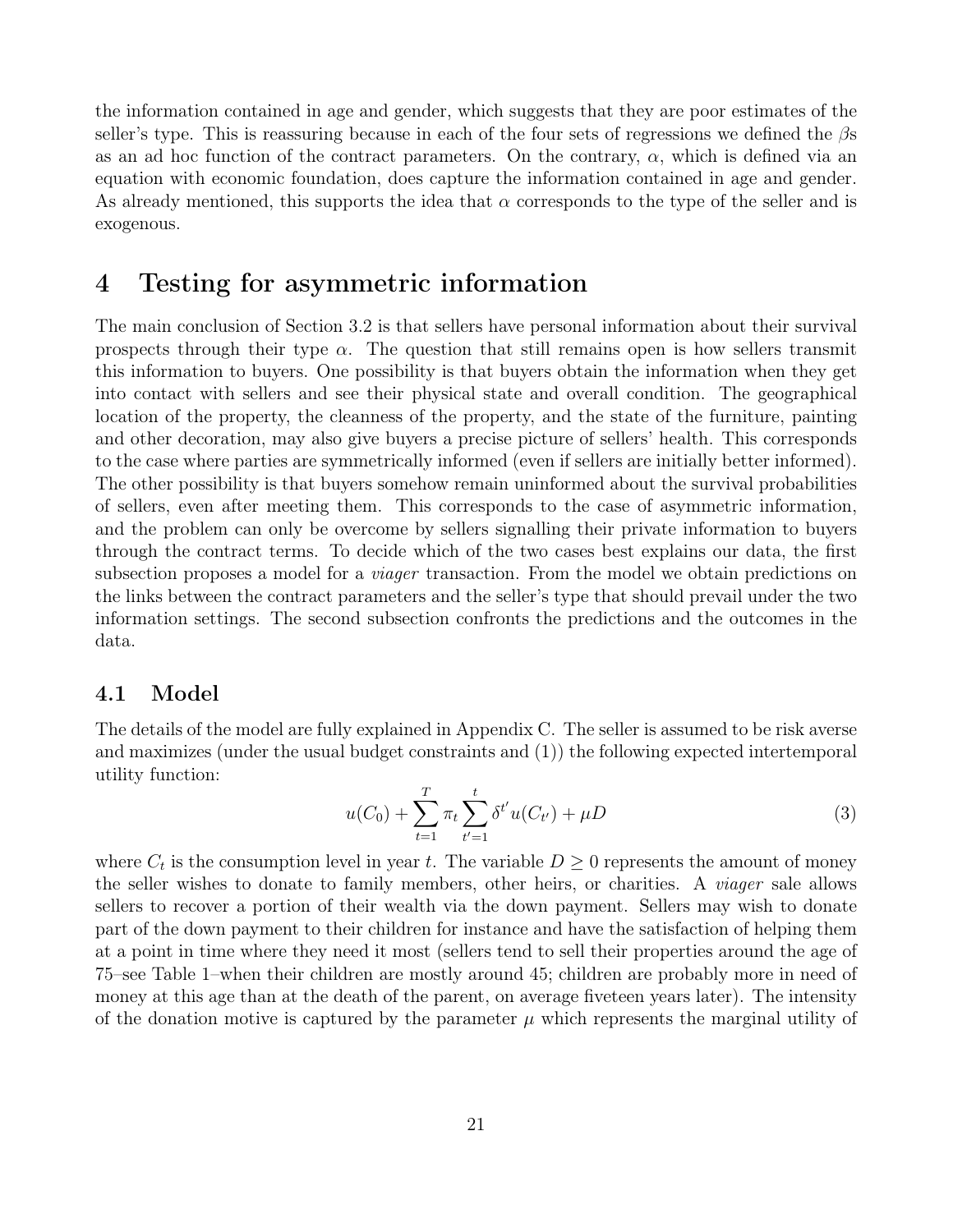the information contained in age and gender, which suggests that they are poor estimates of the seller's type. This is reassuring because in each of the four sets of regressions we defined the $\beta$s as an ad hoc function of the contract parameters. On the contrary, $\alpha$, which is defined via an equation with economic foundation, does capture the information contained in age and gender. As already mentioned, this supports the idea that $\alpha$ corresponds to the type of the seller and is exogenous.

# 4 Testing for asymmetric information

The main conclusion of Section 3.2 is that sellers have personal information about their survival prospects through their type $\alpha$. The question that still remains open is how sellers transmit this information to buyers. One possibility is that buyers obtain the information when they get into contact with sellers and see their physical state and overall condition. The geographical location of the property, the cleanness of the property, and the state of the furniture, painting and other decoration, may also give buyers a precise picture of sellers' health. This corresponds to the case where parties are symmetrically informed (even if sellers are initially better informed). The other possibility is that buyers somehow remain uninformed about the survival probabilities of sellers, even after meeting them. This corresponds to the case of asymmetric information, and the problem can only be overcome by sellers signalling their private information to buyers through the contract terms. To decide which of the two cases best explains our data, the first subsection proposes a model for a *viager* transaction. From the model we obtain predictions on the links between the contract parameters and the seller's type that should prevail under the two information settings. The second subsection confronts the predictions and the outcomes in the data.

## 4.1 Model

The details of the model are fully explained in Appendix C. The seller is assumed to be risk averse and maximizes (under the usual budget constraints and (1)) the following expected intertemporal utility function:

$$u(C_0) + \sum_{t=1}^{T} \pi_t \sum_{t'=1}^{t} \delta^{t'} u(C_{t'}) + \mu D \tag{3}$$

where $C_t$ is the consumption level in year $t$. The variable $D \geq 0$ represents the amount of money the seller wishes to donate to family members, other heirs, or charities. A *viager* sale allows sellers to recover a portion of their wealth via the down payment. Sellers may wish to donate part of the down payment to their children for instance and have the satisfaction of helping them at a point in time where they need it most (sellers tend to sell their properties around the age of 75–see Table 1–when their children are mostly around 45; children are probably more in need of money at this age than at the death of the parent, on average fiveteen years later). The intensity of the donation motive is captured by the parameter $\mu$ which represents the marginal utility of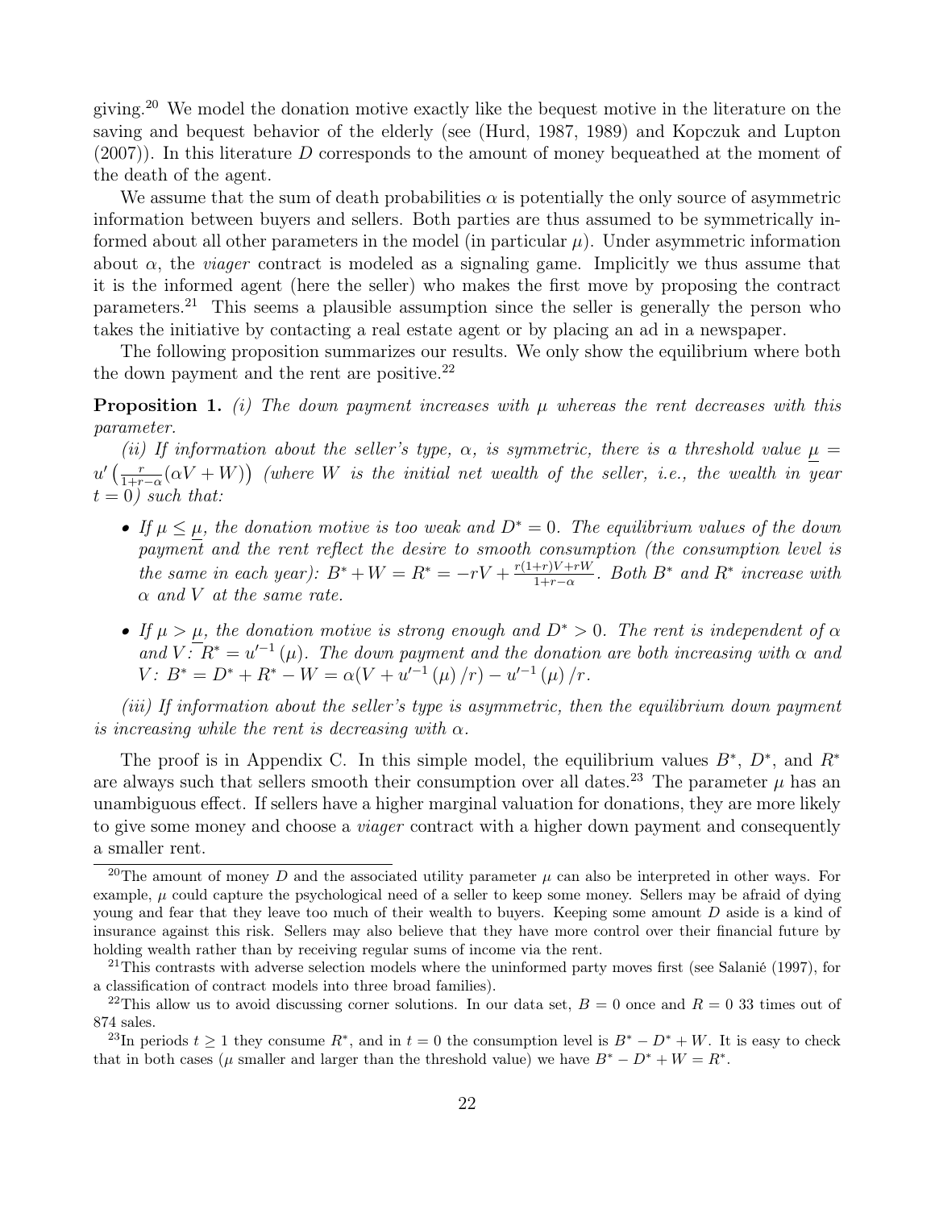giving.[20] We model the donation motive exactly like the bequest motive in the literature on the saving and bequest behavior of the elderly (see (Hurd, 1987, 1989) and Kopczuk and Lupton (2007)). In this literature $D$ corresponds to the amount of money bequeathed at the moment of the death of the agent.

We assume that the sum of death probabilities $\alpha$ is potentially the only source of asymmetric information between buyers and sellers. Both parties are thus assumed to be symmetrically informed about all other parameters in the model (in particular $\mu$). Under asymmetric information about $\alpha$, the *viager* contract is modeled as a signaling game. Implicitly we thus assume that it is the informed agent (here the seller) who makes the first move by proposing the contract parameters.[21] This seems a plausible assumption since the seller is generally the person who takes the initiative by contacting a real estate agent or by placing an ad in a newspaper.

The following proposition summarizes our results. We only show the equilibrium where both the down payment and the rent are positive.[22]

**Proposition 1.** *(i) The down payment increases with $\mu$ whereas the rent decreases with this parameter.*

*(ii) If information about the seller's type, $\alpha$, is symmetric, there is a threshold value $\underline{\mu} = u'\left(\frac{r}{1+r-\alpha}(\alpha V + W)\right)$ (where $W$ is the initial net wealth of the seller, i.e., the wealth in year $t = 0$) such that:*

- *If $\mu \leq \underline{\mu}$, the donation motive is too weak and $D^* = 0$. The equilibrium values of the down payment and the rent reflect the desire to smooth consumption (the consumption level is the same in each year): $B^* + W = R^* = -rV + \frac{r(1+r)V+rW}{1+r-\alpha}$. Both $B^*$ and $R^*$ increase with $\alpha$ and $V$ at the same rate.*
- *If $\mu > \underline{\mu}$, the donation motive is strong enough and $D^* > 0$. The rent is independent of $\alpha$ and $V$: $R^* = u'^{-1}(\mu)$. The down payment and the donation are both increasing with $\alpha$ and $V$: $B^* = D^* + R^* - W = \alpha(V + u'^{-1}(\mu)/r) - u'^{-1}(\mu)/r$.*

*(iii) If information about the seller's type is asymmetric, then the equilibrium down payment is increasing while the rent is decreasing with $\alpha$.*

The proof is in Appendix C. In this simple model, the equilibrium values $B^*$, $D^*$, and $R^*$ are always such that sellers smooth their consumption over all dates.[23] The parameter $\mu$ has an unambiguous effect. If sellers have a higher marginal valuation for donations, they are more likely to give some money and choose a *viager* contract with a higher down payment and consequently a smaller rent.

---

[20] The amount of money $D$ and the associated utility parameter $\mu$ can also be interpreted in other ways. For example, $\mu$ could capture the psychological need of a seller to keep some money. Sellers may be afraid of dying young and fear that they leave too much of their wealth to buyers. Keeping some amount $D$ aside is a kind of insurance against this risk. Sellers may also believe that they have more control over their financial future by holding wealth rather than by receiving regular sums of income via the rent.

[21] This contrasts with adverse selection models where the uninformed party moves first (see Salanié (1997), for a classification of contract models into three broad families).

[22] This allow us to avoid discussing corner solutions. In our data set, $B = 0$ once and $R = 0$ 33 times out of 874 sales.

[23] In periods $t \geq 1$ they consume $R^*$, and in $t = 0$ the consumption level is $B^* - D^* + W$. It is easy to check that in both cases ($\mu$ smaller and larger than the threshold value) we have $B^* - D^* + W = R^*$.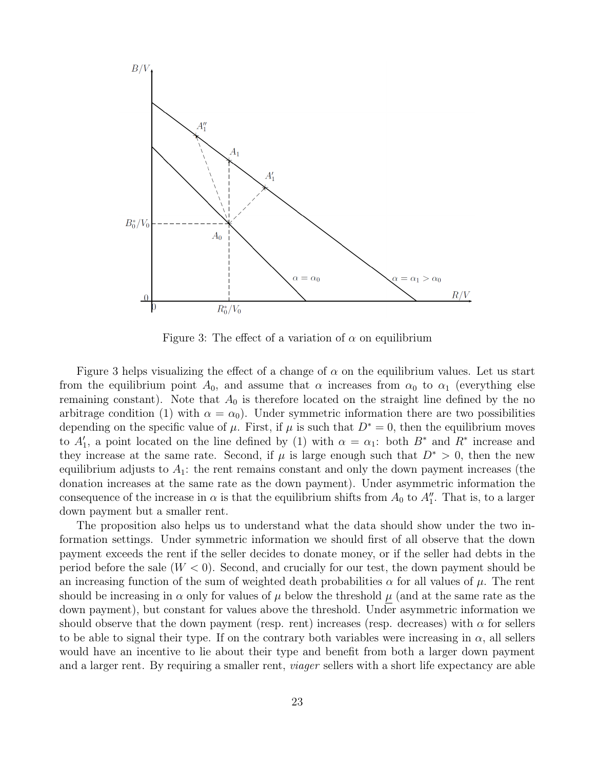Figure 3: The effect of a variation of $\alpha$ on equilibrium

Figure 3 helps visualizing the effect of a change of $\alpha$ on the equilibrium values. Let us start from the equilibrium point $A_0$, and assume that $\alpha$ increases from $\alpha_0$ to $\alpha_1$ (everything else remaining constant). Note that $A_0$ is therefore located on the straight line defined by the no arbitrage condition (1) with $\alpha = \alpha_0$). Under symmetric information there are two possibilities depending on the specific value of $\mu$. First, if $\mu$ is such that $D^* = 0$, then the equilibrium moves to $A_1'$, a point located on the line defined by (1) with $\alpha = \alpha_1$: both $B^*$ and $R^*$ increase and they increase at the same rate. Second, if $\mu$ is large enough such that $D^* > 0$, then the new equilibrium adjusts to $A_1$: the rent remains constant and only the down payment increases (the donation increases at the same rate as the down payment). Under asymmetric information the consequence of the increase in $\alpha$ is that the equilibrium shifts from $A_0$ to $A_1''$. That is, to a larger down payment but a smaller rent.

The proposition also helps us to understand what the data should show under the two information settings. Under symmetric information we should first of all observe that the down payment exceeds the rent if the seller decides to donate money, or if the seller had debts in the period before the sale ($W < 0$). Second, and crucially for our test, the down payment should be an increasing function of the sum of weighted death probabilities $\alpha$ for all values of $\mu$. The rent should be increasing in $\alpha$ only for values of $\mu$ below the threshold $\underline{\mu}$ (and at the same rate as the down payment), but constant for values above the threshold. Under asymmetric information we should observe that the down payment (resp. rent) increases (resp. decreases) with $\alpha$ for sellers to be able to signal their type. If on the contrary both variables were increasing in $\alpha$, all sellers would have an incentive to lie about their type and benefit from both a larger down payment and a larger rent. By requiring a smaller rent, *viager* sellers with a short life expectancy are able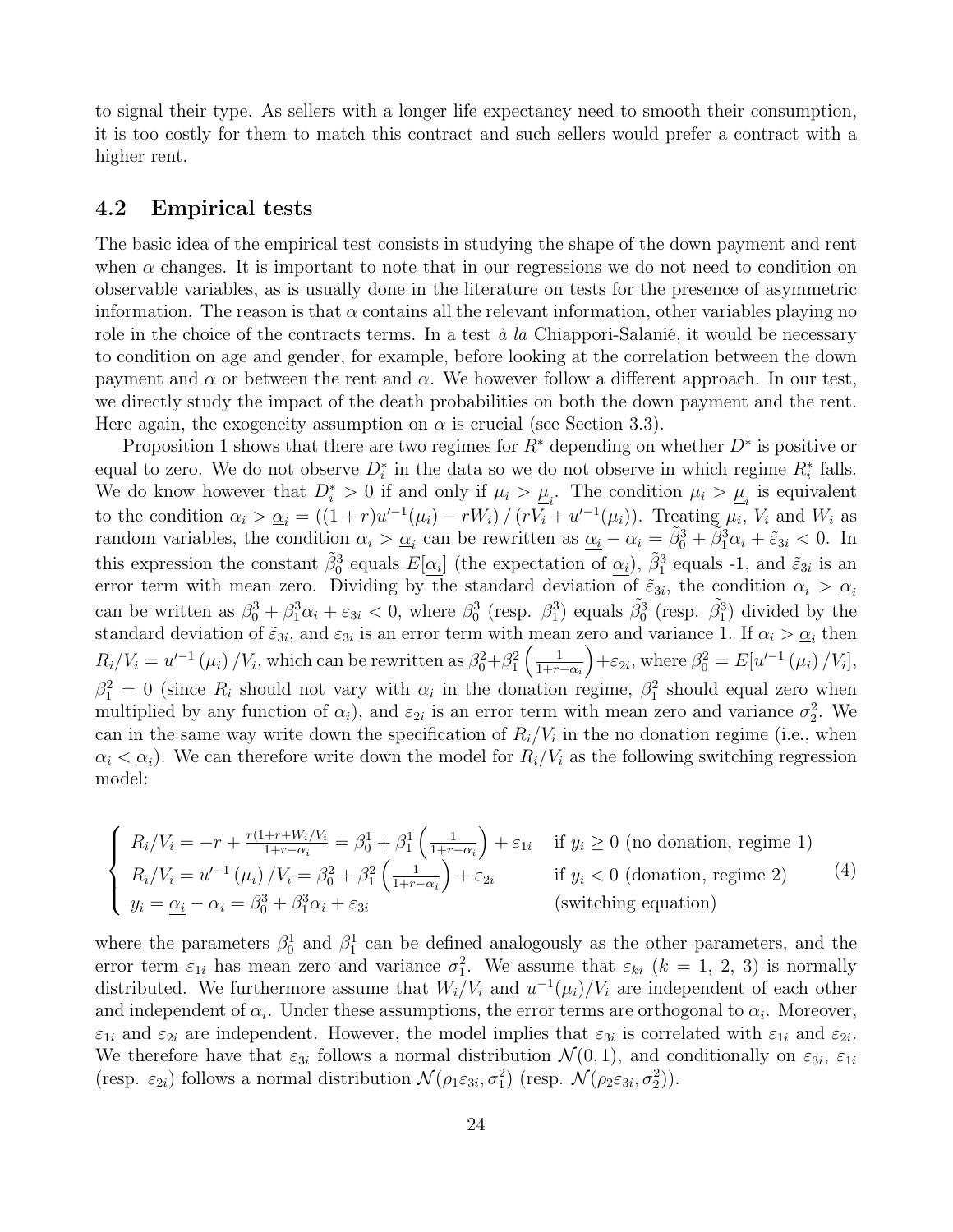to signal their type. As sellers with a longer life expectancy need to smooth their consumption, it is too costly for them to match this contract and such sellers would prefer a contract with a higher rent.

## 4.2 Empirical tests

The basic idea of the empirical test consists in studying the shape of the down payment and rent when $\alpha$ changes. It is important to note that in our regressions we do not need to condition on observable variables, as is usually done in the literature on tests for the presence of asymmetric information. The reason is that $\alpha$ contains all the relevant information, other variables playing no role in the choice of the contracts terms. In a test *à la* Chiappori-Salanié, it would be necessary to condition on age and gender, for example, before looking at the correlation between the down payment and $\alpha$ or between the rent and $\alpha$. We however follow a different approach. In our test, we directly study the impact of the death probabilities on both the down payment and the rent. Here again, the exogeneity assumption on $\alpha$ is crucial (see Section 3.3).

Proposition 1 shows that there are two regimes for $R^*$ depending on whether $D^*$ is positive or equal to zero. We do not observe $D_i^*$ in the data so we do not observe in which regime $R_i^*$ falls. We do know however that $D_i^* > 0$ if and only if $\mu_i > \underline{\mu}_i$. The condition $\mu_i > \underline{\mu}_i$ is equivalent to the condition $\alpha_i > \underline{\alpha}_i = ((1+r)u'^{-1}(\mu_i) - rW_i) / (rV_i + u'^{-1}(\mu_i))$. Treating $\mu_i$, $V_i$ and $W_i$ as random variables, the condition $\alpha_i > \underline{\alpha}_i$ can be rewritten as $\underline{\alpha_i} - \alpha_i = \tilde{\beta}_0^3 + \tilde{\beta}_1^3 \alpha_i + \tilde{\varepsilon}_{3i} < 0$. In this expression the constant $\tilde{\beta}_0^3$ equals $E[\underline{\alpha_i}]$ (the expectation of $\underline{\alpha_i}$), $\tilde{\beta}_1^3$ equals -1, and $\tilde{\varepsilon}_{3i}$ is an error term with mean zero. Dividing by the standard deviation of $\tilde{\varepsilon}_{3i}$, the condition $\alpha_i > \underline{\alpha}_i$ can be written as $\beta_0^3 + \beta_1^3 \alpha_i + \varepsilon_{3i} < 0$, where $\beta_0^3$ (resp. $\beta_1^3$) equals $\tilde{\beta}_0^3$ (resp. $\tilde{\beta}_1^3$) divided by the standard deviation of $\tilde{\varepsilon}_{3i}$, and $\varepsilon_{3i}$ is an error term with mean zero and variance 1. If $\alpha_i > \underline{\alpha}_i$ then $R_i/V_i = u'^{-1}(\mu_i)/V_i$, which can be rewritten as $\beta_0^2 + \beta_1^2 \left(\frac{1}{1+r-\alpha_i}\right) + \varepsilon_{2i}$, where $\beta_0^2 = E[u'^{-1}(\mu_i)/V_i]$, $\beta_1^2 = 0$ (since $R_i$ should not vary with $\alpha_i$ in the donation regime, $\beta_1^2$ should equal zero when multiplied by any function of $\alpha_i$), and $\varepsilon_{2i}$ is an error term with mean zero and variance $\sigma_2^2$. We can in the same way write down the specification of $R_i/V_i$ in the no donation regime (i.e., when $\alpha_i < \underline{\alpha}_i$). We can therefore write down the model for $R_i/V_i$ as the following switching regression model:

$$
\begin{cases}
R_i/V_i = -r + \frac{r(1+r+W_i/V_i}{1+r-\alpha_i} = \beta_0^1 + \beta_1^1 \left(\frac{1}{1+r-\alpha_i}\right) + \varepsilon_{1i} & \text{if } y_i \geq 0 \text{ (no donation, regime 1)} \\
R_i/V_i = u'^{-1}(\mu_i)/V_i = \beta_0^2 + \beta_1^2 \left(\frac{1}{1+r-\alpha_i}\right) + \varepsilon_{2i} & \text{if } y_i < 0 \text{ (donation, regime 2)} \\
y_i = \underline{\alpha_i} - \alpha_i = \beta_0^3 + \beta_1^3 \alpha_i + \varepsilon_{3i} & \text{(switching equation)}
\end{cases}
\tag{4}
$$

where the parameters $\beta_0^1$ and $\beta_1^1$ can be defined analogously as the other parameters, and the error term $\varepsilon_{1i}$ has mean zero and variance $\sigma_1^2$. We assume that $\varepsilon_{ki}$ ($k = 1, 2, 3$) is normally distributed. We furthermore assume that $W_i/V_i$ and $u^{-1}(\mu_i)/V_i$ are independent of each other and independent of $\alpha_i$. Under these assumptions, the error terms are orthogonal to $\alpha_i$. Moreover, $\varepsilon_{1i}$ and $\varepsilon_{2i}$ are independent. However, the model implies that $\varepsilon_{3i}$ is correlated with $\varepsilon_{1i}$ and $\varepsilon_{2i}$. We therefore have that $\varepsilon_{3i}$ follows a normal distribution $\mathcal{N}(0,1)$, and conditionally on $\varepsilon_{3i}$, $\varepsilon_{1i}$ (resp. $\varepsilon_{2i}$) follows a normal distribution $\mathcal{N}(\rho_1 \varepsilon_{3i}, \sigma_1^2)$ (resp. $\mathcal{N}(\rho_2 \varepsilon_{3i}, \sigma_2^2)$).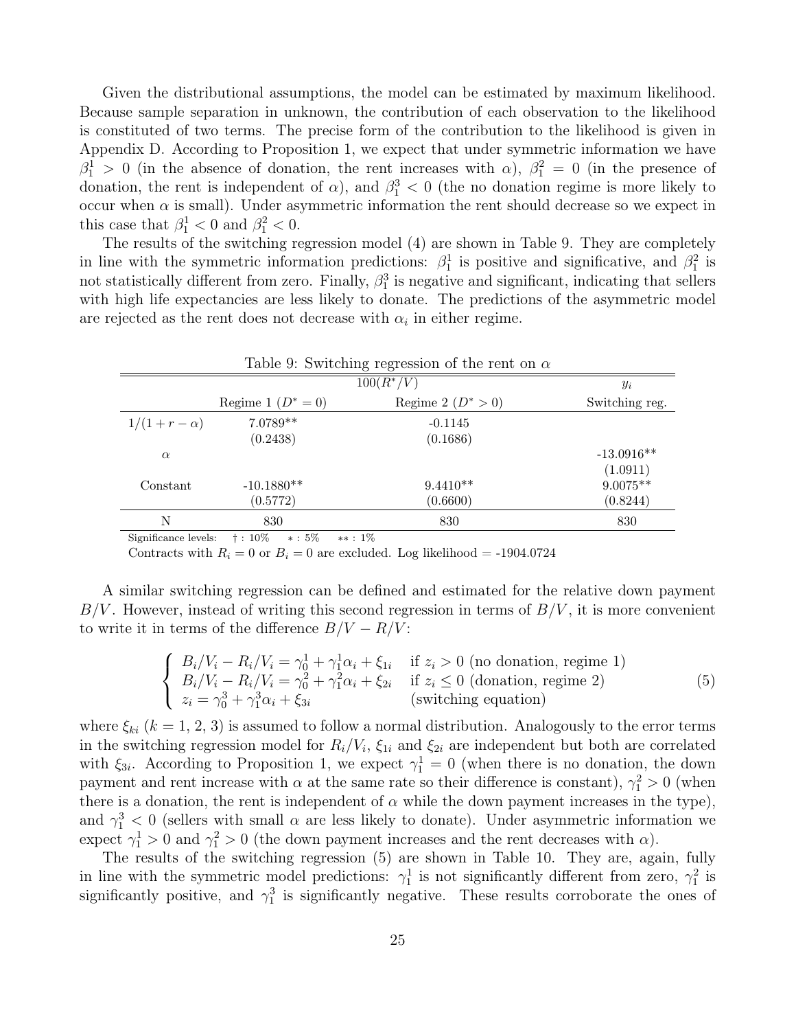Given the distributional assumptions, the model can be estimated by maximum likelihood. Because sample separation in unknown, the contribution of each observation to the likelihood is constituted of two terms. The precise form of the contribution to the likelihood is given in Appendix D. According to Proposition 1, we expect that under symmetric information we have $\beta_1^1 > 0$ (in the absence of donation, the rent increases with $\alpha$), $\beta_1^2 = 0$ (in the presence of donation, the rent is independent of $\alpha$), and $\beta_1^3 < 0$ (the no donation regime is more likely to occur when $\alpha$ is small). Under asymmetric information the rent should decrease so we expect in this case that $\beta_1^1 < 0$ and $\beta_1^2 < 0$.

The results of the switching regression model (4) are shown in Table 9. They are completely in line with the symmetric information predictions: $\beta_1^1$ is positive and significative, and $\beta_1^2$ is not statistically different from zero. Finally, $\beta_1^3$ is negative and significant, indicating that sellers with high life expectancies are less likely to donate. The predictions of the asymmetric model are rejected as the rent does not decrease with $\alpha_i$ in either regime.

Table 9: Switching regression of the rent on $\alpha$

| | $100(R^*/V)$ | | $y_i$ |
|---|---|---|---|
| | Regime 1 ($D^* = 0$) | Regime 2 ($D^* > 0$) | Switching reg. |
| $1/(1+r-\alpha)$ | 7.0789** | -0.1145 | |
| | (0.2438) | (0.1686) | |
| $\alpha$ | | | -13.0916** |
| | | | (1.0911) |
| Constant | -10.1880** | 9.4410** | 9.0075** |
| | (0.5772) | (0.6600) | (0.8244) |
| N | 830 | 830 | 830 |

Significance levels: † : 10% &nbsp; * : 5% &nbsp; ** : 1%

Contracts with $R_i = 0$ or $B_i = 0$ are excluded. Log likelihood = -1904.0724

A similar switching regression can be defined and estimated for the relative down payment $B/V$. However, instead of writing this second regression in terms of $B/V$, it is more convenient to write it in terms of the difference $B/V - R/V$:

$$\begin{cases} B_i/V_i - R_i/V_i = \gamma_0^1 + \gamma_1^1 \alpha_i + \xi_{1i} & \text{if } z_i > 0 \text{ (no donation, regime 1)} \\ B_i/V_i - R_i/V_i = \gamma_0^2 + \gamma_1^2 \alpha_i + \xi_{2i} & \text{if } z_i \leq 0 \text{ (donation, regime 2)} \\ z_i = \gamma_0^3 + \gamma_1^3 \alpha_i + \xi_{3i} & \text{(switching equation)} \end{cases} \tag{5}$$

where $\xi_{ki}$ ($k = 1, 2, 3$) is assumed to follow a normal distribution. Analogously to the error terms in the switching regression model for $R_i/V_i$, $\xi_{1i}$ and $\xi_{2i}$ are independent but both are correlated with $\xi_{3i}$. According to Proposition 1, we expect $\gamma_1^1 = 0$ (when there is no donation, the down payment and rent increase with $\alpha$ at the same rate so their difference is constant), $\gamma_1^2 > 0$ (when there is a donation, the rent is independent of $\alpha$ while the down payment increases in the type), and $\gamma_1^3 < 0$ (sellers with small $\alpha$ are less likely to donate). Under asymmetric information we expect $\gamma_1^1 > 0$ and $\gamma_1^2 > 0$ (the down payment increases and the rent decreases with $\alpha$).

The results of the switching regression (5) are shown in Table 10. They are, again, fully in line with the symmetric model predictions: $\gamma_1^1$ is not significantly different from zero, $\gamma_1^2$ is significantly positive, and $\gamma_1^3$ is significantly negative. These results corroborate the ones of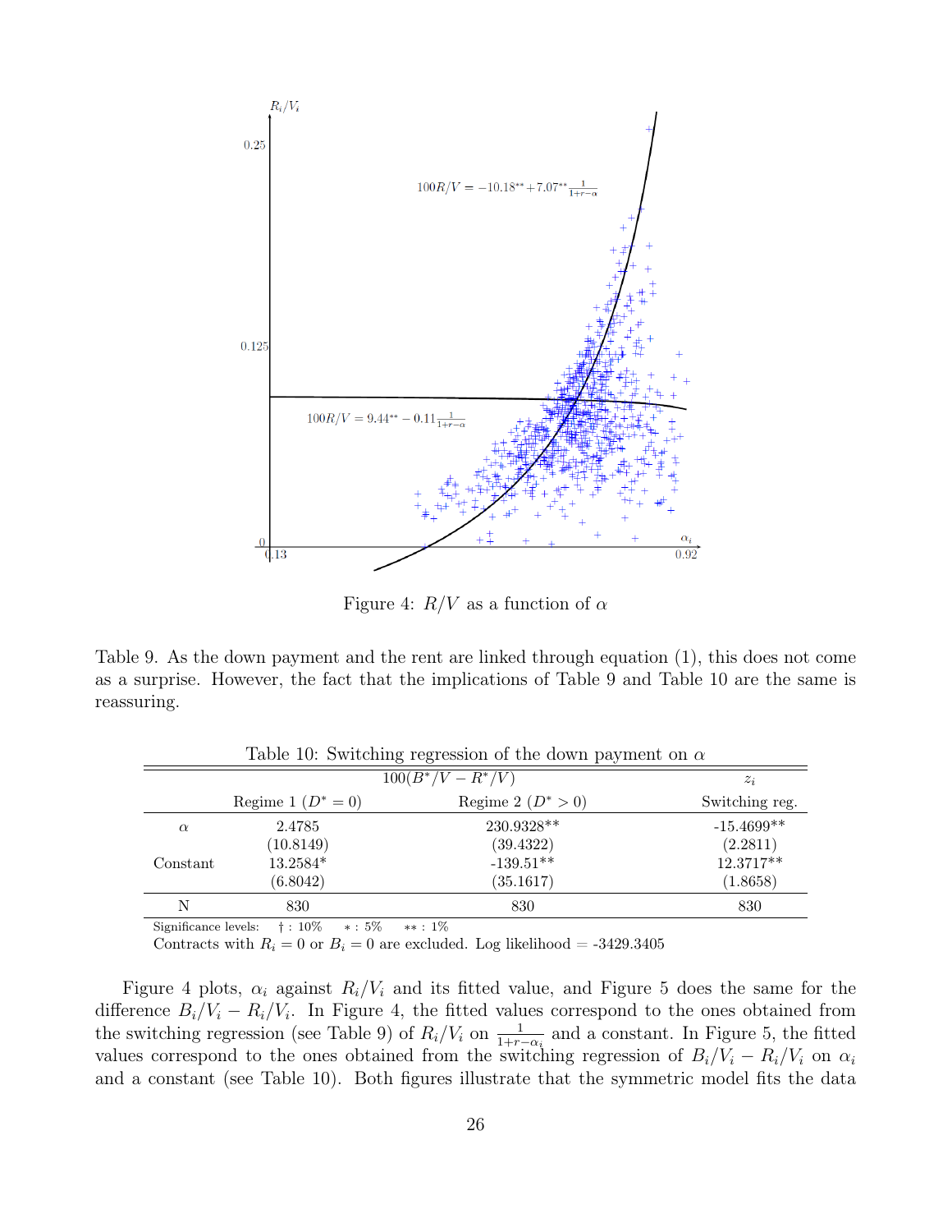Figure 4: $R/V$ as a function of $\alpha$

Table 9. As the down payment and the rent are linked through equation (1), this does not come as a surprise. However, the fact that the implications of Table 9 and Table 10 are the same is reassuring.

Table 10: Switching regression of the down payment on $\alpha$

| | $100(B^*/V - R^*/V)$ | | $z_i$ |
|---|---|---|---|
| | Regime 1 ($D^* = 0$) | Regime 2 ($D^* > 0$) | Switching reg. |
| $\alpha$ | 2.4785 | 230.9328** | -15.4699** |
| | (10.8149) | (39.4322) | (2.2811) |
| Constant | 13.2584* | -139.51** | 12.3717** |
| | (6.8042) | (35.1617) | (1.8658) |
| N | 830 | 830 | 830 |

Significance levels: † : 10% &nbsp;&nbsp; * : 5% &nbsp;&nbsp; ** : 1%

Contracts with $R_i = 0$ or $B_i = 0$ are excluded. Log likelihood = -3429.3405

Figure 4 plots, $\alpha_i$ against $R_i/V_i$ and its fitted value, and Figure 5 does the same for the difference $B_i/V_i - R_i/V_i$. In Figure 4, the fitted values correspond to the ones obtained from the switching regression (see Table 9) of $R_i/V_i$ on $\frac{1}{1+r-\alpha_i}$ and a constant. In Figure 5, the fitted values correspond to the ones obtained from the switching regression of $B_i/V_i - R_i/V_i$ on $\alpha_i$ and a constant (see Table 10). Both figures illustrate that the symmetric model fits the data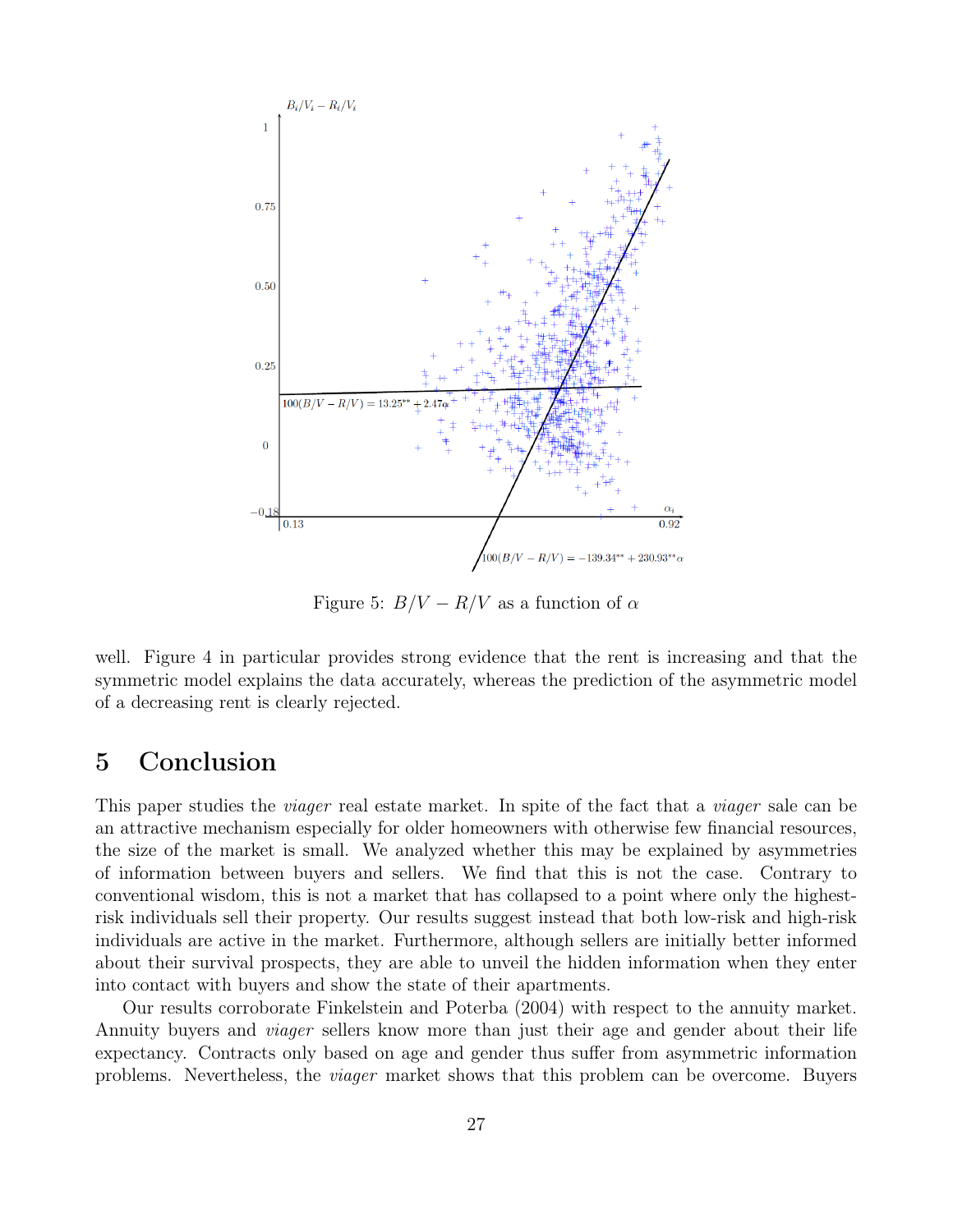Figure 5: $B/V - R/V$ as a function of $\alpha$

well. Figure 4 in particular provides strong evidence that the rent is increasing and that the symmetric model explains the data accurately, whereas the prediction of the asymmetric model of a decreasing rent is clearly rejected.

# 5 Conclusion

This paper studies the *viager* real estate market. In spite of the fact that a *viager* sale can be an attractive mechanism especially for older homeowners with otherwise few financial resources, the size of the market is small. We analyzed whether this may be explained by asymmetries of information between buyers and sellers. We find that this is not the case. Contrary to conventional wisdom, this is not a market that has collapsed to a point where only the highest-risk individuals sell their property. Our results suggest instead that both low-risk and high-risk individuals are active in the market. Furthermore, although sellers are initially better informed about their survival prospects, they are able to unveil the hidden information when they enter into contact with buyers and show the state of their apartments.

Our results corroborate Finkelstein and Poterba (2004) with respect to the annuity market. Annuity buyers and *viager* sellers know more than just their age and gender about their life expectancy. Contracts only based on age and gender thus suffer from asymmetric information problems. Nevertheless, the *viager* market shows that this problem can be overcome. Buyers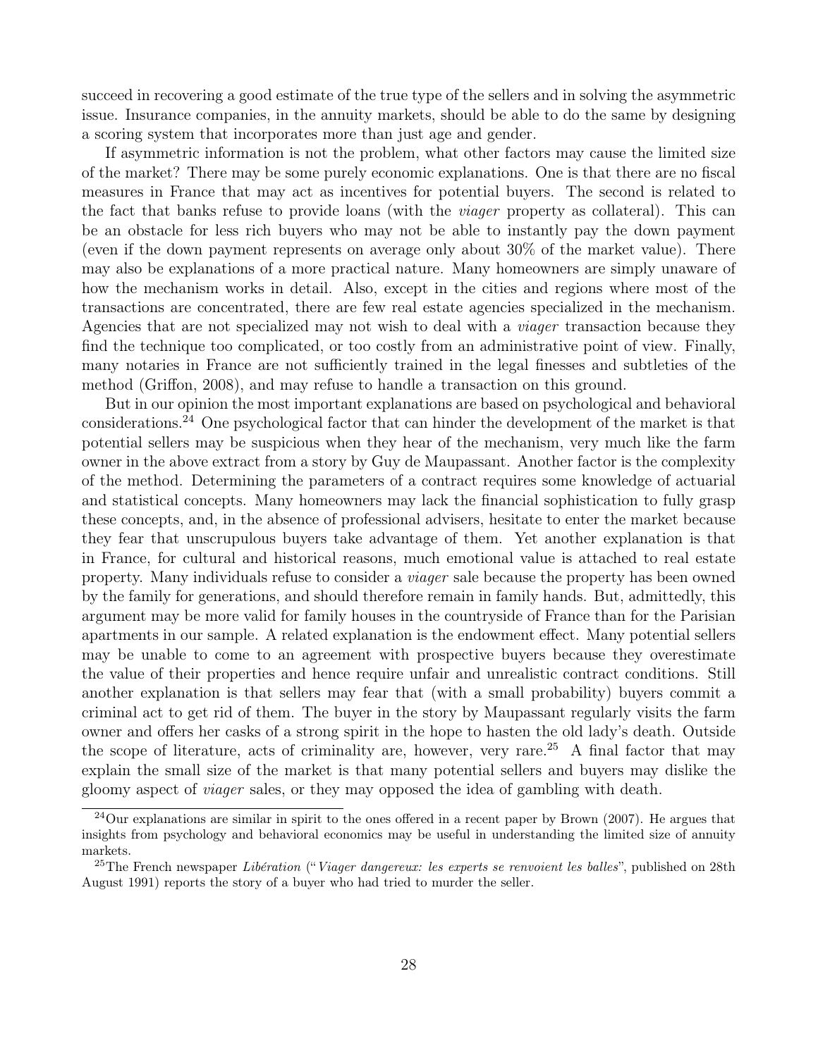succeed in recovering a good estimate of the true type of the sellers and in solving the asymmetric issue. Insurance companies, in the annuity markets, should be able to do the same by designing a scoring system that incorporates more than just age and gender.

If asymmetric information is not the problem, what other factors may cause the limited size of the market? There may be some purely economic explanations. One is that there are no fiscal measures in France that may act as incentives for potential buyers. The second is related to the fact that banks refuse to provide loans (with the *viager* property as collateral). This can be an obstacle for less rich buyers who may not be able to instantly pay the down payment (even if the down payment represents on average only about 30% of the market value). There may also be explanations of a more practical nature. Many homeowners are simply unaware of how the mechanism works in detail. Also, except in the cities and regions where most of the transactions are concentrated, there are few real estate agencies specialized in the mechanism. Agencies that are not specialized may not wish to deal with a *viager* transaction because they find the technique too complicated, or too costly from an administrative point of view. Finally, many notaries in France are not sufficiently trained in the legal finesses and subtleties of the method (Griffon, 2008), and may refuse to handle a transaction on this ground.

But in our opinion the most important explanations are based on psychological and behavioral considerations.[24] One psychological factor that can hinder the development of the market is that potential sellers may be suspicious when they hear of the mechanism, very much like the farm owner in the above extract from a story by Guy de Maupassant. Another factor is the complexity of the method. Determining the parameters of a contract requires some knowledge of actuarial and statistical concepts. Many homeowners may lack the financial sophistication to fully grasp these concepts, and, in the absence of professional advisers, hesitate to enter the market because they fear that unscrupulous buyers take advantage of them. Yet another explanation is that in France, for cultural and historical reasons, much emotional value is attached to real estate property. Many individuals refuse to consider a *viager* sale because the property has been owned by the family for generations, and should therefore remain in family hands. But, admittedly, this argument may be more valid for family houses in the countryside of France than for the Parisian apartments in our sample. A related explanation is the endowment effect. Many potential sellers may be unable to come to an agreement with prospective buyers because they overestimate the value of their properties and hence require unfair and unrealistic contract conditions. Still another explanation is that sellers may fear that (with a small probability) buyers commit a criminal act to get rid of them. The buyer in the story by Maupassant regularly visits the farm owner and offers her casks of a strong spirit in the hope to hasten the old lady's death. Outside the scope of literature, acts of criminality are, however, very rare.[25] A final factor that may explain the small size of the market is that many potential sellers and buyers may dislike the gloomy aspect of *viager* sales, or they may opposed the idea of gambling with death.

[24] Our explanations are similar in spirit to the ones offered in a recent paper by Brown (2007). He argues that insights from psychology and behavioral economics may be useful in understanding the limited size of annuity markets.

[25] The French newspaper *Libération* ("*Viager dangereux: les experts se renvoient les balles*", published on 28th August 1991) reports the story of a buyer who had tried to murder the seller.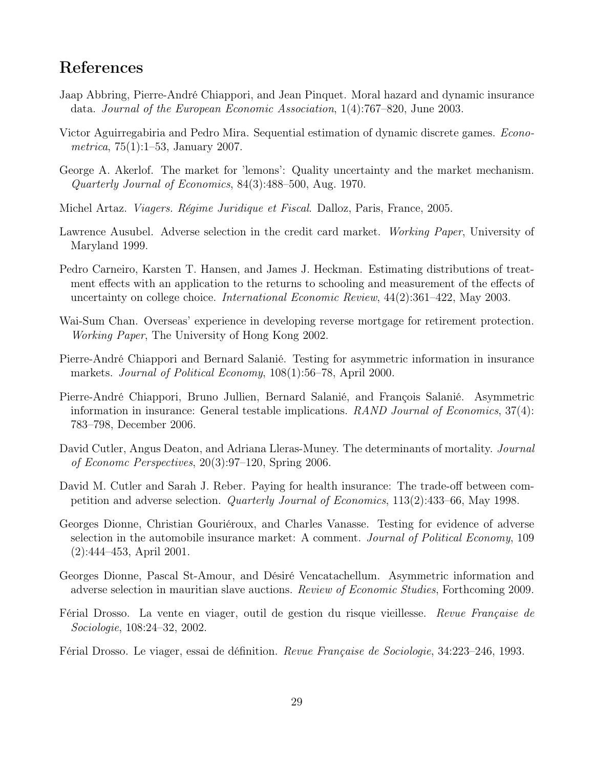# References

Jaap Abbring, Pierre-André Chiappori, and Jean Pinquet. Moral hazard and dynamic insurance data. *Journal of the European Economic Association*, 1(4):767–820, June 2003.

Victor Aguirregabiria and Pedro Mira. Sequential estimation of dynamic discrete games. *Econometrica*, 75(1):1–53, January 2007.

George A. Akerlof. The market for 'lemons': Quality uncertainty and the market mechanism. *Quarterly Journal of Economics*, 84(3):488–500, Aug. 1970.

Michel Artaz. *Viagers. Régime Juridique et Fiscal*. Dalloz, Paris, France, 2005.

Lawrence Ausubel. Adverse selection in the credit card market. *Working Paper*, University of Maryland 1999.

Pedro Carneiro, Karsten T. Hansen, and James J. Heckman. Estimating distributions of treatment effects with an application to the returns to schooling and measurement of the effects of uncertainty on college choice. *International Economic Review*, 44(2):361–422, May 2003.

Wai-Sum Chan. Overseas' experience in developing reverse mortgage for retirement protection. *Working Paper*, The University of Hong Kong 2002.

Pierre-André Chiappori and Bernard Salanié. Testing for asymmetric information in insurance markets. *Journal of Political Economy*, 108(1):56–78, April 2000.

Pierre-André Chiappori, Bruno Jullien, Bernard Salanié, and François Salanié. Asymmetric information in insurance: General testable implications. *RAND Journal of Economics*, 37(4): 783–798, December 2006.

David Cutler, Angus Deaton, and Adriana Lleras-Muney. The determinants of mortality. *Journal of Economc Perspectives*, 20(3):97–120, Spring 2006.

David M. Cutler and Sarah J. Reber. Paying for health insurance: The trade-off between competition and adverse selection. *Quarterly Journal of Economics*, 113(2):433–66, May 1998.

Georges Dionne, Christian Gouriéroux, and Charles Vanasse. Testing for evidence of adverse selection in the automobile insurance market: A comment. *Journal of Political Economy*, 109 (2):444–453, April 2001.

Georges Dionne, Pascal St-Amour, and Désiré Vencatachellum. Asymmetric information and adverse selection in mauritian slave auctions. *Review of Economic Studies*, Forthcoming 2009.

Férial Drosso. La vente en viager, outil de gestion du risque vieillesse. *Revue Française de Sociologie*, 108:24–32, 2002.

Férial Drosso. Le viager, essai de définition. *Revue Française de Sociologie*, 34:223–246, 1993.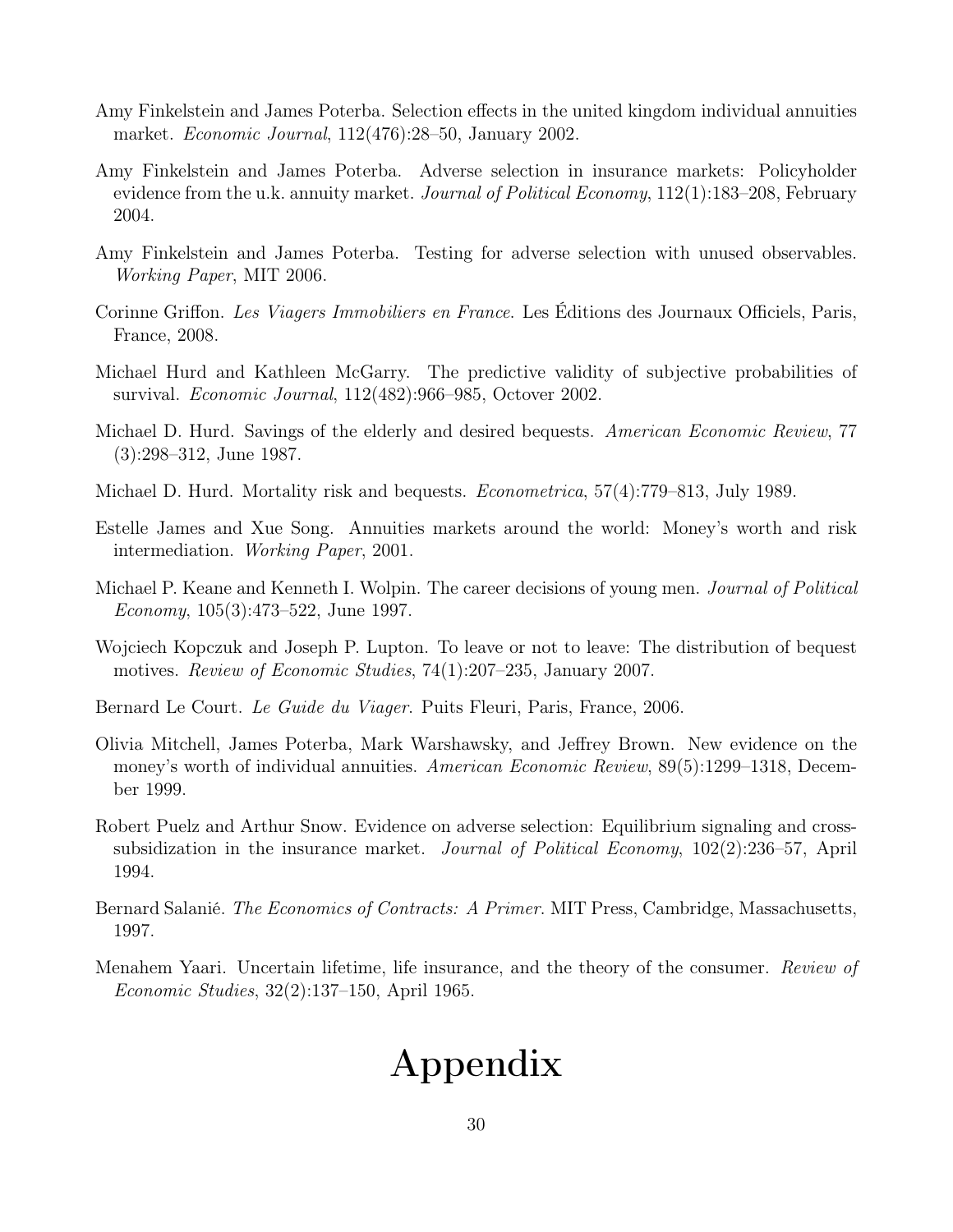Amy Finkelstein and James Poterba. Selection effects in the united kingdom individual annuities market. *Economic Journal*, 112(476):28–50, January 2002.

Amy Finkelstein and James Poterba. Adverse selection in insurance markets: Policyholder evidence from the u.k. annuity market. *Journal of Political Economy*, 112(1):183–208, February 2004.

Amy Finkelstein and James Poterba. Testing for adverse selection with unused observables. *Working Paper*, MIT 2006.

Corinne Griffon. *Les Viagers Immobiliers en France*. Les Éditions des Journaux Officiels, Paris, France, 2008.

Michael Hurd and Kathleen McGarry. The predictive validity of subjective probabilities of survival. *Economic Journal*, 112(482):966–985, Octover 2002.

Michael D. Hurd. Savings of the elderly and desired bequests. *American Economic Review*, 77 (3):298–312, June 1987.

Michael D. Hurd. Mortality risk and bequests. *Econometrica*, 57(4):779–813, July 1989.

Estelle James and Xue Song. Annuities markets around the world: Money's worth and risk intermediation. *Working Paper*, 2001.

Michael P. Keane and Kenneth I. Wolpin. The career decisions of young men. *Journal of Political Economy*, 105(3):473–522, June 1997.

Wojciech Kopczuk and Joseph P. Lupton. To leave or not to leave: The distribution of bequest motives. *Review of Economic Studies*, 74(1):207–235, January 2007.

Bernard Le Court. *Le Guide du Viager*. Puits Fleuri, Paris, France, 2006.

Olivia Mitchell, James Poterba, Mark Warshawsky, and Jeffrey Brown. New evidence on the money's worth of individual annuities. *American Economic Review*, 89(5):1299–1318, December 1999.

Robert Puelz and Arthur Snow. Evidence on adverse selection: Equilibrium signaling and cross-subsidization in the insurance market. *Journal of Political Economy*, 102(2):236–57, April 1994.

Bernard Salanié. *The Economics of Contracts: A Primer*. MIT Press, Cambridge, Massachusetts, 1997.

Menahem Yaari. Uncertain lifetime, life insurance, and the theory of the consumer. *Review of Economic Studies*, 32(2):137–150, April 1965.

# Appendix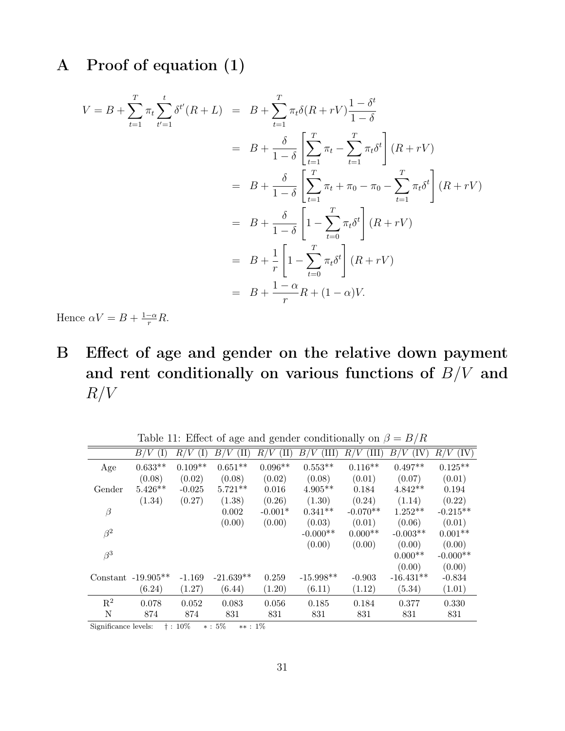# A Proof of equation (1)

$$
\begin{aligned}
V = B + \sum_{t=1}^{T} \pi_t \sum_{t'=1}^{t} \delta^{t'}(R+L) &= B + \sum_{t=1}^{T} \pi_t \delta (R + rV) \frac{1-\delta^t}{1-\delta} \\
&= B + \frac{\delta}{1-\delta} \left[ \sum_{t=1}^{T} \pi_t - \sum_{t=1}^{T} \pi_t \delta^t \right] (R + rV) \\
&= B + \frac{\delta}{1-\delta} \left[ \sum_{t=1}^{T} \pi_t + \pi_0 - \pi_0 - \sum_{t=1}^{T} \pi_t \delta^t \right] (R + rV) \\
&= B + \frac{\delta}{1-\delta} \left[ 1 - \sum_{t=0}^{T} \pi_t \delta^t \right] (R + rV) \\
&= B + \frac{1}{r} \left[ 1 - \sum_{t=0}^{T} \pi_t \delta^t \right] (R + rV) \\
&= B + \frac{1-\alpha}{r} R + (1-\alpha) V.
\end{aligned}
$$

Hence $\alpha V = B + \frac{1-\alpha}{r} R$.

# B Effect of age and gender on the relative down payment and rent conditionally on various functions of $B/V$ and $R/V$

Table 11: Effect of age and gender conditionally on $\beta = B/R$

| | $B/V$ (I) | $R/V$ (I) | $B/V$ (II) | $R/V$ (II) | $B/V$ (III) | $R/V$ (III) | $B/V$ (IV) | $R/V$ (IV) |
|---|---|---|---|---|---|---|---|---|
| Age | 0.633** | 0.109** | 0.651** | 0.096** | 0.553** | 0.116** | 0.497** | 0.125** |
| | (0.08) | (0.02) | (0.08) | (0.02) | (0.08) | (0.01) | (0.07) | (0.01) |
| Gender | 5.426** | -0.025 | 5.721** | 0.016 | 4.905** | 0.184 | 4.842** | 0.194 |
| | (1.34) | (0.27) | (1.38) | (0.26) | (1.30) | (0.24) | (1.14) | (0.22) |
| $\beta$ | | | 0.002 | -0.001* | 0.341** | -0.070** | 1.252** | -0.215** |
| | | | (0.00) | (0.00) | (0.03) | (0.01) | (0.06) | (0.01) |
| $\beta^2$ | | | | | -0.000** | 0.000** | -0.003** | 0.001** |
| | | | | | (0.00) | (0.00) | (0.00) | (0.00) |
| $\beta^3$ | | | | | | | 0.000** | -0.000** |
| | | | | | | | (0.00) | (0.00) |
| Constant | -19.905** | -1.169 | -21.639** | 0.259 | -15.998** | -0.903 | -16.431** | -0.834 |
| | (6.24) | (1.27) | (6.44) | (1.20) | (6.11) | (1.12) | (5.34) | (1.01) |
| $R^2$ | 0.078 | 0.052 | 0.083 | 0.056 | 0.185 | 0.184 | 0.377 | 0.330 |
| N | 874 | 874 | 831 | 831 | 831 | 831 | 831 | 831 |

Significance levels: † : 10% ∗ : 5% ∗∗ : 1%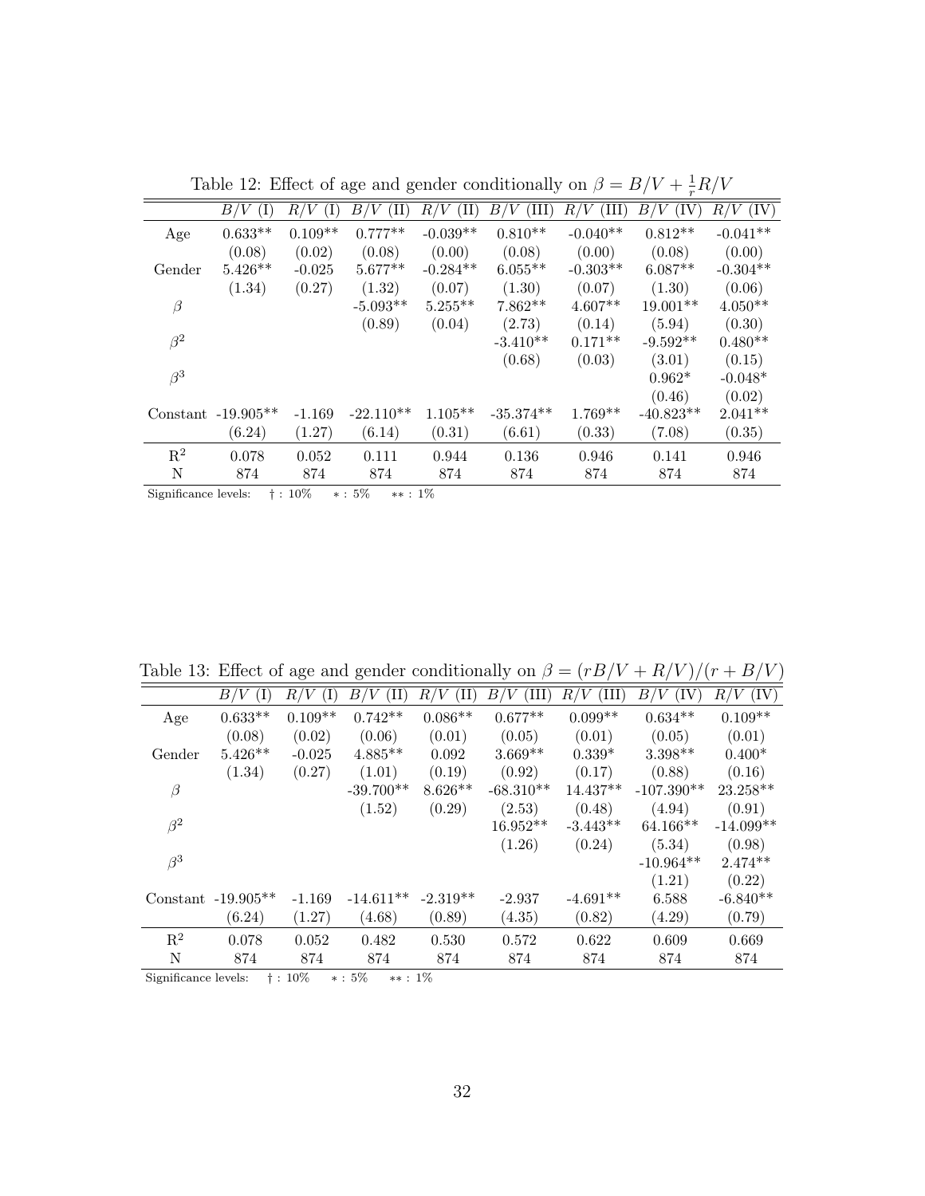Table 12: Effect of age and gender conditionally on $\beta = B/V + \frac{1}{r}R/V$

| | $B/V$ (I) | $R/V$ (I) | $B/V$ (II) | $R/V$ (II) | $B/V$ (III) | $R/V$ (III) | $B/V$ (IV) | $R/V$ (IV) |
|---|---|---|---|---|---|---|---|---|
| Age | 0.633** | 0.109** | 0.777** | -0.039** | 0.810** | -0.040** | 0.812** | -0.041** |
| | (0.08) | (0.02) | (0.08) | (0.00) | (0.08) | (0.00) | (0.08) | (0.00) |
| Gender | 5.426** | -0.025 | 5.677** | -0.284** | 6.055** | -0.303** | 6.087** | -0.304** |
| | (1.34) | (0.27) | (1.32) | (0.07) | (1.30) | (0.07) | (1.30) | (0.06) |
| $\beta$ | | | -5.093** | 5.255** | 7.862** | 4.607** | 19.001** | 4.050** |
| | | | (0.89) | (0.04) | (2.73) | (0.14) | (5.94) | (0.30) |
| $\beta^2$ | | | | | -3.410** | 0.171** | -9.592** | 0.480** |
| | | | | | (0.68) | (0.03) | (3.01) | (0.15) |
| $\beta^3$ | | | | | | | 0.962* | -0.048* |
| | | | | | | | (0.46) | (0.02) |
| Constant | -19.905** | -1.169 | -22.110** | 1.105** | -35.374** | 1.769** | -40.823** | 2.041** |
| | (6.24) | (1.27) | (6.14) | (0.31) | (6.61) | (0.33) | (7.08) | (0.35) |
| $R^2$ | 0.078 | 0.052 | 0.111 | 0.944 | 0.136 | 0.946 | 0.141 | 0.946 |
| N | 874 | 874 | 874 | 874 | 874 | 874 | 874 | 874 |

Significance levels: † : 10% * : 5% ** : 1%

Table 13: Effect of age and gender conditionally on $\beta = (rB/V + R/V)/(r + B/V)$

| | $B/V$ (I) | $R/V$ (I) | $B/V$ (II) | $R/V$ (II) | $B/V$ (III) | $R/V$ (III) | $B/V$ (IV) | $R/V$ (IV) |
|---|---|---|---|---|---|---|---|---|
| Age | 0.633** | 0.109** | 0.742** | 0.086** | 0.677** | 0.099** | 0.634** | 0.109** |
| | (0.08) | (0.02) | (0.06) | (0.01) | (0.05) | (0.01) | (0.05) | (0.01) |
| Gender | 5.426** | -0.025 | 4.885** | 0.092 | 3.669** | 0.339* | 3.398** | 0.400* |
| | (1.34) | (0.27) | (1.01) | (0.19) | (0.92) | (0.17) | (0.88) | (0.16) |
| $\beta$ | | | -39.700** | 8.626** | -68.310** | 14.437** | -107.390** | 23.258** |
| | | | (1.52) | (0.29) | (2.53) | (0.48) | (4.94) | (0.91) |
| $\beta^2$ | | | | | 16.952** | -3.443** | 64.166** | -14.099** |
| | | | | | (1.26) | (0.24) | (5.34) | (0.98) |
| $\beta^3$ | | | | | | | -10.964** | 2.474** |
| | | | | | | | (1.21) | (0.22) |
| Constant | -19.905** | -1.169 | -14.611** | -2.319** | -2.937 | -4.691** | 6.588 | -6.840** |
| | (6.24) | (1.27) | (4.68) | (0.89) | (4.35) | (0.82) | (4.29) | (0.79) |
| $R^2$ | 0.078 | 0.052 | 0.482 | 0.530 | 0.572 | 0.622 | 0.609 | 0.669 |
| N | 874 | 874 | 874 | 874 | 874 | 874 | 874 | 874 |

Significance levels: † : 10% * : 5% ** : 1%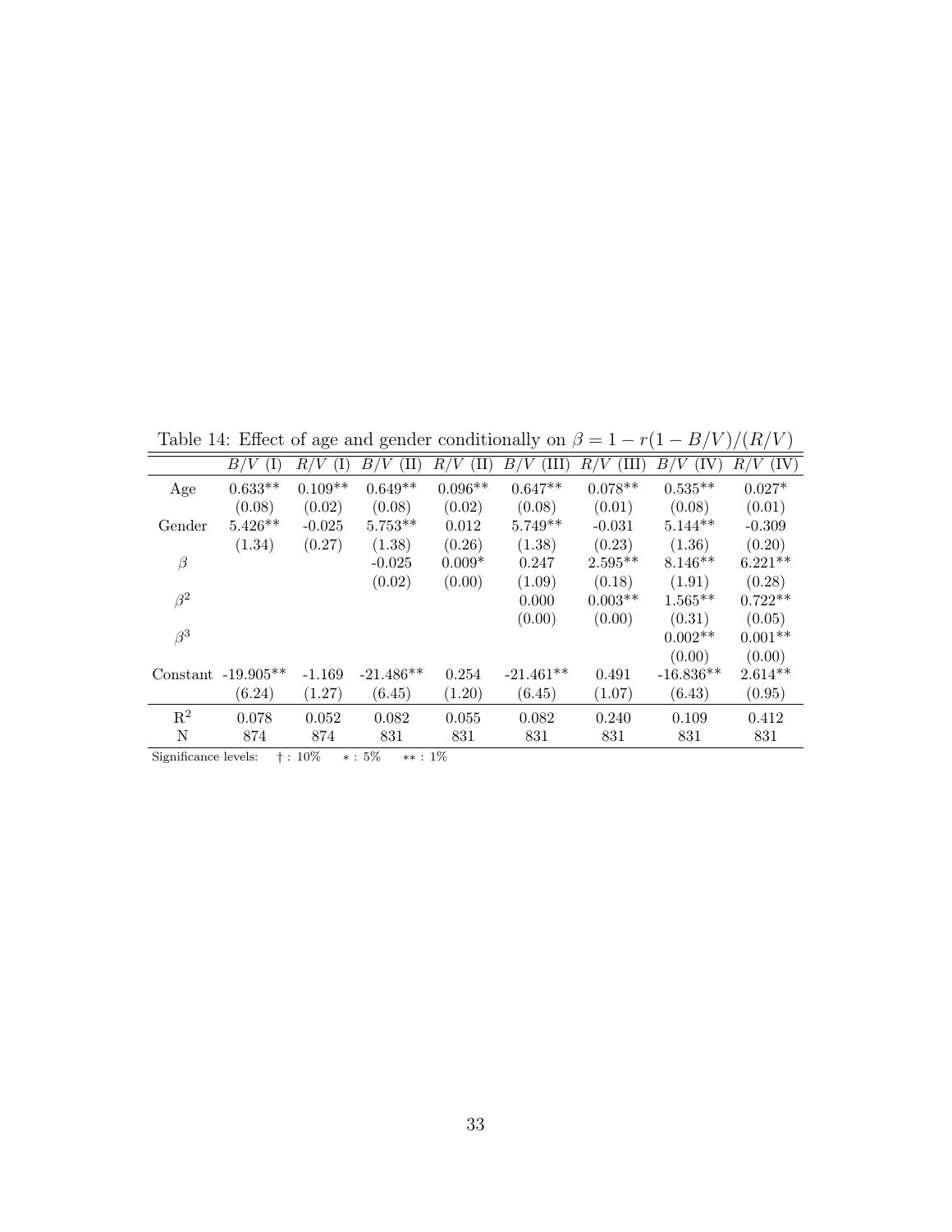Table 14: Effect of age and gender conditionally on $\beta = 1 - r(1 - B/V)/(R/V)$

| | $B/V$ (I) | $R/V$ (I) | $B/V$ (II) | $R/V$ (II) | $B/V$ (III) | $R/V$ (III) | $B/V$ (IV) | $R/V$ (IV) |
|---|---|---|---|---|---|---|---|---|
| Age | 0.633** | 0.109** | 0.649** | 0.096** | 0.647** | 0.078** | 0.535** | 0.027* |
| | (0.08) | (0.02) | (0.08) | (0.02) | (0.08) | (0.01) | (0.08) | (0.01) |
| Gender | 5.426** | -0.025 | 5.753** | 0.012 | 5.749** | -0.031 | 5.144** | -0.309 |
| | (1.34) | (0.27) | (1.38) | (0.26) | (1.38) | (0.23) | (1.36) | (0.20) |
| $\beta$ | | | -0.025 | 0.009* | 0.247 | 2.595** | 8.146** | 6.221** |
| | | | (0.02) | (0.00) | (1.09) | (0.18) | (1.91) | (0.28) |
| $\beta^2$ | | | | | 0.000 | 0.003** | 1.565** | 0.722** |
| | | | | | (0.00) | (0.00) | (0.31) | (0.05) |
| $\beta^3$ | | | | | | | 0.002** | 0.001** |
| | | | | | | | (0.00) | (0.00) |
| Constant | -19.905** | -1.169 | -21.486** | 0.254 | -21.461** | 0.491 | -16.836** | 2.614** |
| | (6.24) | (1.27) | (6.45) | (1.20) | (6.45) | (1.07) | (6.43) | (0.95) |
| $R^2$ | 0.078 | 0.052 | 0.082 | 0.055 | 0.082 | 0.240 | 0.109 | 0.412 |
| N | 874 | 874 | 831 | 831 | 831 | 831 | 831 | 831 |

Significance levels: † : 10% * : 5% ** : 1%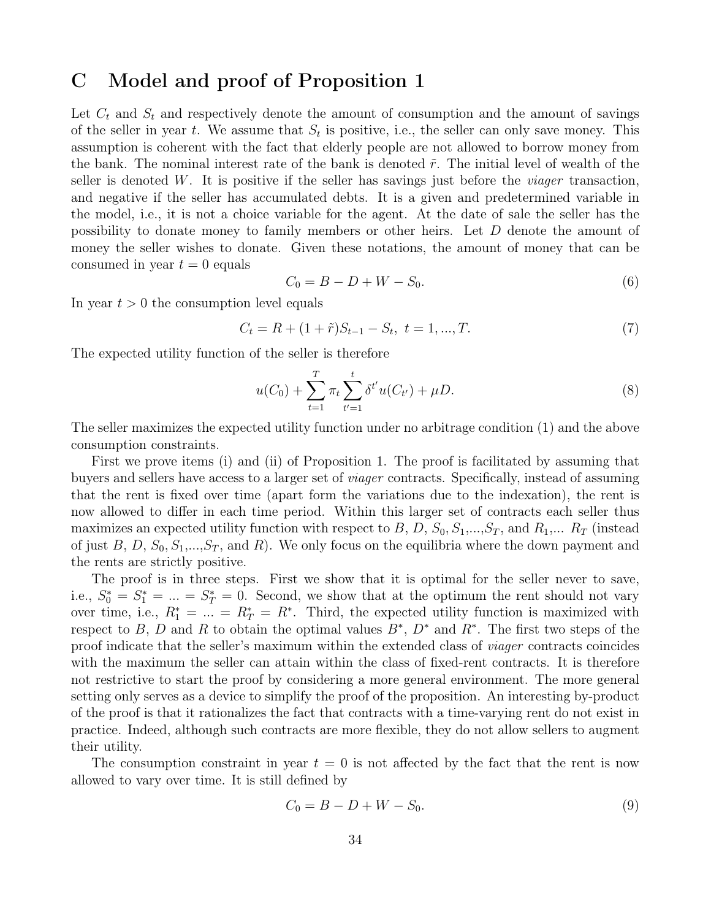# C Model and proof of Proposition 1

Let $C_t$ and $S_t$ and respectively denote the amount of consumption and the amount of savings of the seller in year $t$. We assume that $S_t$ is positive, i.e., the seller can only save money. This assumption is coherent with the fact that elderly people are not allowed to borrow money from the bank. The nominal interest rate of the bank is denoted $\tilde{r}$. The initial level of wealth of the seller is denoted $W$. It is positive if the seller has savings just before the *viager* transaction, and negative if the seller has accumulated debts. It is a given and predetermined variable in the model, i.e., it is not a choice variable for the agent. At the date of sale the seller has the possibility to donate money to family members or other heirs. Let $D$ denote the amount of money the seller wishes to donate. Given these notations, the amount of money that can be consumed in year $t = 0$ equals

$$C_0 = B - D + W - S_0. \tag{6}$$

In year $t > 0$ the consumption level equals

$$C_t = R + (1 + \tilde{r})S_{t-1} - S_t, \; t = 1, ..., T. \tag{7}$$

The expected utility function of the seller is therefore

$$u(C_0) + \sum_{t=1}^{T} \pi_t \sum_{t'=1}^{t} \delta^{t'} u(C_{t'}) + \mu D. \tag{8}$$

The seller maximizes the expected utility function under no arbitrage condition (1) and the above consumption constraints.

First we prove items (i) and (ii) of Proposition 1. The proof is facilitated by assuming that buyers and sellers have access to a larger set of *viager* contracts. Specifically, instead of assuming that the rent is fixed over time (apart form the variations due to the indexation), the rent is now allowed to differ in each time period. Within this larger set of contracts each seller thus maximizes an expected utility function with respect to $B$, $D$, $S_0, S_1, ..., S_T$, and $R_1, ...\ R_T$ (instead of just $B$, $D$, $S_0, S_1, ..., S_T$, and $R$). We only focus on the equilibria where the down payment and the rents are strictly positive.

The proof is in three steps. First we show that it is optimal for the seller never to save, i.e., $S_0^* = S_1^* = ... = S_T^* = 0$. Second, we show that at the optimum the rent should not vary over time, i.e., $R_1^* = ... = R_T^* = R^*$. Third, the expected utility function is maximized with respect to $B$, $D$ and $R$ to obtain the optimal values $B^*$, $D^*$ and $R^*$. The first two steps of the proof indicate that the seller's maximum within the extended class of *viager* contracts coincides with the maximum the seller can attain within the class of fixed-rent contracts. It is therefore not restrictive to start the proof by considering a more general environment. The more general setting only serves as a device to simplify the proof of the proposition. An interesting by-product of the proof is that it rationalizes the fact that contracts with a time-varying rent do not exist in practice. Indeed, although such contracts are more flexible, they do not allow sellers to augment their utility.

The consumption constraint in year $t = 0$ is not affected by the fact that the rent is now allowed to vary over time. It is still defined by

$$C_0 = B - D + W - S_0. \tag{9}$$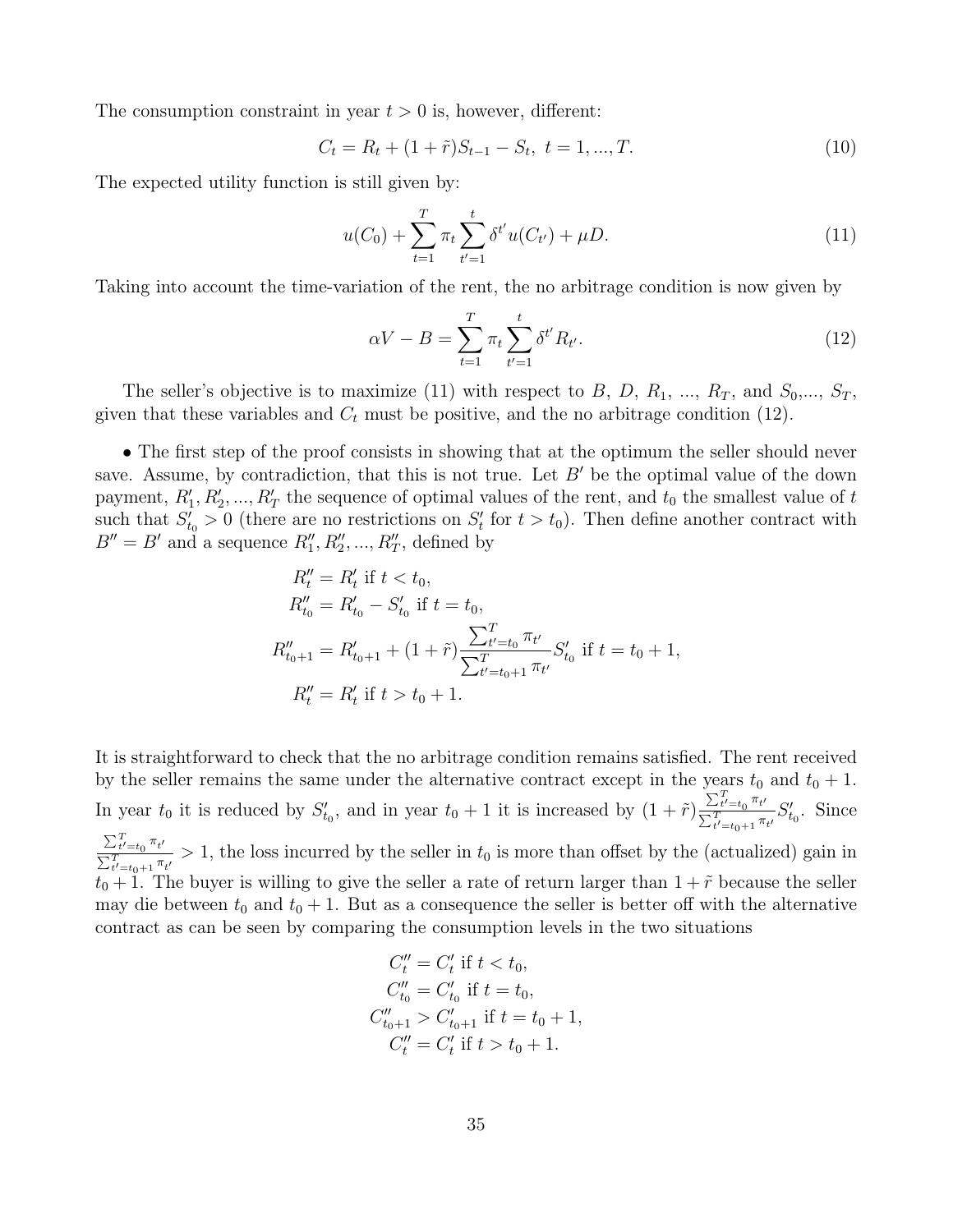The consumption constraint in year $t > 0$ is, however, different:

$$C_t = R_t + (1 + \tilde{r})S_{t-1} - S_t, \; t = 1, ..., T. \tag{10}$$

The expected utility function is still given by:

$$u(C_0) + \sum_{t=1}^{T} \pi_t \sum_{t'=1}^{t} \delta^{t'} u(C_{t'}) + \mu D. \tag{11}$$

Taking into account the time-variation of the rent, the no arbitrage condition is now given by

$$\alpha V - B = \sum_{t=1}^{T} \pi_t \sum_{t'=1}^{t} \delta^{t'} R_{t'}. \tag{12}$$

The seller's objective is to maximize (11) with respect to $B$, $D$, $R_1$, ..., $R_T$, and $S_0$,..., $S_T$, given that these variables and $C_t$ must be positive, and the no arbitrage condition (12).

• The first step of the proof consists in showing that at the optimum the seller should never save. Assume, by contradiction, that this is not true. Let $B'$ be the optimal value of the down payment, $R'_1, R'_2, ..., R'_T$ the sequence of optimal values of the rent, and $t_0$ the smallest value of $t$ such that $S'_{t_0} > 0$ (there are no restrictions on $S'_t$ for $t > t_0$). Then define another contract with $B'' = B'$ and a sequence $R''_1, R''_2, ..., R''_T$, defined by

$$\begin{aligned}
R''_t &= R'_t \text{ if } t < t_0, \\
R''_{t_0} &= R'_{t_0} - S'_{t_0} \text{ if } t = t_0, \\
R''_{t_0+1} &= R'_{t_0+1} + (1 + \tilde{r})\frac{\sum_{t'=t_0}^{T} \pi_{t'}}{\sum_{t'=t_0+1}^{T} \pi_{t'}} S'_{t_0} \text{ if } t = t_0 + 1, \\
R''_t &= R'_t \text{ if } t > t_0 + 1.
\end{aligned}$$

It is straightforward to check that the no arbitrage condition remains satisfied. The rent received by the seller remains the same under the alternative contract except in the years $t_0$ and $t_0 + 1$. In year $t_0$ it is reduced by $S'_{t_0}$, and in year $t_0 + 1$ it is increased by $(1 + \tilde{r})\frac{\sum_{t'=t_0}^{T} \pi_{t'}}{\sum_{t'=t_0+1}^{T} \pi_{t'}} S'_{t_0}$. Since $\frac{\sum_{t'=t_0}^{T} \pi_{t'}}{\sum_{t'=t_0+1}^{T} \pi_{t'}} > 1$, the loss incurred by the seller in $t_0$ is more than offset by the (actualized) gain in $t_0 + 1$. The buyer is willing to give the seller a rate of return larger than $1 + \tilde{r}$ because the seller may die between $t_0$ and $t_0 + 1$. But as a consequence the seller is better off with the alternative contract as can be seen by comparing the consumption levels in the two situations

$$\begin{aligned}
C''_t &= C'_t \text{ if } t < t_0, \\
C''_{t_0} &= C'_{t_0} \text{ if } t = t_0, \\
C''_{t_0+1} &> C'_{t_0+1} \text{ if } t = t_0 + 1, \\
C''_t &= C'_t \text{ if } t > t_0 + 1.
\end{aligned}$$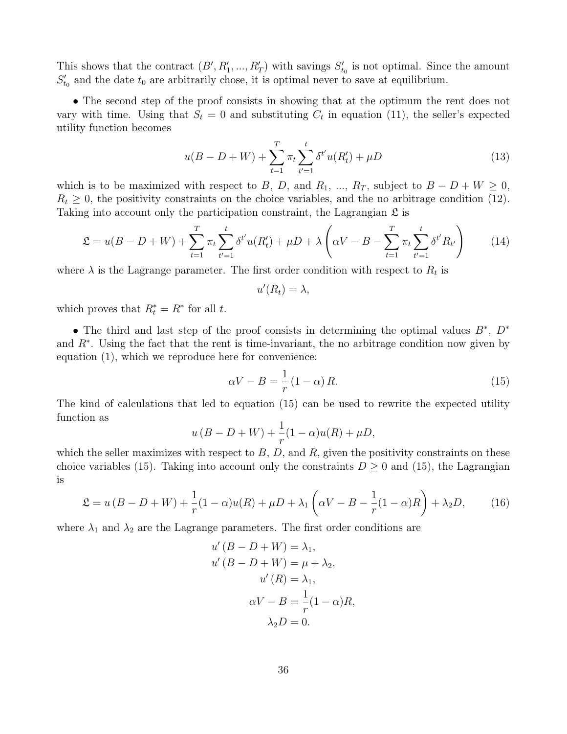This shows that the contract $(B', R'_1, ..., R'_T)$ with savings $S'_{t_0}$ is not optimal. Since the amount $S'_{t_0}$ and the date $t_0$ are arbitrarily chose, it is optimal never to save at equilibrium.

• The second step of the proof consists in showing that at the optimum the rent does not vary with time. Using that $S_t = 0$ and substituting $C_t$ in equation (11), the seller's expected utility function becomes

$$u(B - D + W) + \sum_{t=1}^{T} \pi_t \sum_{t'=1}^{t} \delta^{t'} u(R'_t) + \mu D \tag{13}$$

which is to be maximized with respect to $B$, $D$, and $R_1$, ..., $R_T$, subject to $B - D + W \geq 0$, $R_t \geq 0$, the positivity constraints on the choice variables, and the no arbitrage condition (12). Taking into account only the participation constraint, the Lagrangian $\mathfrak{L}$ is

$$\mathfrak{L} = u(B - D + W) + \sum_{t=1}^{T} \pi_t \sum_{t'=1}^{t} \delta^{t'} u(R'_t) + \mu D + \lambda \left( \alpha V - B - \sum_{t=1}^{T} \pi_t \sum_{t'=1}^{t} \delta^{t'} R_{t'} \right) \tag{14}$$

where $\lambda$ is the Lagrange parameter. The first order condition with respect to $R_t$ is

$$u'(R_t) = \lambda,$$

which proves that $R_t^* = R^*$ for all $t$.

• The third and last step of the proof consists in determining the optimal values $B^*$, $D^*$ and $R^*$. Using the fact that the rent is time-invariant, the no arbitrage condition now given by equation (1), which we reproduce here for convenience:

$$\alpha V - B = \frac{1}{r} (1 - \alpha) R. \tag{15}$$

The kind of calculations that led to equation (15) can be used to rewrite the expected utility function as

$$u(B - D + W) + \frac{1}{r}(1 - \alpha) u(R) + \mu D,$$

which the seller maximizes with respect to $B$, $D$, and $R$, given the positivity constraints on these choice variables (15). Taking into account only the constraints $D \geq 0$ and (15), the Lagrangian is

$$\mathfrak{L} = u(B - D + W) + \frac{1}{r}(1 - \alpha) u(R) + \mu D + \lambda_1 \left( \alpha V - B - \frac{1}{r}(1 - \alpha) R \right) + \lambda_2 D, \tag{16}$$

where $\lambda_1$ and $\lambda_2$ are the Lagrange parameters. The first order conditions are

$$
\begin{aligned}
u'(B - D + W) &= \lambda_1, \\
u'(B - D + W) &= \mu + \lambda_2, \\
u'(R) &= \lambda_1, \\
\alpha V - B &= \frac{1}{r}(1 - \alpha) R, \\
\lambda_2 D &= 0.
\end{aligned}
$$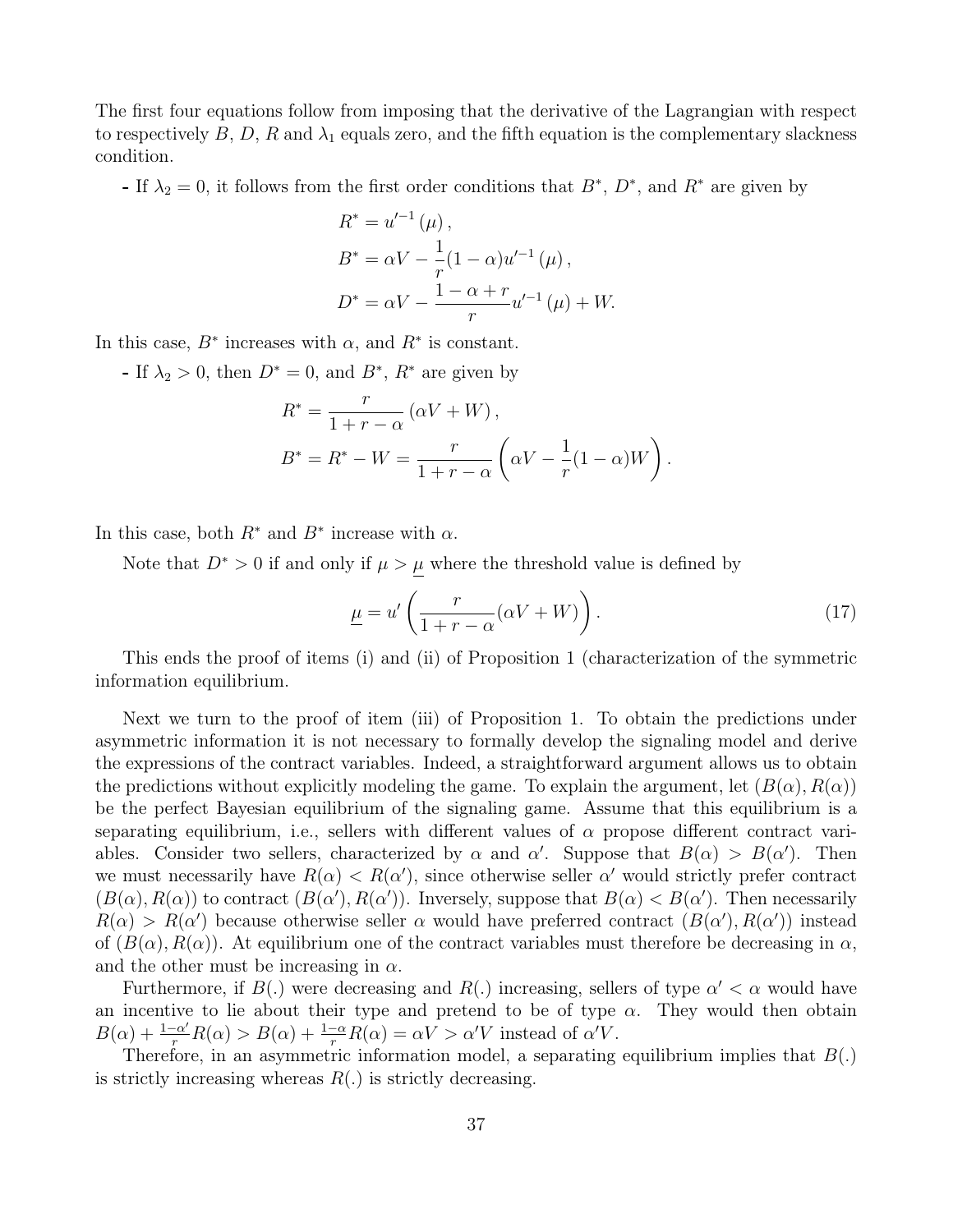The first four equations follow from imposing that the derivative of the Lagrangian with respect to respectively $B$, $D$, $R$ and $\lambda_1$ equals zero, and the fifth equation is the complementary slackness condition.

- If $\lambda_2 = 0$, it follows from the first order conditions that $B^*$, $D^*$, and $R^*$ are given by

$$
\begin{aligned}
R^* &= u'^{-1}(\mu), \\
B^* &= \alpha V - \frac{1}{r}(1-\alpha)u'^{-1}(\mu), \\
D^* &= \alpha V - \frac{1-\alpha+r}{r}u'^{-1}(\mu) + W.
\end{aligned}
$$

In this case, $B^*$ increases with $\alpha$, and $R^*$ is constant.

- If $\lambda_2 > 0$, then $D^* = 0$, and $B^*$, $R^*$ are given by

$$
\begin{aligned}
R^* &= \frac{r}{1+r-\alpha}(\alpha V + W), \\
B^* &= R^* - W = \frac{r}{1+r-\alpha}\left(\alpha V - \frac{1}{r}(1-\alpha)W\right).
\end{aligned}
$$

In this case, both $R^*$ and $B^*$ increase with $\alpha$.

Note that $D^* > 0$ if and only if $\mu > \underline{\mu}$ where the threshold value is defined by

$$
\underline{\mu} = u'\left(\frac{r}{1+r-\alpha}(\alpha V + W)\right). \tag{17}
$$

This ends the proof of items (i) and (ii) of Proposition 1 (characterization of the symmetric information equilibrium.

Next we turn to the proof of item (iii) of Proposition 1. To obtain the predictions under asymmetric information it is not necessary to formally develop the signaling model and derive the expressions of the contract variables. Indeed, a straightforward argument allows us to obtain the predictions without explicitly modeling the game. To explain the argument, let $(B(\alpha), R(\alpha))$ be the perfect Bayesian equilibrium of the signaling game. Assume that this equilibrium is a separating equilibrium, i.e., sellers with different values of $\alpha$ propose different contract variables. Consider two sellers, characterized by $\alpha$ and $\alpha'$. Suppose that $B(\alpha) > B(\alpha')$. Then we must necessarily have $R(\alpha) < R(\alpha')$, since otherwise seller $\alpha'$ would strictly prefer contract $(B(\alpha), R(\alpha))$ to contract $(B(\alpha'), R(\alpha'))$. Inversely, suppose that $B(\alpha) < B(\alpha')$. Then necessarily $R(\alpha) > R(\alpha')$ because otherwise seller $\alpha$ would have preferred contract $(B(\alpha'), R(\alpha'))$ instead of $(B(\alpha), R(\alpha))$. At equilibrium one of the contract variables must therefore be decreasing in $\alpha$, and the other must be increasing in $\alpha$.

Furthermore, if $B(.)$ were decreasing and $R(.)$ increasing, sellers of type $\alpha' < \alpha$ would have an incentive to lie about their type and pretend to be of type $\alpha$. They would then obtain $B(\alpha) + \frac{1-\alpha'}{r}R(\alpha) > B(\alpha) + \frac{1-\alpha}{r}R(\alpha) = \alpha V > \alpha' V$ instead of $\alpha' V$.

Therefore, in an asymmetric information model, a separating equilibrium implies that $B(.)$ is strictly increasing whereas $R(.)$ is strictly decreasing.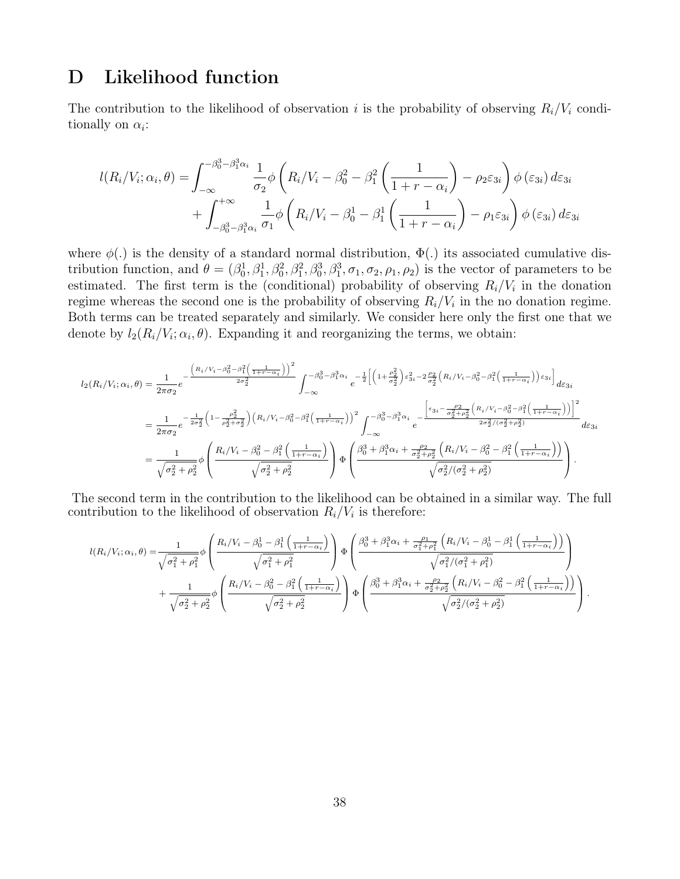# D Likelihood function

The contribution to the likelihood of observation $i$ is the probability of observing $R_i/V_i$ conditionally on $\alpha_i$:

$$
\begin{aligned}
l(R_i/V_i;\alpha_i,\theta) = &\int_{-\infty}^{-\beta_0^3-\beta_1^3\alpha_i} \frac{1}{\sigma_2}\phi\left(R_i/V_i - \beta_0^2 - \beta_1^2\left(\frac{1}{1+r-\alpha_i}\right) - \rho_2\varepsilon_{3i}\right)\phi\left(\varepsilon_{3i}\right)d\varepsilon_{3i} \\
&+ \int_{-\beta_0^3-\beta_1^3\alpha_i}^{+\infty} \frac{1}{\sigma_1}\phi\left(R_i/V_i - \beta_0^1 - \beta_1^1\left(\frac{1}{1+r-\alpha_i}\right) - \rho_1\varepsilon_{3i}\right)\phi\left(\varepsilon_{3i}\right)d\varepsilon_{3i}
\end{aligned}
$$

where $\phi(.)$ is the density of a standard normal distribution, $\Phi(.)$ its associated cumulative distribution function, and $\theta = (\beta_0^1, \beta_1^1, \beta_0^2, \beta_1^2, \beta_0^3, \beta_1^3, \sigma_1, \sigma_2, \rho_1, \rho_2)$ is the vector of parameters to be estimated. The first term is the (conditional) probability of observing $R_i/V_i$ in the donation regime whereas the second one is the probability of observing $R_i/V_i$ in the no donation regime. Both terms can be treated separately and similarly. We consider here only the first one that we denote by $l_2(R_i/V_i;\alpha_i,\theta)$. Expanding it and reorganizing the terms, we obtain:

$$
\begin{aligned}
l_2(R_i/V_i;\alpha_i,\theta) &= \frac{1}{2\pi\sigma_2} e^{-\frac{\left(R_i/V_i-\beta_0^2-\beta_1^2\left(\frac{1}{1+r-\alpha_i}\right)\right)^2}{2\sigma_2^2}} \int_{-\infty}^{-\beta_0^3-\beta_1^3\alpha_i} e^{-\frac{1}{2}\left[\left(1+\frac{\rho_2^2}{\sigma_2^2}\right)\varepsilon_{3i}^2 - 2\frac{\rho_2}{\sigma_2^2}\left(R_i/V_i-\beta_0^2-\beta_1^2\left(\frac{1}{1+r-\alpha_i}\right)\right)\varepsilon_{3i}\right]} d\varepsilon_{3i} \\
&= \frac{1}{2\pi\sigma_2} e^{-\frac{1}{2\sigma_2^2}\left(1-\frac{\rho_2^2}{\rho_2^2+\sigma_2^2}\right)\left(R_i/V_i-\beta_0^2-\beta_1^2\left(\frac{1}{1+r-\alpha_i}\right)\right)^2} \int_{-\infty}^{-\beta_0^3-\beta_1^3\alpha_i} e^{-\frac{\left[\varepsilon_{3i}-\frac{\rho_2}{\sigma_2^2+\rho_2^2}\left(R_i/V_i-\beta_0^2-\beta_1^2\left(\frac{1}{1+r-\alpha_i}\right)\right)\right]^2}{2\sigma_2^2/(\sigma_2^2+\rho_2^2)}} d\varepsilon_{3i} \\
&= \frac{1}{\sqrt{\sigma_2^2+\rho_2^2}}\phi\left(\frac{R_i/V_i-\beta_0^2-\beta_1^2\left(\frac{1}{1+r-\alpha_i}\right)}{\sqrt{\sigma_2^2+\rho_2^2}}\right)\Phi\left(\frac{\beta_0^3+\beta_1^3\alpha_i+\frac{\rho_2}{\sigma_2^2+\rho_2^2}\left(R_i/V_i-\beta_0^2-\beta_1^2\left(\frac{1}{1+r-\alpha_i}\right)\right)}{\sqrt{\sigma_2^2/(\sigma_2^2+\rho_2^2)}}\right).
\end{aligned}
$$

The second term in the contribution to the likelihood can be obtained in a similar way. The full contribution to the likelihood of observation $R_i/V_i$ is therefore:

$$
\begin{aligned}
l(R_i/V_i;\alpha_i,\theta) = &\frac{1}{\sqrt{\sigma_1^2+\rho_1^2}}\phi\left(\frac{R_i/V_i-\beta_0^1-\beta_1^1\left(\frac{1}{1+r-\alpha_i}\right)}{\sqrt{\sigma_1^2+\rho_1^2}}\right)\Phi\left(\frac{\beta_0^3+\beta_1^3\alpha_i+\frac{\rho_1}{\sigma_1^2+\rho_1^2}\left(R_i/V_i-\beta_0^1-\beta_1^1\left(\frac{1}{1+r-\alpha_i}\right)\right)}{\sqrt{\sigma_1^2/(\sigma_1^2+\rho_1^2)}}\right) \\
&+ \frac{1}{\sqrt{\sigma_2^2+\rho_2^2}}\phi\left(\frac{R_i/V_i-\beta_0^2-\beta_1^2\left(\frac{1}{1+r-\alpha_i}\right)}{\sqrt{\sigma_2^2+\rho_2^2}}\right)\Phi\left(\frac{\beta_0^3+\beta_1^3\alpha_i+\frac{\rho_2}{\sigma_2^2+\rho_2^2}\left(R_i/V_i-\beta_0^2-\beta_1^2\left(\frac{1}{1+r-\alpha_i}\right)\right)}{\sqrt{\sigma_2^2/(\sigma_2^2+\rho_2^2)}}\right).
\end{aligned}
$$